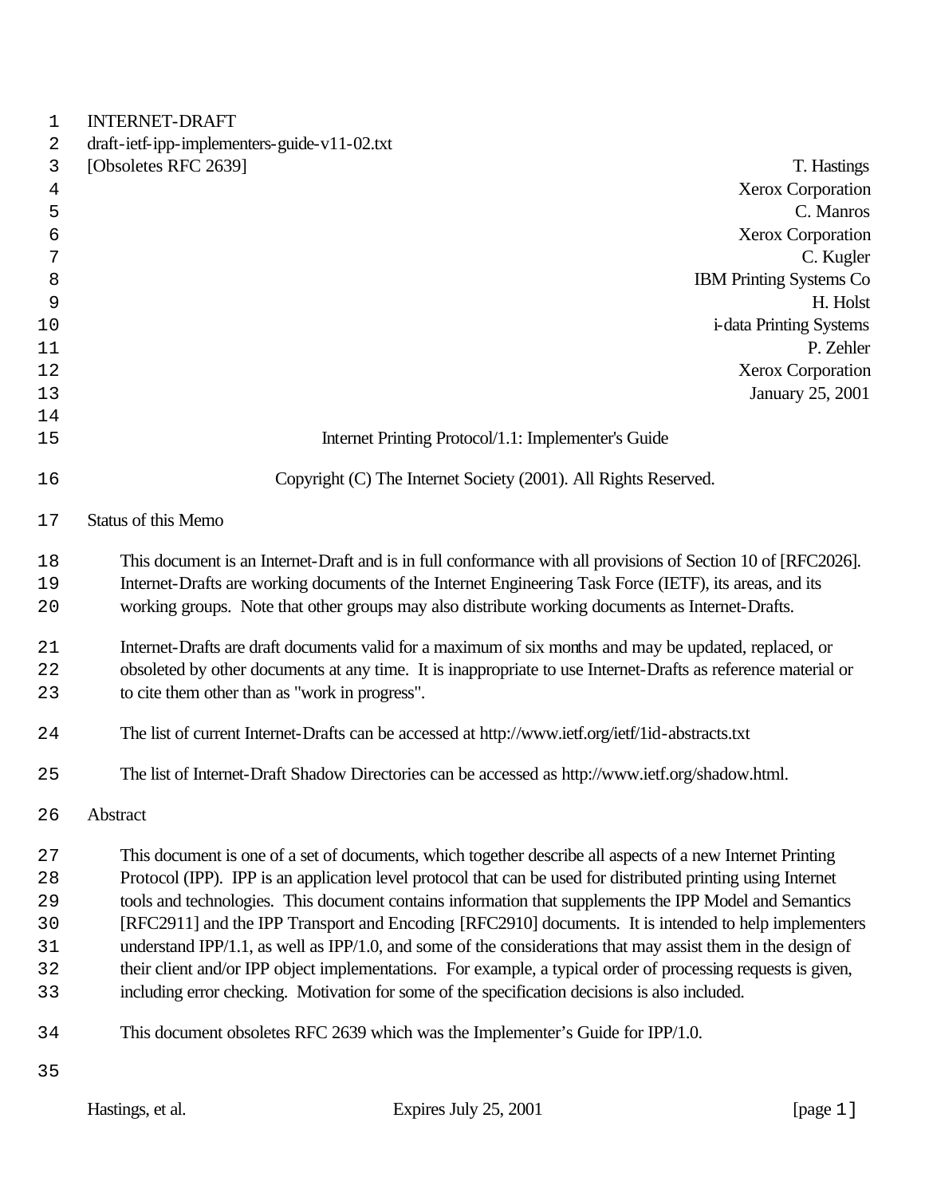INTERNET-DRAFT
draft-ietf-ipp-implementers-guide-v11-02.txt
[Obsoletes RFC 2639]

T. Hastings
Xerox Corporation
C. Manros
Xerox Corporation
C. Kugler
IBM Printing Systems Co
H. Holst
i-data Printing Systems
P. Zehler
Xerox Corporation
January 25, 2001

# Internet Printing Protocol/1.1: Implementer's Guide

Copyright (C) The Internet Society (2001). All Rights Reserved.

## Status of this Memo

This document is an Internet-Draft and is in full conformance with all provisions of Section 10 of [RFC2026]. Internet-Drafts are working documents of the Internet Engineering Task Force (IETF), its areas, and its working groups. Note that other groups may also distribute working documents as Internet-Drafts.

Internet-Drafts are draft documents valid for a maximum of six months and may be updated, replaced, or obsoleted by other documents at any time. It is inappropriate to use Internet-Drafts as reference material or to cite them other than as "work in progress".

The list of current Internet-Drafts can be accessed at http://www.ietf.org/ietf/1id-abstracts.txt

The list of Internet-Draft Shadow Directories can be accessed as http://www.ietf.org/shadow.html.

## Abstract

This document is one of a set of documents, which together describe all aspects of a new Internet Printing Protocol (IPP). IPP is an application level protocol that can be used for distributed printing using Internet tools and technologies. This document contains information that supplements the IPP Model and Semantics [RFC2911] and the IPP Transport and Encoding [RFC2910] documents. It is intended to help implementers understand IPP/1.1, as well as IPP/1.0, and some of the considerations that may assist them in the design of their client and/or IPP object implementations. For example, a typical order of processing requests is given, including error checking. Motivation for some of the specification decisions is also included.

This document obsoletes RFC 2639 which was the Implementer's Guide for IPP/1.0.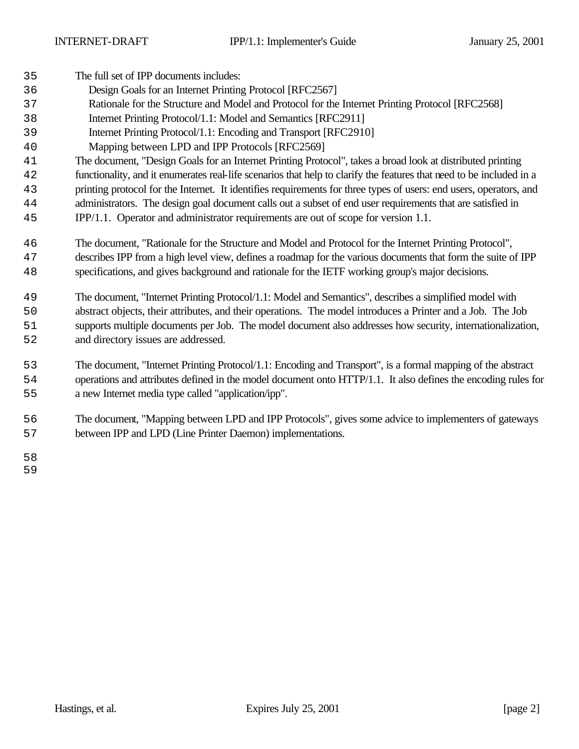The full set of IPP documents includes:

- Design Goals for an Internet Printing Protocol [RFC2567]
- Rationale for the Structure and Model and Protocol for the Internet Printing Protocol [RFC2568]
- Internet Printing Protocol/1.1: Model and Semantics [RFC2911]
- Internet Printing Protocol/1.1: Encoding and Transport [RFC2910]
- Mapping between LPD and IPP Protocols [RFC2569]

The document, "Design Goals for an Internet Printing Protocol", takes a broad look at distributed printing functionality, and it enumerates real-life scenarios that help to clarify the features that need to be included in a printing protocol for the Internet. It identifies requirements for three types of users: end users, operators, and administrators. The design goal document calls out a subset of end user requirements that are satisfied in IPP/1.1. Operator and administrator requirements are out of scope for version 1.1.

The document, "Rationale for the Structure and Model and Protocol for the Internet Printing Protocol", describes IPP from a high level view, defines a roadmap for the various documents that form the suite of IPP specifications, and gives background and rationale for the IETF working group's major decisions.

The document, "Internet Printing Protocol/1.1: Model and Semantics", describes a simplified model with abstract objects, their attributes, and their operations. The model introduces a Printer and a Job. The Job supports multiple documents per Job. The model document also addresses how security, internationalization, and directory issues are addressed.

The document, "Internet Printing Protocol/1.1: Encoding and Transport", is a formal mapping of the abstract operations and attributes defined in the model document onto HTTP/1.1. It also defines the encoding rules for a new Internet media type called "application/ipp".

The document, "Mapping between LPD and IPP Protocols", gives some advice to implementers of gateways between IPP and LPD (Line Printer Daemon) implementations.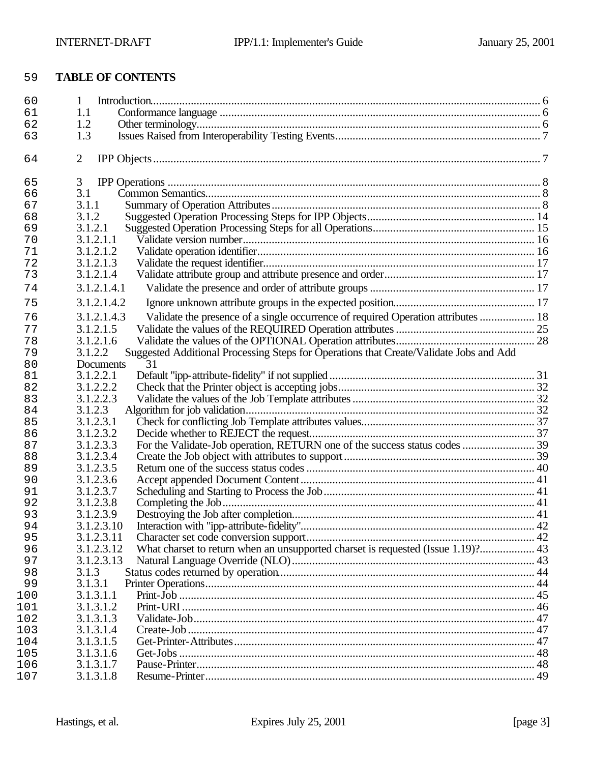59 **TABLE OF CONTENTS**

60 1 Introduction........................................................................................................................ 6
61 1.1 Conformance language ................................................................................................ 6
62 1.2 Other terminology........................................................................................................ 6
63 1.3 Issues Raised from Interoperability Testing Events........................................................ 7

64 2 IPP Objects....................................................................................................................... 7

65 3 IPP Operations .................................................................................................................. 8
66 3.1 Common Semantics...................................................................................................... 8
67 3.1.1 Summary of Operation Attributes................................................................................ 8
68 3.1.2 Suggested Operation Processing Steps for IPP Objects............................................ 14
69 3.1.2.1 Suggested Operation Processing Steps for all Operations.......................................... 15
70 3.1.2.1.1 Validate version number...................................................................................... 16
71 3.1.2.1.2 Validate operation identifier................................................................................. 16
72 3.1.2.1.3 Validate the request identifier.............................................................................. 17
73 3.1.2.1.4 Validate attribute group and attribute presence and order..................................... 17
74 3.1.2.1.4.1 Validate the presence and order of attribute groups .......................................... 17
75 3.1.2.1.4.2 Ignore unknown attribute groups in the expected position................................. 17
76 3.1.2.1.4.3 Validate the presence of a single occurrence of required Operation attributes .................. 18
77 3.1.2.1.5 Validate the values of the REQUIRED Operation attributes ................................ 25
78 3.1.2.1.6 Validate the values of the OPTIONAL Operation attributes................................. 28
79 3.1.2.2 Suggested Additional Processing Steps for Operations that Create/Validate Jobs and Add
80 Documents 31
81 3.1.2.2.1 Default "ipp-attribute-fidelity" if not supplied........................................................ 31
82 3.1.2.2.2 Check that the Printer object is accepting jobs..................................................... 32
83 3.1.2.2.3 Validate the values of the Job Template attributes ................................................ 32
84 3.1.2.3 Algorithm for job validation..................................................................................... 32
85 3.1.2.3.1 Check for conflicting Job Template attributes values............................................ 37
86 3.1.2.3.2 Decide whether to REJECT the request............................................................... 37
87 3.1.2.3.3 For the Validate-Job operation, RETURN one of the success status codes ......................... 39
88 3.1.2.3.4 Create the Job object with attributes to support.................................................... 39
89 3.1.2.3.5 Return one of the success status codes ................................................................ 40
90 3.1.2.3.6 Accept appended Document Content.................................................................. 41
91 3.1.2.3.7 Scheduling and Starting to Process the Job.......................................................... 41
92 3.1.2.3.8 Completing the Job............................................................................................ 41
93 3.1.2.3.9 Destroying the Job after completion.................................................................... 41
94 3.1.2.3.10 Interaction with "ipp-attribute-fidelity".................................................................. 42
95 3.1.2.3.11 Character set code conversion support................................................................ 42
96 3.1.2.3.12 What charset to return when an unsupported charset is requested (Issue 1.19)?.................. 43
97 3.1.2.3.13 Natural Language Override (NLO)..................................................................... 43
98 3.1.3 Status codes returned by operation.......................................................................... 44
99 3.1.3.1 Printer Operations.................................................................................................. 44
100 3.1.3.1.1 Print-Job ........................................................................................................... 45
101 3.1.3.1.2 Print-URI .......................................................................................................... 46
102 3.1.3.1.3 Validate-Job...................................................................................................... 47
103 3.1.3.1.4 Create-Job ........................................................................................................ 47
104 3.1.3.1.5 Get-Printer-Attributes........................................................................................ 47
105 3.1.3.1.6 Get-Jobs ........................................................................................................... 48
106 3.1.3.1.7 Pause-Printer..................................................................................................... 48
107 3.1.3.1.8 Resume-Printer.................................................................................................. 49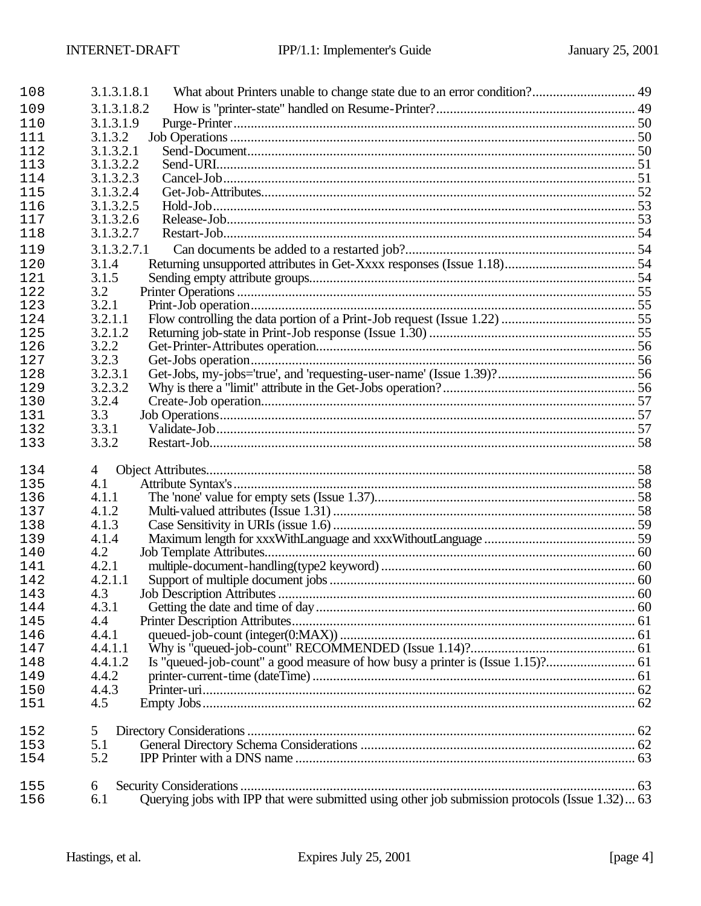108 3.1.3.1.8.1 What about Printers unable to change state due to an error condition?............................. 49
109 3.1.3.1.8.2 How is "printer-state" handled on Resume-Printer?......................................................... 49
110 3.1.3.1.9 Purge-Printer........................................................................................................ 50
111 3.1.3.2 Job Operations ............................................................................................................ 50
112 3.1.3.2.1 Send-Document........................................................................................................ 50
113 3.1.3.2.2 Send-URI................................................................................................................ 51
114 3.1.3.2.3 Cancel-Job............................................................................................................... 51
115 3.1.3.2.4 Get-Job-Attributes.................................................................................................... 52
116 3.1.3.2.5 Hold-Job................................................................................................................. 53
117 3.1.3.2.6 Release-Job.............................................................................................................. 53
118 3.1.3.2.7 Restart-Job............................................................................................................... 54
119 3.1.3.2.7.1 Can documents be added to a restarted job?.................................................................. 54
120 3.1.4 Returning unsupported attributes in Get-Xxxx responses (Issue 1.18)...................................... 54
121 3.1.5 Sending empty attribute groups.............................................................................................. 54
122 3.2 Printer Operations ..................................................................................................................... 55
123 3.2.1 Print-Job operation.................................................................................................................. 55
124 3.2.1.1 Flow controlling the data portion of a Print-Job request (Issue 1.22) ....................................... 55
125 3.2.1.2 Returning job-state in Print-Job response (Issue 1.30) ............................................................ 55
126 3.2.2 Get-Printer-Attributes operation............................................................................................... 56
127 3.2.3 Get-Jobs operation.................................................................................................................. 56
128 3.2.3.1 Get-Jobs, my-jobs='true', and 'requesting-user-name' (Issue 1.39)?........................................ 56
129 3.2.3.2 Why is there a "limit" attribute in the Get-Jobs operation?........................................................ 56
130 3.2.4 Create-Job operation............................................................................................................... 57
131 3.3 Job Operations.......................................................................................................................... 57
132 3.3.1 Validate-Job............................................................................................................................ 57
133 3.3.2 Restart-Job.............................................................................................................................. 58

134 4 Object Attributes.............................................................................................................................. 58
135 4.1 Attribute Syntax's..................................................................................................................... 58
136 4.1.1 The 'none' value for empty sets (Issue 1.37)............................................................................ 58
137 4.1.2 Multi-valued attributes (Issue 1.31) ......................................................................................... 58
138 4.1.3 Case Sensitivity in URIs (issue 1.6) ........................................................................................ 59
139 4.1.4 Maximum length for xxxWithLanguage and xxxWithoutLanguage ............................................ 59
140 4.2 Job Template Attributes............................................................................................................. 60
141 4.2.1 multiple-document-handling(type2 keyword) ........................................................................... 60
142 4.2.1.1 Support of multiple document jobs ........................................................................................... 60
143 4.3 Job Description Attributes ......................................................................................................... 60
144 4.3.1 Getting the date and time of day.............................................................................................. 60
145 4.4 Printer Description Attributes..................................................................................................... 61
146 4.4.1 queued-job-count (integer(0:MAX)) ........................................................................................ 61
147 4.4.1.1 Why is "queued-job-count" RECOMMENDED (Issue 1.14)?................................................ 61
148 4.4.1.2 Is "queued-job-count" a good measure of how busy a printer is (Issue 1.15)?.......................... 61
149 4.4.2 printer-current-time (dateTime) ............................................................................................... 61
150 4.4.3 Printer-uri................................................................................................................................ 62
151 4.5 Empty Jobs............................................................................................................................... 62

152 5 Directory Considerations .................................................................................................................. 62
153 5.1 General Directory Schema Considerations ................................................................................ 62
154 5.2 IPP Printer with a DNS name ................................................................................................... 63

155 6 Security Considerations .................................................................................................................... 63
156 6.1 Querying jobs with IPP that were submitted using other job submission protocols (Issue 1.32)... 63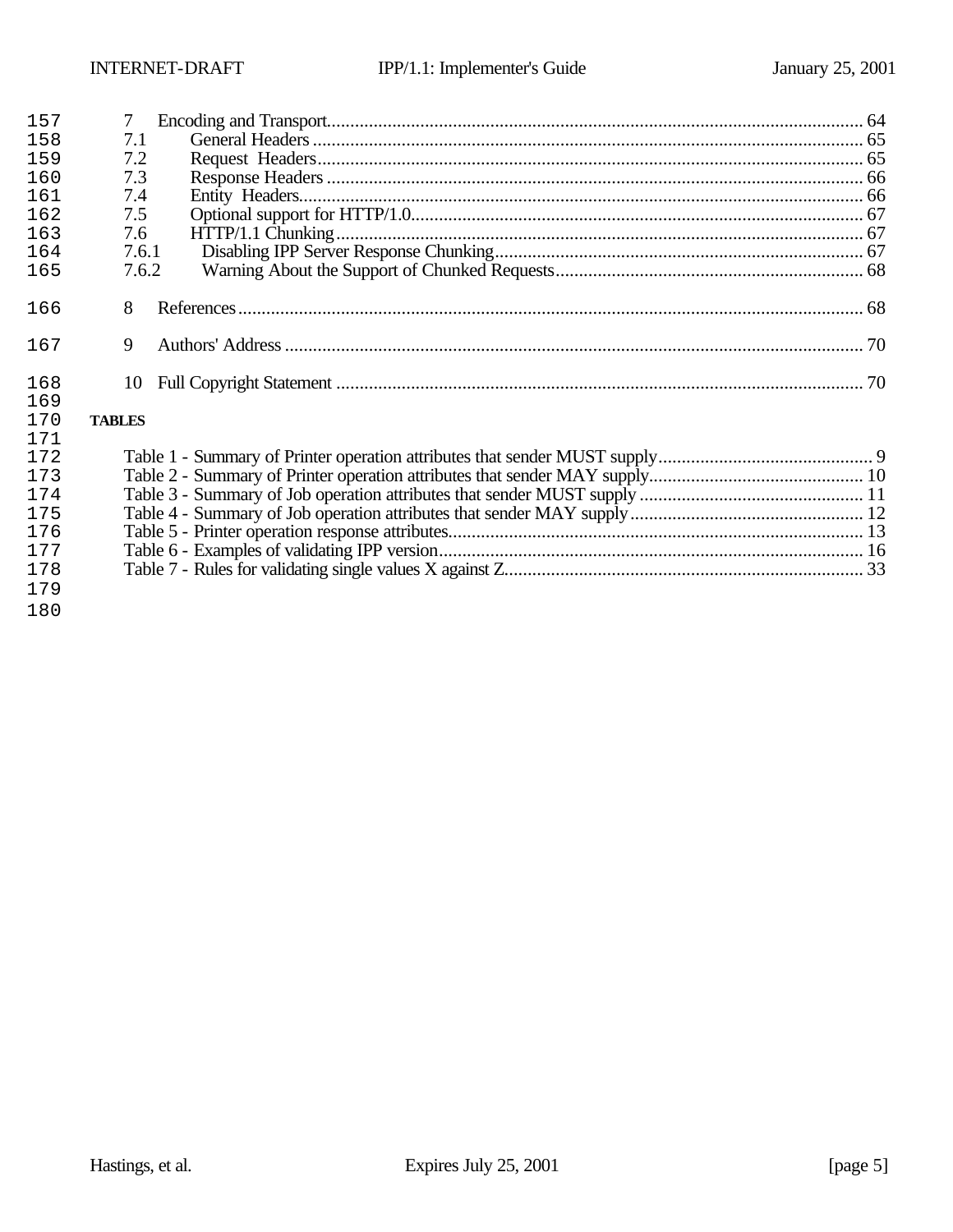157 7 Encoding and Transport.................................................................................................................. 64
158 7.1 General Headers ..................................................................................................................... 65
159 7.2 Request Headers..................................................................................................................... 65
160 7.3 Response Headers .................................................................................................................. 66
161 7.4 Entity Headers........................................................................................................................ 66
162 7.5 Optional support for HTTP/1.0................................................................................................ 67
163 7.6 HTTP/1.1 Chunking................................................................................................................ 67
164 7.6.1 Disabling IPP Server Response Chunking.............................................................................. 67
165 7.6.2 Warning About the Support of Chunked Requests................................................................. 68

166 8 References.................................................................................................................................... 68

167 9 Authors' Address ........................................................................................................................... 70

168 10 Full Copyright Statement ................................................................................................................ 70
169
170 **TABLES**
171
172 Table 1 - Summary of Printer operation attributes that sender MUST supply.............................................. 9
173 Table 2 - Summary of Printer operation attributes that sender MAY supply.............................................. 10
174 Table 3 - Summary of Job operation attributes that sender MUST supply ................................................ 11
175 Table 4 - Summary of Job operation attributes that sender MAY supply.................................................. 12
176 Table 5 - Printer operation response attributes........................................................................................ 13
177 Table 6 - Examples of validating IPP version........................................................................................... 16
178 Table 7 - Rules for validating single values X against Z............................................................................ 33
179
180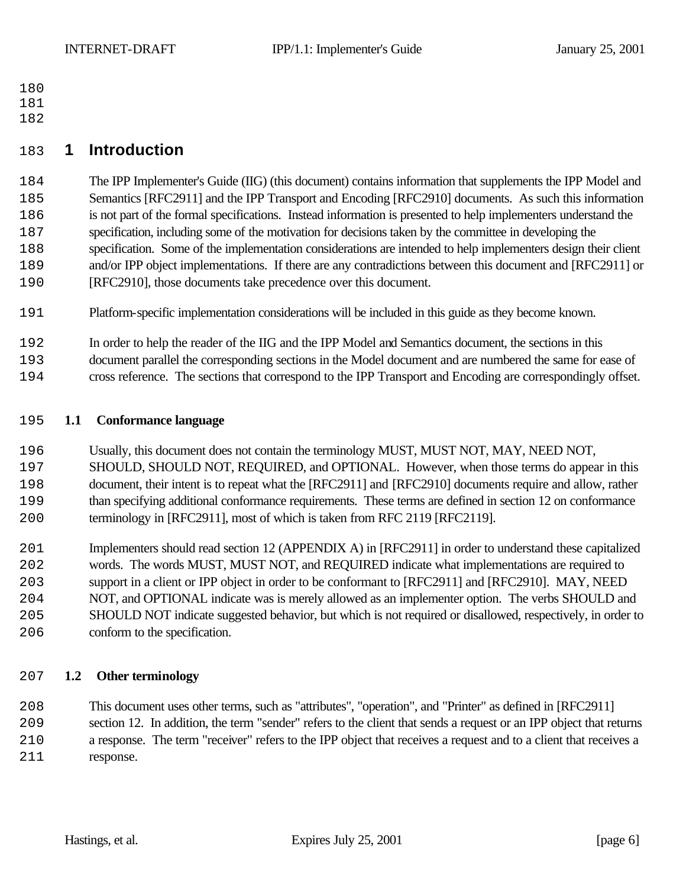# 1 Introduction

The IPP Implementer's Guide (IIG) (this document) contains information that supplements the IPP Model and Semantics [RFC2911] and the IPP Transport and Encoding [RFC2910] documents. As such this information is not part of the formal specifications. Instead information is presented to help implementers understand the specification, including some of the motivation for decisions taken by the committee in developing the specification. Some of the implementation considerations are intended to help implementers design their client and/or IPP object implementations. If there are any contradictions between this document and [RFC2911] or [RFC2910], those documents take precedence over this document.

Platform-specific implementation considerations will be included in this guide as they become known.

In order to help the reader of the IIG and the IPP Model and Semantics document, the sections in this document parallel the corresponding sections in the Model document and are numbered the same for ease of cross reference. The sections that correspond to the IPP Transport and Encoding are correspondingly offset.

## 1.1 Conformance language

Usually, this document does not contain the terminology MUST, MUST NOT, MAY, NEED NOT, SHOULD, SHOULD NOT, REQUIRED, and OPTIONAL. However, when those terms do appear in this document, their intent is to repeat what the [RFC2911] and [RFC2910] documents require and allow, rather than specifying additional conformance requirements. These terms are defined in section 12 on conformance terminology in [RFC2911], most of which is taken from RFC 2119 [RFC2119].

Implementers should read section 12 (APPENDIX A) in [RFC2911] in order to understand these capitalized words. The words MUST, MUST NOT, and REQUIRED indicate what implementations are required to support in a client or IPP object in order to be conformant to [RFC2911] and [RFC2910]. MAY, NEED NOT, and OPTIONAL indicate was is merely allowed as an implementer option. The verbs SHOULD and SHOULD NOT indicate suggested behavior, but which is not required or disallowed, respectively, in order to conform to the specification.

## 1.2 Other terminology

This document uses other terms, such as "attributes", "operation", and "Printer" as defined in [RFC2911] section 12. In addition, the term "sender" refers to the client that sends a request or an IPP object that returns a response. The term "receiver" refers to the IPP object that receives a request and to a client that receives a response.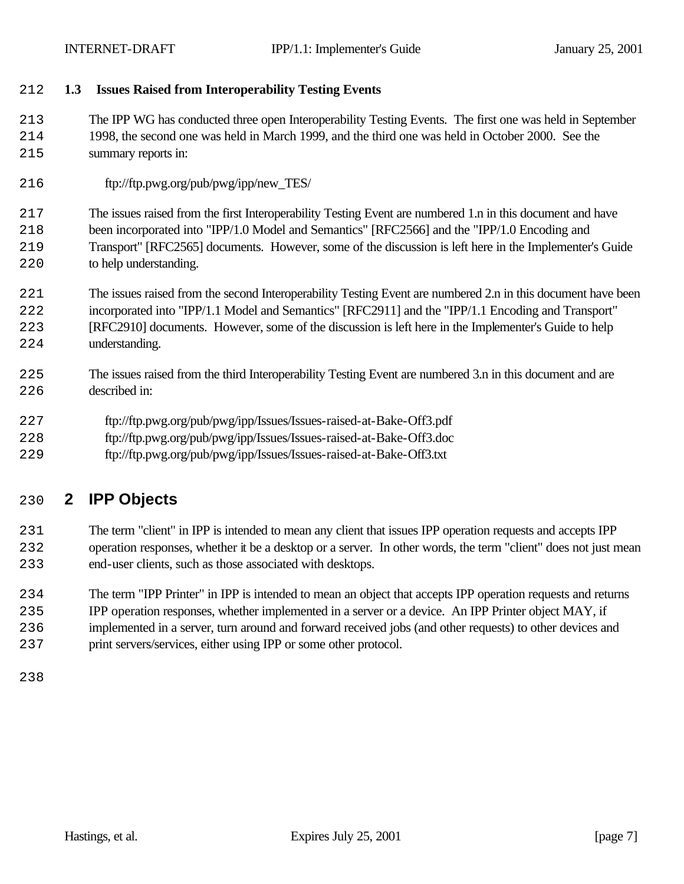### 1.3 Issues Raised from Interoperability Testing Events

The IPP WG has conducted three open Interoperability Testing Events. The first one was held in September 1998, the second one was held in March 1999, and the third one was held in October 2000. See the summary reports in:

ftp://ftp.pwg.org/pub/pwg/ipp/new_TES/

The issues raised from the first Interoperability Testing Event are numbered 1.n in this document and have been incorporated into "IPP/1.0 Model and Semantics" [RFC2566] and the "IPP/1.0 Encoding and Transport" [RFC2565] documents. However, some of the discussion is left here in the Implementer's Guide to help understanding.

The issues raised from the second Interoperability Testing Event are numbered 2.n in this document have been incorporated into "IPP/1.1 Model and Semantics" [RFC2911] and the "IPP/1.1 Encoding and Transport" [RFC2910] documents. However, some of the discussion is left here in the Implementer's Guide to help understanding.

The issues raised from the third Interoperability Testing Event are numbered 3.n in this document and are described in:

ftp://ftp.pwg.org/pub/pwg/ipp/Issues/Issues-raised-at-Bake-Off3.pdf
ftp://ftp.pwg.org/pub/pwg/ipp/Issues/Issues-raised-at-Bake-Off3.doc
ftp://ftp.pwg.org/pub/pwg/ipp/Issues/Issues-raised-at-Bake-Off3.txt

# 2 IPP Objects

The term "client" in IPP is intended to mean any client that issues IPP operation requests and accepts IPP operation responses, whether it be a desktop or a server. In other words, the term "client" does not just mean end-user clients, such as those associated with desktops.

The term "IPP Printer" in IPP is intended to mean an object that accepts IPP operation requests and returns IPP operation responses, whether implemented in a server or a device. An IPP Printer object MAY, if implemented in a server, turn around and forward received jobs (and other requests) to other devices and print servers/services, either using IPP or some other protocol.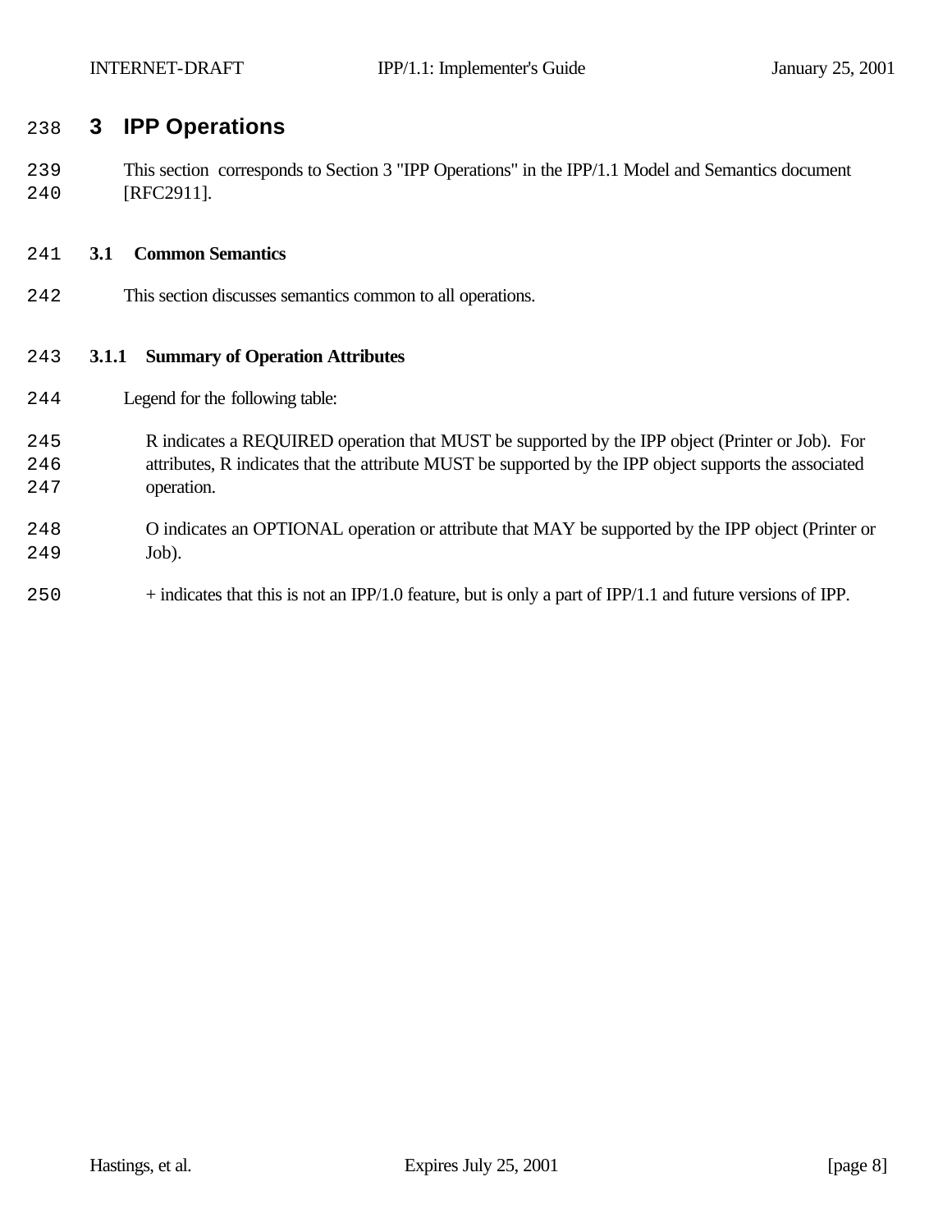# 3 IPP Operations

This section corresponds to Section 3 "IPP Operations" in the IPP/1.1 Model and Semantics document [RFC2911].

## 3.1 Common Semantics

This section discusses semantics common to all operations.

### 3.1.1 Summary of Operation Attributes

Legend for the following table:

R indicates a REQUIRED operation that MUST be supported by the IPP object (Printer or Job). For attributes, R indicates that the attribute MUST be supported by the IPP object supports the associated operation.

O indicates an OPTIONAL operation or attribute that MAY be supported by the IPP object (Printer or Job).

+ indicates that this is not an IPP/1.0 feature, but is only a part of IPP/1.1 and future versions of IPP.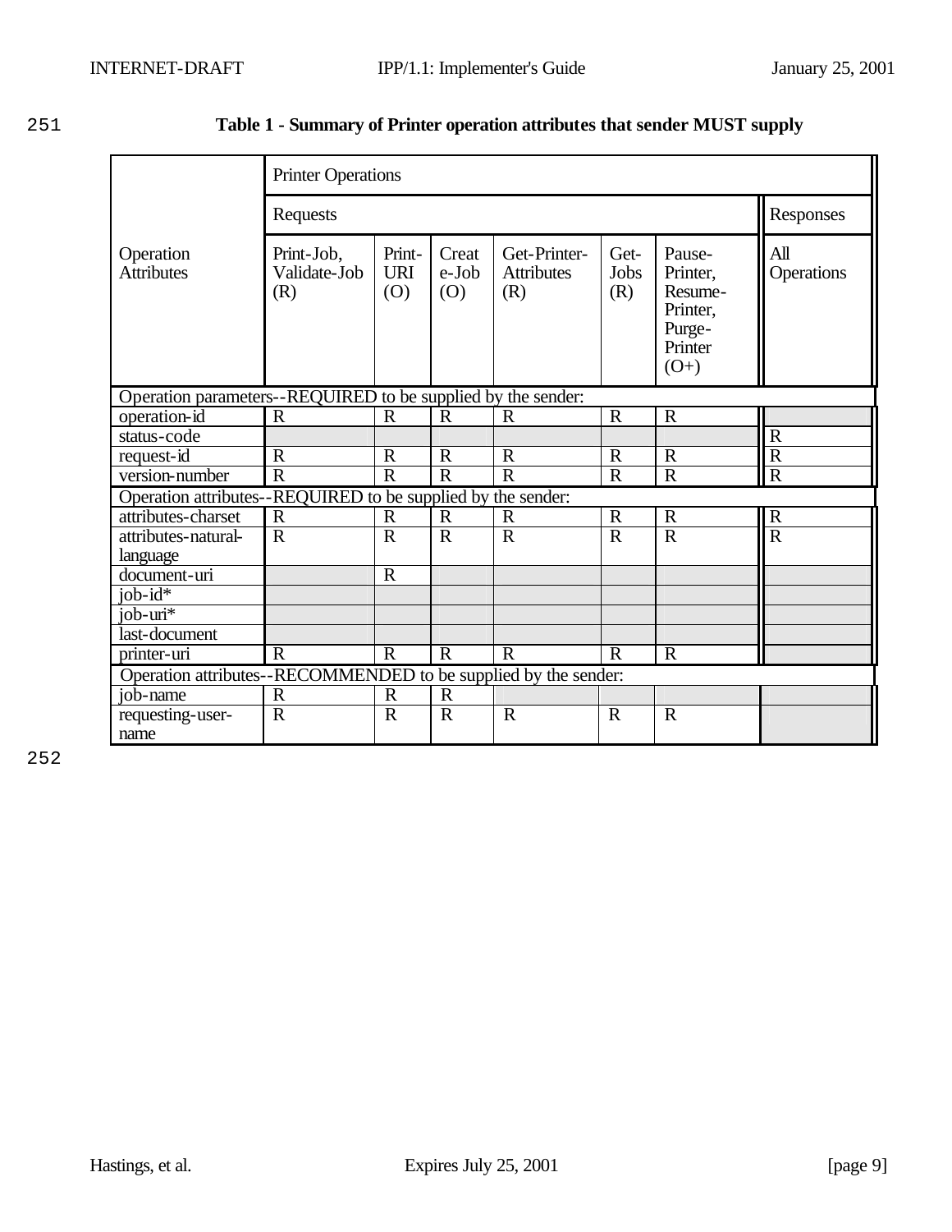**Table 1 - Summary of Printer operation attributes that sender MUST supply**

| Operation Attributes | Printer Operations | | | | | | |
|---|---|---|---|---|---|---|---|
| | Requests | | | | | | Responses |
| | Print-Job, Validate-Job (R) | Print-URI (O) | Create-Job (O) | Get-Printer-Attributes (R) | Get-Jobs (R) | Pause-Printer, Resume-Printer, Purge-Printer (O+) | All Operations |
| **Operation parameters--REQUIRED to be supplied by the sender:** | | | | | | | |
| operation-id | R | R | R | R | R | R | |
| status-code | | | | | | | R |
| request-id | R | R | R | R | R | R | R |
| version-number | R | R | R | R | R | R | R |
| **Operation attributes--REQUIRED to be supplied by the sender:** | | | | | | | |
| attributes-charset | R | R | R | R | R | R | R |
| attributes-natural-language | R | R | R | R | R | R | R |
| document-uri | | R | | | | | |
| job-id* | | | | | | | |
| job-uri* | | | | | | | |
| last-document | | | | | | | |
| printer-uri | R | R | R | R | R | R | |
| **Operation attributes--RECOMMENDED to be supplied by the sender:** | | | | | | | |
| job-name | R | R | R | | | | |
| requesting-user-name | R | R | R | R | R | R | |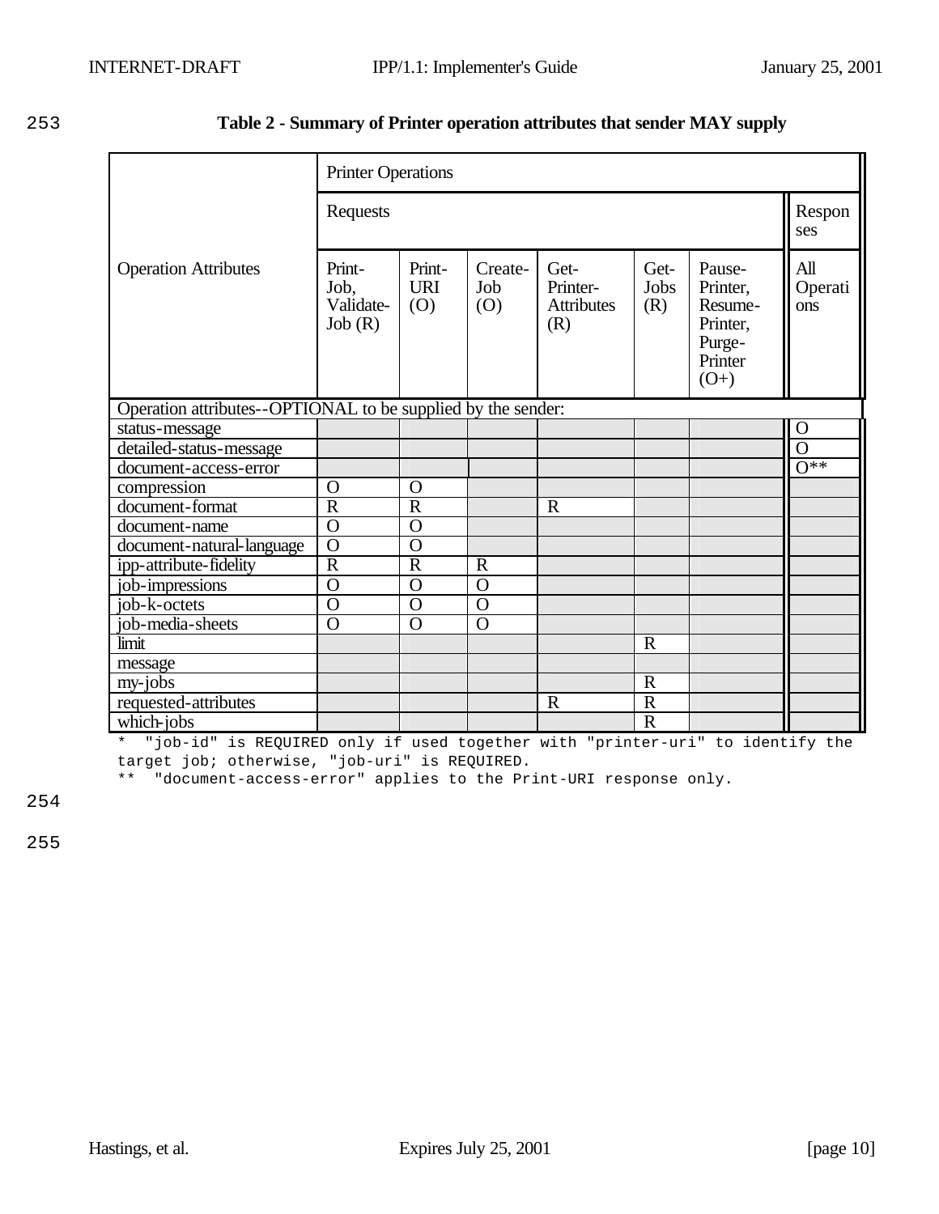**Table 2 - Summary of Printer operation attributes that sender MAY supply**

| Operation Attributes | Printer Operations | | | | | | |
|---|---|---|---|---|---|---|---|
| | Requests | | | | | | Responses |
| | Print-Job, Validate-Job (R) | Print-URI (O) | Create-Job (O) | Get-Printer-Attributes (R) | Get-Jobs (R) | Pause-Printer, Resume-Printer, Purge-Printer (O+) | All Operations |
| Operation attributes--OPTIONAL to be supplied by the sender: | | | | | | | |
| status-message | | | | | | | O |
| detailed-status-message | | | | | | | O |
| document-access-error | | | | | | | O** |
| compression | O | O | | | | | |
| document-format | R | R | | R | | | |
| document-name | O | O | | | | | |
| document-natural-language | O | O | | | | | |
| ipp-attribute-fidelity | R | R | R | | | | |
| job-impressions | O | O | O | | | | |
| job-k-octets | O | O | O | | | | |
| job-media-sheets | O | O | O | | | | |
| limit | | | | | R | | |
| message | | | | | | | |
| my-jobs | | | | | R | | |
| requested-attributes | | | | R | R | | |
| which-jobs | | | | | R | | |

\* "job-id" is REQUIRED only if used together with "printer-uri" to identify the target job; otherwise, "job-uri" is REQUIRED.

\** "document-access-error" applies to the Print-URI response only.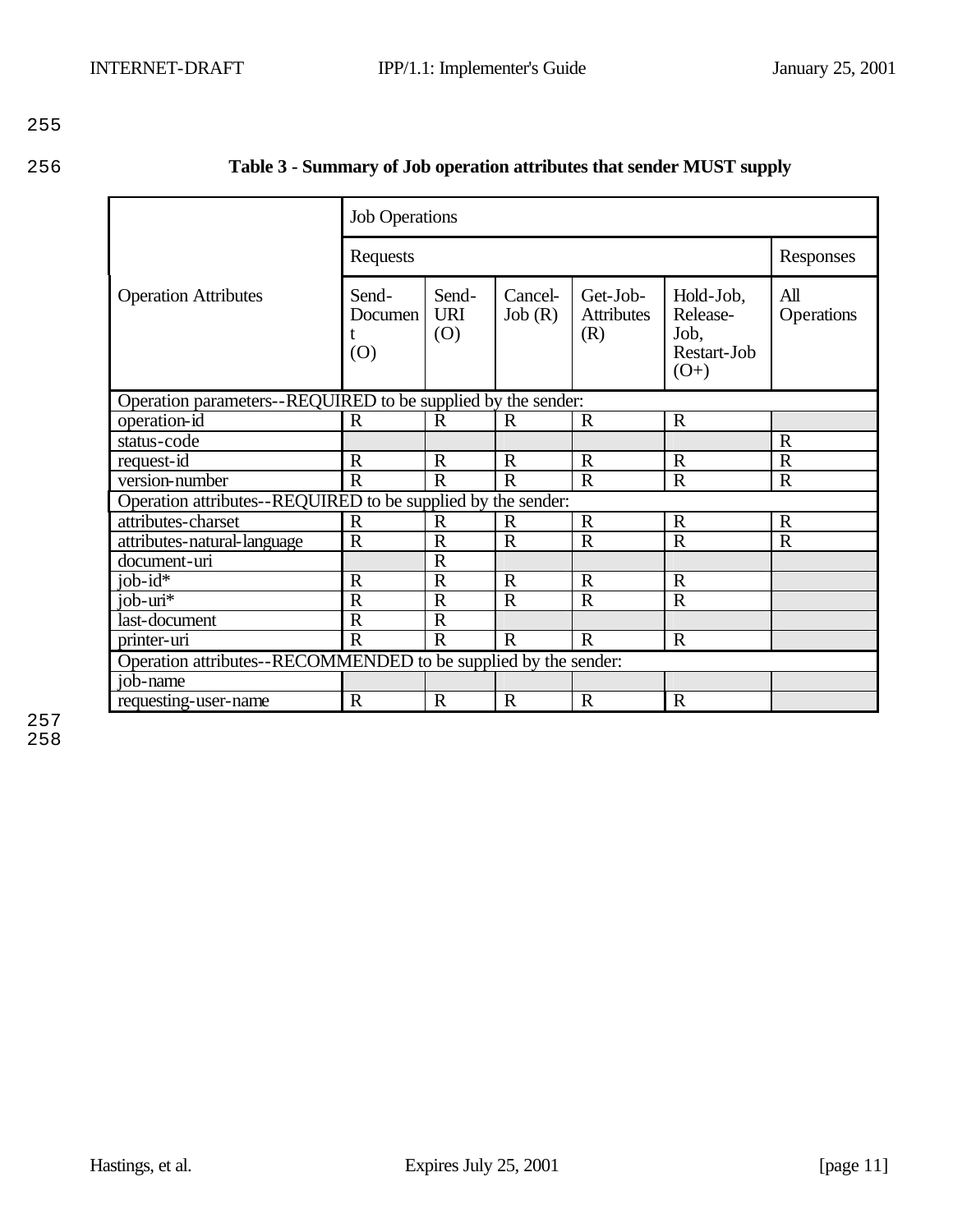**Table 3 - Summary of Job operation attributes that sender MUST supply**

| Operation Attributes | Job Operations | | | | | |
|---|---|---|---|---|---|---|
| | Requests | | | | | Responses |
| | Send-Document (O) | Send-URI (O) | Cancel-Job (R) | Get-Job-Attributes (R) | Hold-Job, Release-Job, Restart-Job (O+) | All Operations |
| Operation parameters--REQUIRED to be supplied by the sender: | | | | | | |
| operation-id | R | R | R | R | R | |
| status-code | | | | | | R |
| request-id | R | R | R | R | R | R |
| version-number | R | R | R | R | R | R |
| Operation attributes--REQUIRED to be supplied by the sender: | | | | | | |
| attributes-charset | R | R | R | R | R | R |
| attributes-natural-language | R | R | R | R | R | R |
| document-uri | | R | | | | |
| job-id* | R | R | R | R | R | |
| job-uri* | R | R | R | R | R | |
| last-document | R | R | | | | |
| printer-uri | R | R | R | R | R | |
| Operation attributes--RECOMMENDED to be supplied by the sender: | | | | | | |
| job-name | | | | | | |
| requesting-user-name | R | R | R | R | R | |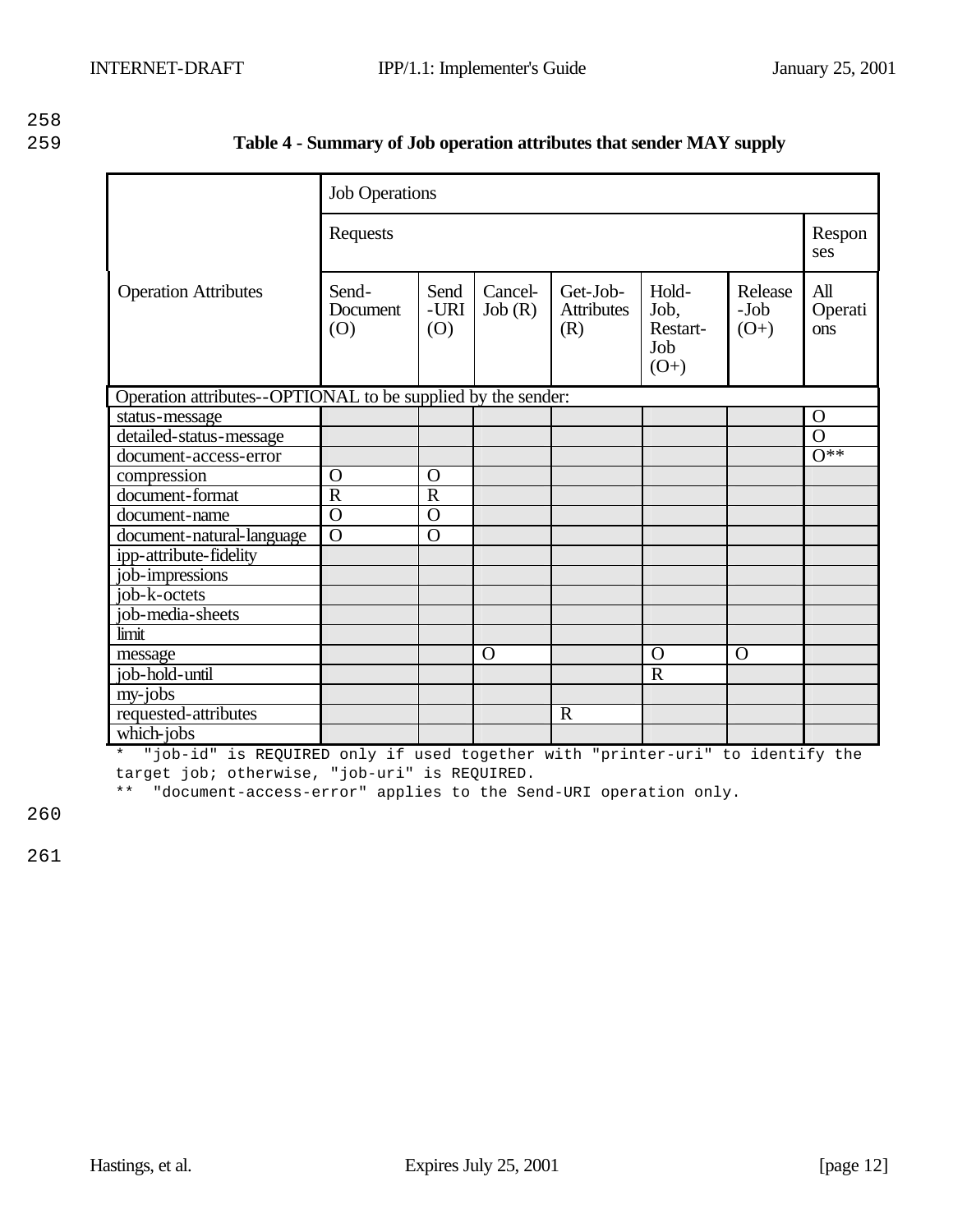**Table 4 - Summary of Job operation attributes that sender MAY supply**

| Operation Attributes | Job Operations | | | | | | |
|---|---|---|---|---|---|---|---|
| | Requests | | | | | | Responses |
| | Send-Document (O) | Send-URI (O) | Cancel-Job (R) | Get-Job-Attributes (R) | Hold-Job, Restart-Job (O+) | Release-Job (O+) | All Operations |
| Operation attributes--OPTIONAL to be supplied by the sender: | | | | | | | |
| status-message | | | | | | | O |
| detailed-status-message | | | | | | | O |
| document-access-error | | | | | | | O** |
| compression | O | O | | | | | |
| document-format | R | R | | | | | |
| document-name | O | O | | | | | |
| document-natural-language | O | O | | | | | |
| ipp-attribute-fidelity | | | | | | | |
| job-impressions | | | | | | | |
| job-k-octets | | | | | | | |
| job-media-sheets | | | | | | | |
| limit | | | | | | | |
| message | | | O | | O | O | |
| job-hold-until | | | | | R | | |
| my-jobs | | | | | | | |
| requested-attributes | | | | R | | | |
| which-jobs | | | | | | | |

```
*  "job-id" is REQUIRED only if used together with "printer-uri" to identify the
target job; otherwise, "job-uri" is REQUIRED.
**  "document-access-error" applies to the Send-URI operation only.
```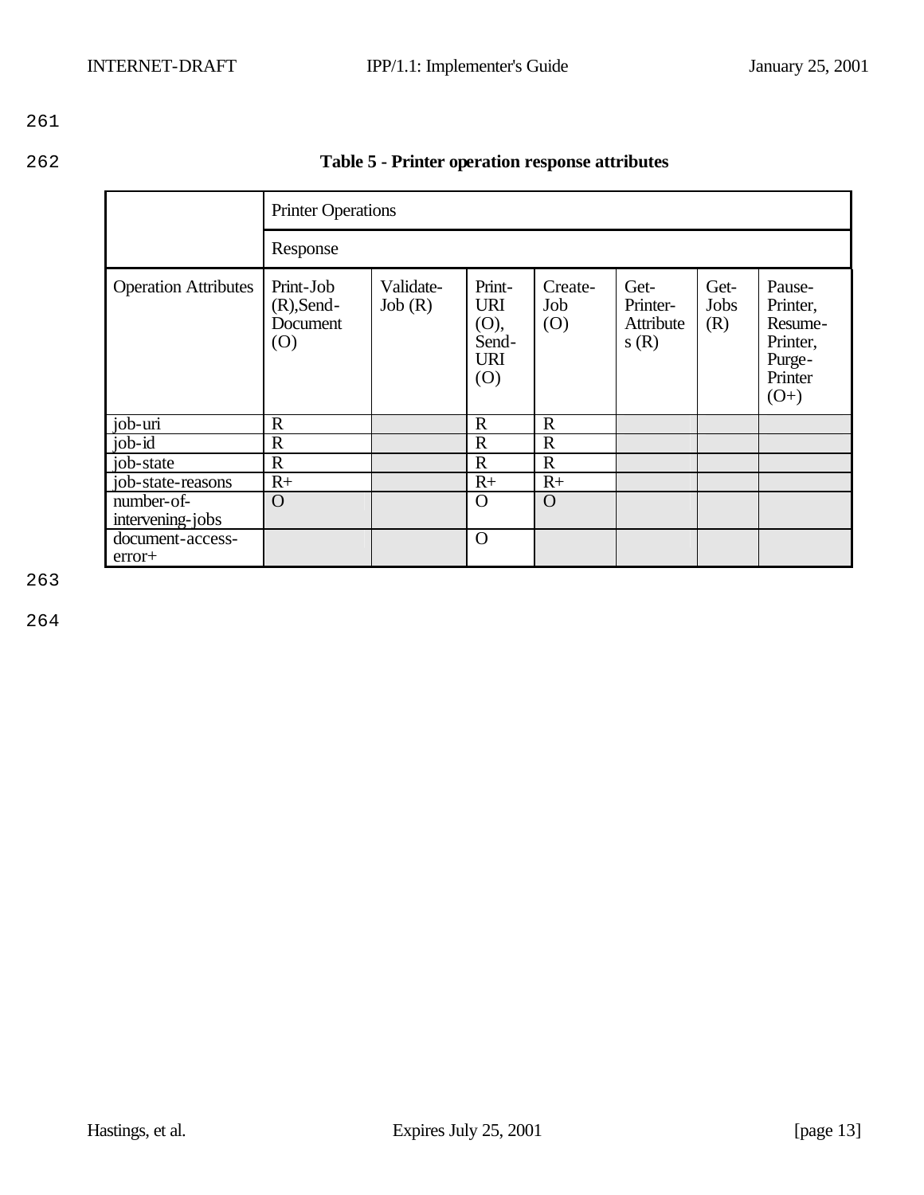**Table 5 - Printer operation response attributes**

| | Printer Operations | | | | | | |
|---|---|---|---|---|---|---|---|
| | Response | | | | | | |
| Operation Attributes | Print-Job (R),Send-Document (O) | Validate-Job (R) | Print-URI (O), Send-URI (O) | Create-Job (O) | Get-Printer-Attributes (R) | Get-Jobs (R) | Pause-Printer, Resume-Printer, Purge-Printer (O+) |
| job-uri | R | | R | R | | | |
| job-id | R | | R | R | | | |
| job-state | R | | R | R | | | |
| job-state-reasons | R+ | | R+ | R+ | | | |
| number-of-intervening-jobs | O | | O | O | | | |
| document-access-error+ | | | O | | | | |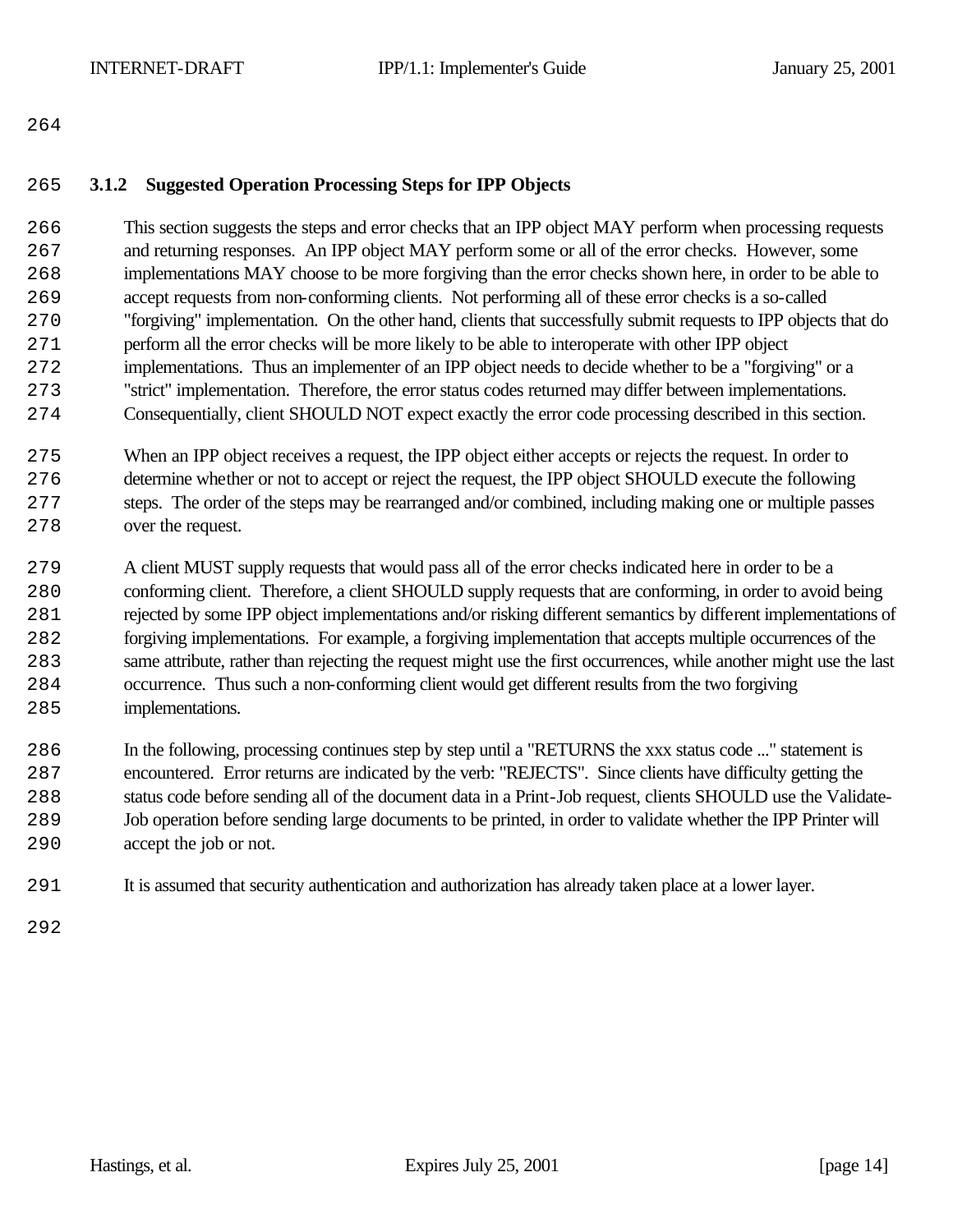### 3.1.2 Suggested Operation Processing Steps for IPP Objects

This section suggests the steps and error checks that an IPP object MAY perform when processing requests and returning responses. An IPP object MAY perform some or all of the error checks. However, some implementations MAY choose to be more forgiving than the error checks shown here, in order to be able to accept requests from non-conforming clients. Not performing all of these error checks is a so-called "forgiving" implementation. On the other hand, clients that successfully submit requests to IPP objects that do perform all the error checks will be more likely to be able to interoperate with other IPP object implementations. Thus an implementer of an IPP object needs to decide whether to be a "forgiving" or a "strict" implementation. Therefore, the error status codes returned may differ between implementations. Consequentially, client SHOULD NOT expect exactly the error code processing described in this section.

When an IPP object receives a request, the IPP object either accepts or rejects the request. In order to determine whether or not to accept or reject the request, the IPP object SHOULD execute the following steps. The order of the steps may be rearranged and/or combined, including making one or multiple passes over the request.

A client MUST supply requests that would pass all of the error checks indicated here in order to be a conforming client. Therefore, a client SHOULD supply requests that are conforming, in order to avoid being rejected by some IPP object implementations and/or risking different semantics by different implementations of forgiving implementations. For example, a forgiving implementation that accepts multiple occurrences of the same attribute, rather than rejecting the request might use the first occurrences, while another might use the last occurrence. Thus such a non-conforming client would get different results from the two forgiving implementations.

In the following, processing continues step by step until a "RETURNS the xxx status code ..." statement is encountered. Error returns are indicated by the verb: "REJECTS". Since clients have difficulty getting the status code before sending all of the document data in a Print-Job request, clients SHOULD use the Validate-Job operation before sending large documents to be printed, in order to validate whether the IPP Printer will accept the job or not.

It is assumed that security authentication and authorization has already taken place at a lower layer.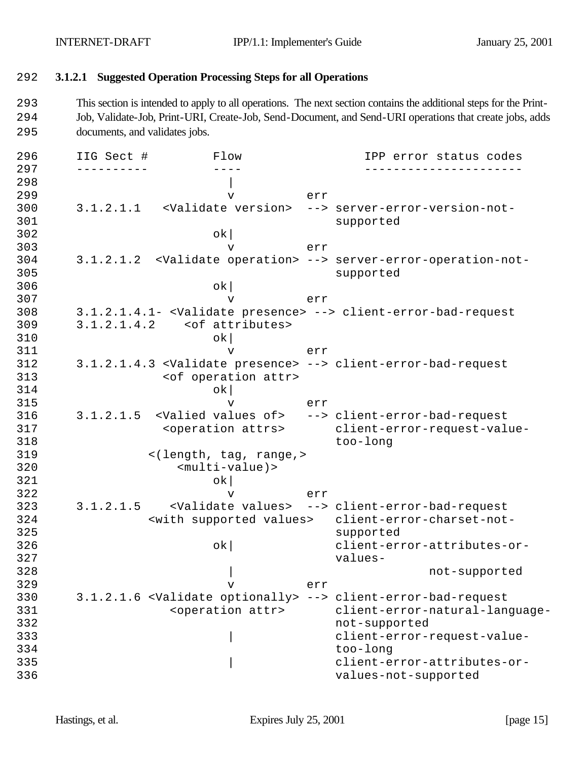#### 3.1.2.1 Suggested Operation Processing Steps for all Operations

This section is intended to apply to all operations. The next section contains the additional steps for the Print-Job, Validate-Job, Print-URI, Create-Job, Send-Document, and Send-URI operations that create jobs, adds documents, and validates jobs.

```
IIG Sect #         Flow                 IPP error status codes
----------         ----                 ----------------------
                     |
                     v          err
3.1.2.1.1   <Validate version>  --> server-error-version-not-
                                    supported
                    ok|
                     v          err
3.1.2.1.2  <Validate operation> --> server-error-operation-not-
                                    supported
                    ok|
                     v          err
3.1.2.1.4.1- <Validate presence> --> client-error-bad-request
3.1.2.1.4.2    <of attributes>
                    ok|
                     v          err
3.1.2.1.4.3 <Validate presence> --> client-error-bad-request
             <of operation attr>
                    ok|
                     v          err
3.1.2.1.5  <Valied values of>   --> client-error-bad-request
             <operation attrs>      client-error-request-value-
                                    too-long
           <(length, tag, range,>
               <multi-value)>
                    ok|
                     v          err
3.1.2.1.5    <Validate values>  --> client-error-bad-request
           <with supported values>  client-error-charset-not-
                                    supported
                    ok|             client-error-attributes-or-
                                    values-
                     |                           not-supported
                     v          err
3.1.2.1.6 <Validate optionally> --> client-error-bad-request
              <operation attr>      client-error-natural-language-
                                    not-supported
                     |              client-error-request-value-
                                    too-long
                     |              client-error-attributes-or-
                                    values-not-supported
```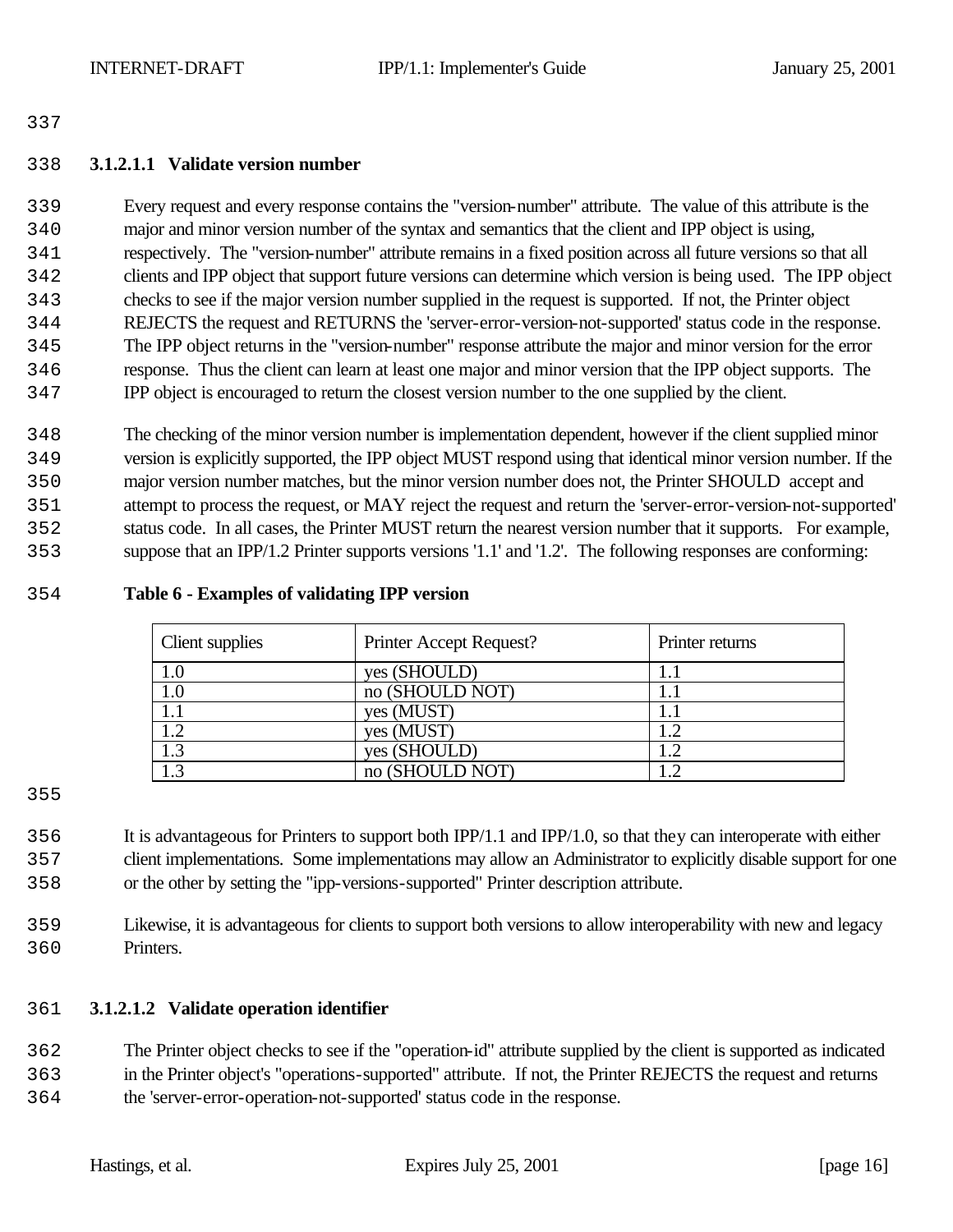#### 3.1.2.1.1 Validate version number

Every request and every response contains the "version-number" attribute. The value of this attribute is the major and minor version number of the syntax and semantics that the client and IPP object is using, respectively. The "version-number" attribute remains in a fixed position across all future versions so that all clients and IPP object that support future versions can determine which version is being used. The IPP object checks to see if the major version number supplied in the request is supported. If not, the Printer object REJECTS the request and RETURNS the 'server-error-version-not-supported' status code in the response. The IPP object returns in the "version-number" response attribute the major and minor version for the error response. Thus the client can learn at least one major and minor version that the IPP object supports. The IPP object is encouraged to return the closest version number to the one supplied by the client.

The checking of the minor version number is implementation dependent, however if the client supplied minor version is explicitly supported, the IPP object MUST respond using that identical minor version number. If the major version number matches, but the minor version number does not, the Printer SHOULD accept and attempt to process the request, or MAY reject the request and return the 'server-error-version-not-supported' status code. In all cases, the Printer MUST return the nearest version number that it supports. For example, suppose that an IPP/1.2 Printer supports versions '1.1' and '1.2'. The following responses are conforming:

**Table 6 - Examples of validating IPP version**

| Client supplies | Printer Accept Request? | Printer returns |
|---|---|---|
| 1.0 | yes (SHOULD) | 1.1 |
| 1.0 | no (SHOULD NOT) | 1.1 |
| 1.1 | yes (MUST) | 1.1 |
| 1.2 | yes (MUST) | 1.2 |
| 1.3 | yes (SHOULD) | 1.2 |
| 1.3 | no (SHOULD NOT) | 1.2 |

It is advantageous for Printers to support both IPP/1.1 and IPP/1.0, so that they can interoperate with either client implementations. Some implementations may allow an Administrator to explicitly disable support for one or the other by setting the "ipp-versions-supported" Printer description attribute.

Likewise, it is advantageous for clients to support both versions to allow interoperability with new and legacy Printers.

#### 3.1.2.1.2 Validate operation identifier

The Printer object checks to see if the "operation-id" attribute supplied by the client is supported as indicated in the Printer object's "operations-supported" attribute. If not, the Printer REJECTS the request and returns the 'server-error-operation-not-supported' status code in the response.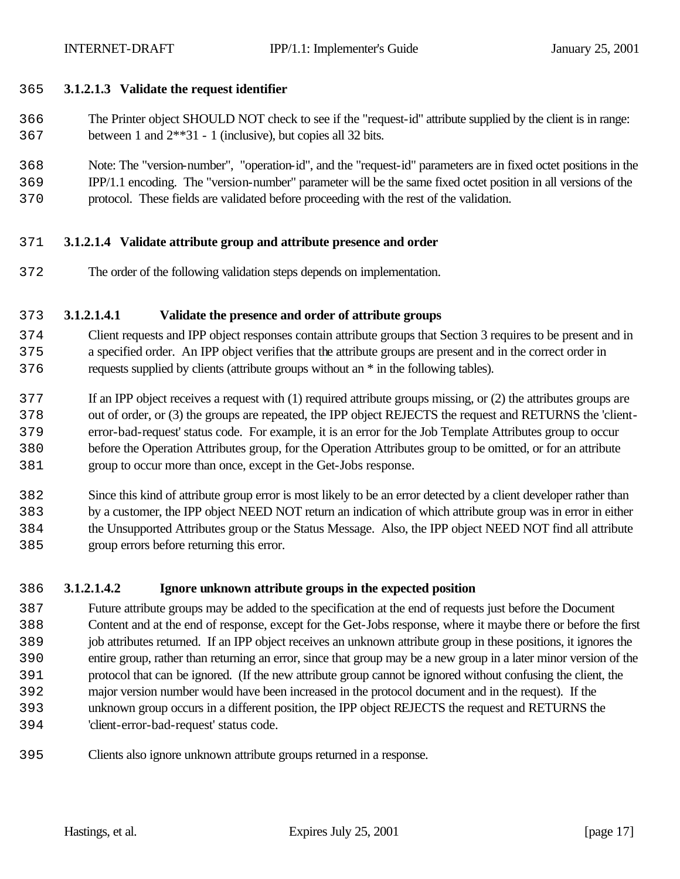#### 3.1.2.1.3 Validate the request identifier

The Printer object SHOULD NOT check to see if the "request-id" attribute supplied by the client is in range: between 1 and 2**31 - 1 (inclusive), but copies all 32 bits.

Note: The "version-number", "operation-id", and the "request-id" parameters are in fixed octet positions in the IPP/1.1 encoding. The "version-number" parameter will be the same fixed octet position in all versions of the protocol. These fields are validated before proceeding with the rest of the validation.

#### 3.1.2.1.4 Validate attribute group and attribute presence and order

The order of the following validation steps depends on implementation.

##### 3.1.2.1.4.1 Validate the presence and order of attribute groups

Client requests and IPP object responses contain attribute groups that Section 3 requires to be present and in a specified order. An IPP object verifies that the attribute groups are present and in the correct order in requests supplied by clients (attribute groups without an * in the following tables).

If an IPP object receives a request with (1) required attribute groups missing, or (2) the attributes groups are out of order, or (3) the groups are repeated, the IPP object REJECTS the request and RETURNS the 'client-error-bad-request' status code. For example, it is an error for the Job Template Attributes group to occur before the Operation Attributes group, for the Operation Attributes group to be omitted, or for an attribute group to occur more than once, except in the Get-Jobs response.

Since this kind of attribute group error is most likely to be an error detected by a client developer rather than by a customer, the IPP object NEED NOT return an indication of which attribute group was in error in either the Unsupported Attributes group or the Status Message. Also, the IPP object NEED NOT find all attribute group errors before returning this error.

##### 3.1.2.1.4.2 Ignore unknown attribute groups in the expected position

Future attribute groups may be added to the specification at the end of requests just before the Document Content and at the end of response, except for the Get-Jobs response, where it maybe there or before the first job attributes returned. If an IPP object receives an unknown attribute group in these positions, it ignores the entire group, rather than returning an error, since that group may be a new group in a later minor version of the protocol that can be ignored. (If the new attribute group cannot be ignored without confusing the client, the major version number would have been increased in the protocol document and in the request). If the unknown group occurs in a different position, the IPP object REJECTS the request and RETURNS the 'client-error-bad-request' status code.

Clients also ignore unknown attribute groups returned in a response.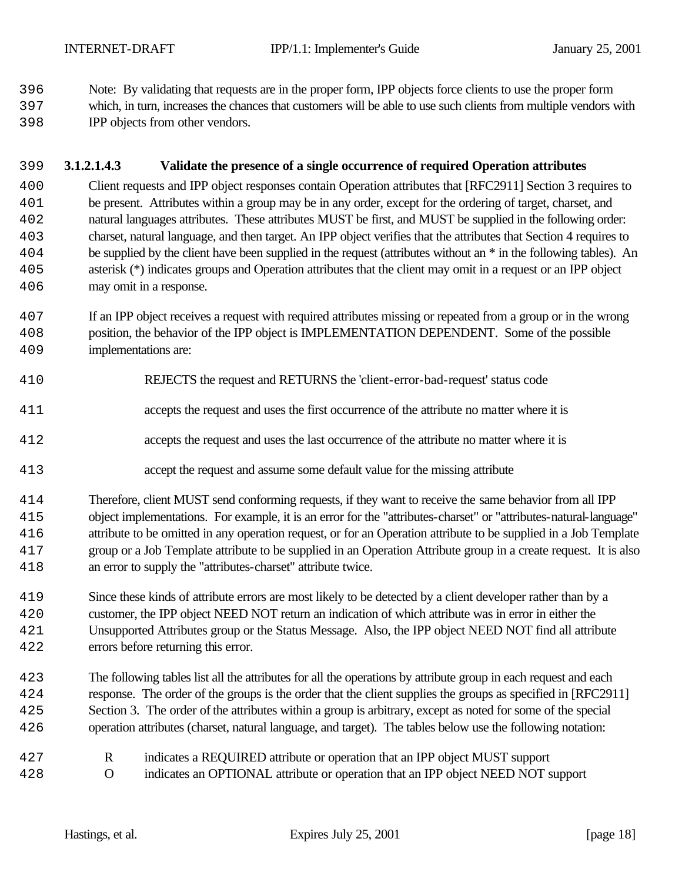Note: By validating that requests are in the proper form, IPP objects force clients to use the proper form which, in turn, increases the chances that customers will be able to use such clients from multiple vendors with IPP objects from other vendors.

#### 3.1.2.1.4.3 Validate the presence of a single occurrence of required Operation attributes

Client requests and IPP object responses contain Operation attributes that [RFC2911] Section 3 requires to be present. Attributes within a group may be in any order, except for the ordering of target, charset, and natural languages attributes. These attributes MUST be first, and MUST be supplied in the following order: charset, natural language, and then target. An IPP object verifies that the attributes that Section 4 requires to be supplied by the client have been supplied in the request (attributes without an * in the following tables). An asterisk (*) indicates groups and Operation attributes that the client may omit in a request or an IPP object may omit in a response.

If an IPP object receives a request with required attributes missing or repeated from a group or in the wrong position, the behavior of the IPP object is IMPLEMENTATION DEPENDENT. Some of the possible implementations are:

REJECTS the request and RETURNS the 'client-error-bad-request' status code

accepts the request and uses the first occurrence of the attribute no matter where it is

accepts the request and uses the last occurrence of the attribute no matter where it is

accept the request and assume some default value for the missing attribute

Therefore, client MUST send conforming requests, if they want to receive the same behavior from all IPP object implementations. For example, it is an error for the "attributes-charset" or "attributes-natural-language" attribute to be omitted in any operation request, or for an Operation attribute to be supplied in a Job Template group or a Job Template attribute to be supplied in an Operation Attribute group in a create request. It is also an error to supply the "attributes-charset" attribute twice.

Since these kinds of attribute errors are most likely to be detected by a client developer rather than by a customer, the IPP object NEED NOT return an indication of which attribute was in error in either the Unsupported Attributes group or the Status Message. Also, the IPP object NEED NOT find all attribute errors before returning this error.

The following tables list all the attributes for all the operations by attribute group in each request and each response. The order of the groups is the order that the client supplies the groups as specified in [RFC2911] Section 3. The order of the attributes within a group is arbitrary, except as noted for some of the special operation attributes (charset, natural language, and target). The tables below use the following notation:

R indicates a REQUIRED attribute or operation that an IPP object MUST support
O indicates an OPTIONAL attribute or operation that an IPP object NEED NOT support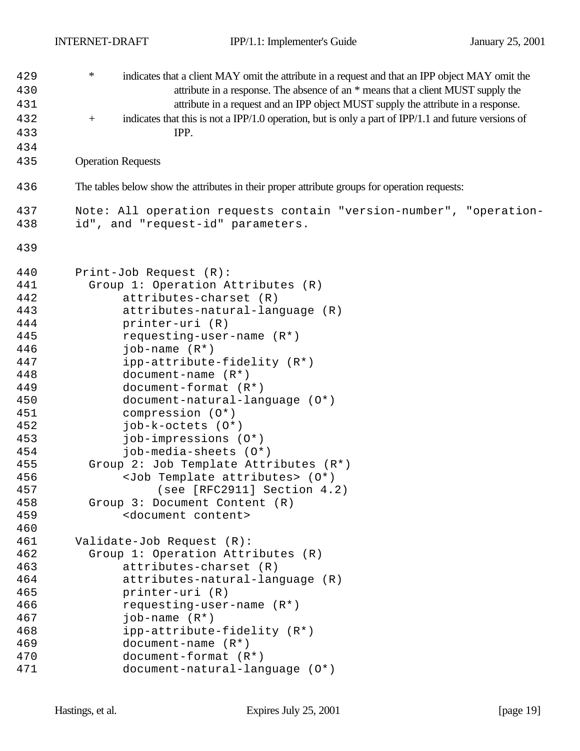\*   indicates that a client MAY omit the attribute in a request and that an IPP object MAY omit the attribute in a response. The absence of an * means that a client MUST supply the attribute in a request and an IPP object MUST supply the attribute in a response.

\+   indicates that this is not a IPP/1.0 operation, but is only a part of IPP/1.1 and future versions of IPP.

## Operation Requests

The tables below show the attributes in their proper attribute groups for operation requests:

Note: All operation requests contain "version-number", "operation-id", and "request-id" parameters.

```
Print-Job Request (R):
  Group 1: Operation Attributes (R)
       attributes-charset (R)
       attributes-natural-language (R)
       printer-uri (R)
       requesting-user-name (R*)
       job-name (R*)
       ipp-attribute-fidelity (R*)
       document-name (R*)
       document-format (R*)
       document-natural-language (O*)
       compression (O*)
       job-k-octets (O*)
       job-impressions (O*)
       job-media-sheets (O*)
  Group 2: Job Template Attributes (R*)
       <Job Template attributes> (O*)
            (see [RFC2911] Section 4.2)
  Group 3: Document Content (R)
       <document content>

Validate-Job Request (R):
  Group 1: Operation Attributes (R)
       attributes-charset (R)
       attributes-natural-language (R)
       printer-uri (R)
       requesting-user-name (R*)
       job-name (R*)
       ipp-attribute-fidelity (R*)
       document-name (R*)
       document-format (R*)
       document-natural-language (O*)
```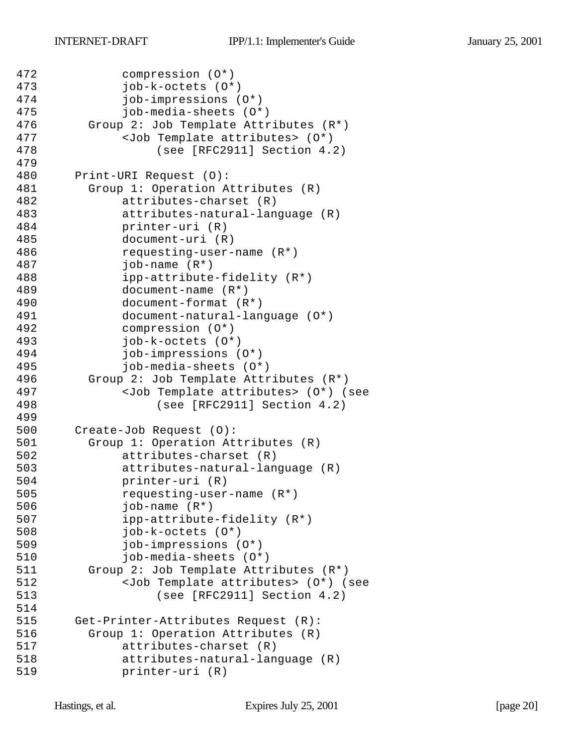```
472            compression (O*)
473            job-k-octets (O*)
474            job-impressions (O*)
475            job-media-sheets (O*)
476        Group 2: Job Template Attributes (R*)
477            <Job Template attributes> (O*)
478                (see [RFC2911] Section 4.2)
479
480      Print-URI Request (O):
481        Group 1: Operation Attributes (R)
482            attributes-charset (R)
483            attributes-natural-language (R)
484            printer-uri (R)
485            document-uri (R)
486            requesting-user-name (R*)
487            job-name (R*)
488            ipp-attribute-fidelity (R*)
489            document-name (R*)
490            document-format (R*)
491            document-natural-language (O*)
492            compression (O*)
493            job-k-octets (O*)
494            job-impressions (O*)
495            job-media-sheets (O*)
496        Group 2: Job Template Attributes (R*)
497            <Job Template attributes> (O*) (see
498                (see [RFC2911] Section 4.2)
499
500      Create-Job Request (O):
501        Group 1: Operation Attributes (R)
502            attributes-charset (R)
503            attributes-natural-language (R)
504            printer-uri (R)
505            requesting-user-name (R*)
506            job-name (R*)
507            ipp-attribute-fidelity (R*)
508            job-k-octets (O*)
509            job-impressions (O*)
510            job-media-sheets (O*)
511        Group 2: Job Template Attributes (R*)
512            <Job Template attributes> (O*) (see
513                (see [RFC2911] Section 4.2)
514
515      Get-Printer-Attributes Request (R):
516        Group 1: Operation Attributes (R)
517            attributes-charset (R)
518            attributes-natural-language (R)
519            printer-uri (R)
```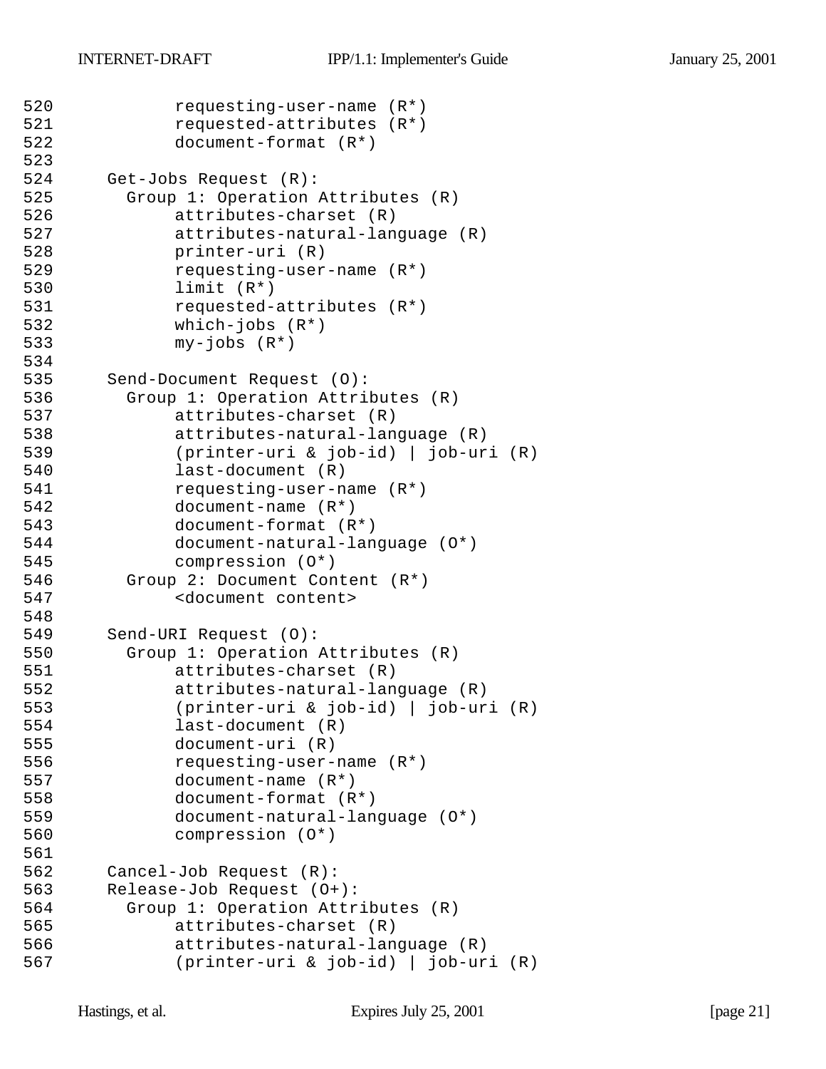```
520            requesting-user-name (R*)
521            requested-attributes (R*)
522            document-format (R*)
523
524     Get-Jobs Request (R):
525       Group 1: Operation Attributes (R)
526            attributes-charset (R)
527            attributes-natural-language (R)
528            printer-uri (R)
529            requesting-user-name (R*)
530            limit (R*)
531            requested-attributes (R*)
532            which-jobs (R*)
533            my-jobs (R*)
534
535     Send-Document Request (O):
536       Group 1: Operation Attributes (R)
537            attributes-charset (R)
538            attributes-natural-language (R)
539            (printer-uri & job-id) | job-uri (R)
540            last-document (R)
541            requesting-user-name (R*)
542            document-name (R*)
543            document-format (R*)
544            document-natural-language (O*)
545            compression (O*)
546       Group 2: Document Content (R*)
547            <document content>
548
549     Send-URI Request (O):
550       Group 1: Operation Attributes (R)
551            attributes-charset (R)
552            attributes-natural-language (R)
553            (printer-uri & job-id) | job-uri (R)
554            last-document (R)
555            document-uri (R)
556            requesting-user-name (R*)
557            document-name (R*)
558            document-format (R*)
559            document-natural-language (O*)
560            compression (O*)
561
562     Cancel-Job Request (R):
563     Release-Job Request (O+):
564       Group 1: Operation Attributes (R)
565            attributes-charset (R)
566            attributes-natural-language (R)
567            (printer-uri & job-id) | job-uri (R)
```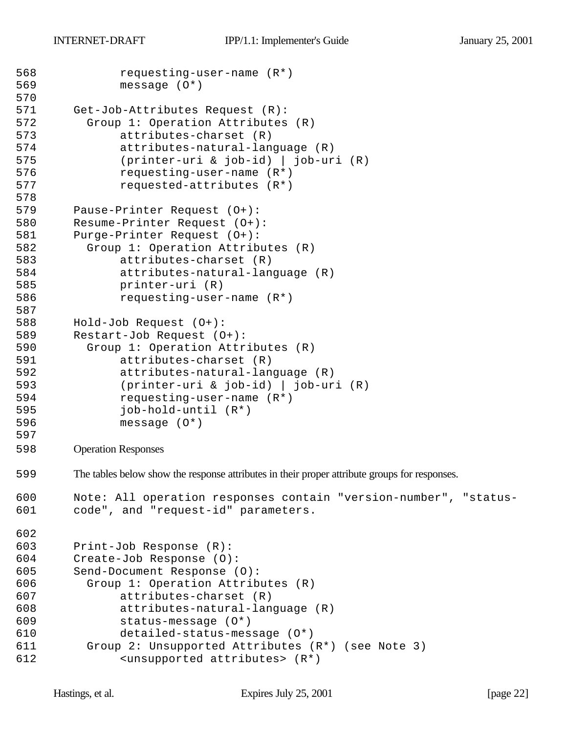```
568            requesting-user-name (R*)
569            message (O*)
570
571      Get-Job-Attributes Request (R):
572        Group 1: Operation Attributes (R)
573            attributes-charset (R)
574            attributes-natural-language (R)
575            (printer-uri & job-id) | job-uri (R)
576            requesting-user-name (R*)
577            requested-attributes (R*)
578
579      Pause-Printer Request (O+):
580      Resume-Printer Request (O+):
581      Purge-Printer Request (O+):
582        Group 1: Operation Attributes (R)
583            attributes-charset (R)
584            attributes-natural-language (R)
585            printer-uri (R)
586            requesting-user-name (R*)
587
588      Hold-Job Request (O+):
589      Restart-Job Request (O+):
590        Group 1: Operation Attributes (R)
591            attributes-charset (R)
592            attributes-natural-language (R)
593            (printer-uri & job-id) | job-uri (R)
594            requesting-user-name (R*)
595            job-hold-until (R*)
596            message (O*)
597
```

598 Operation Responses

599 The tables below show the response attributes in their proper attribute groups for responses.

```
600      Note: All operation responses contain "version-number", "status-
601      code", and "request-id" parameters.

602
603      Print-Job Response (R):
604      Create-Job Response (O):
605      Send-Document Response (O):
606        Group 1: Operation Attributes (R)
607            attributes-charset (R)
608            attributes-natural-language (R)
609            status-message (O*)
610            detailed-status-message (O*)
611        Group 2: Unsupported Attributes (R*) (see Note 3)
612            <unsupported attributes> (R*)
```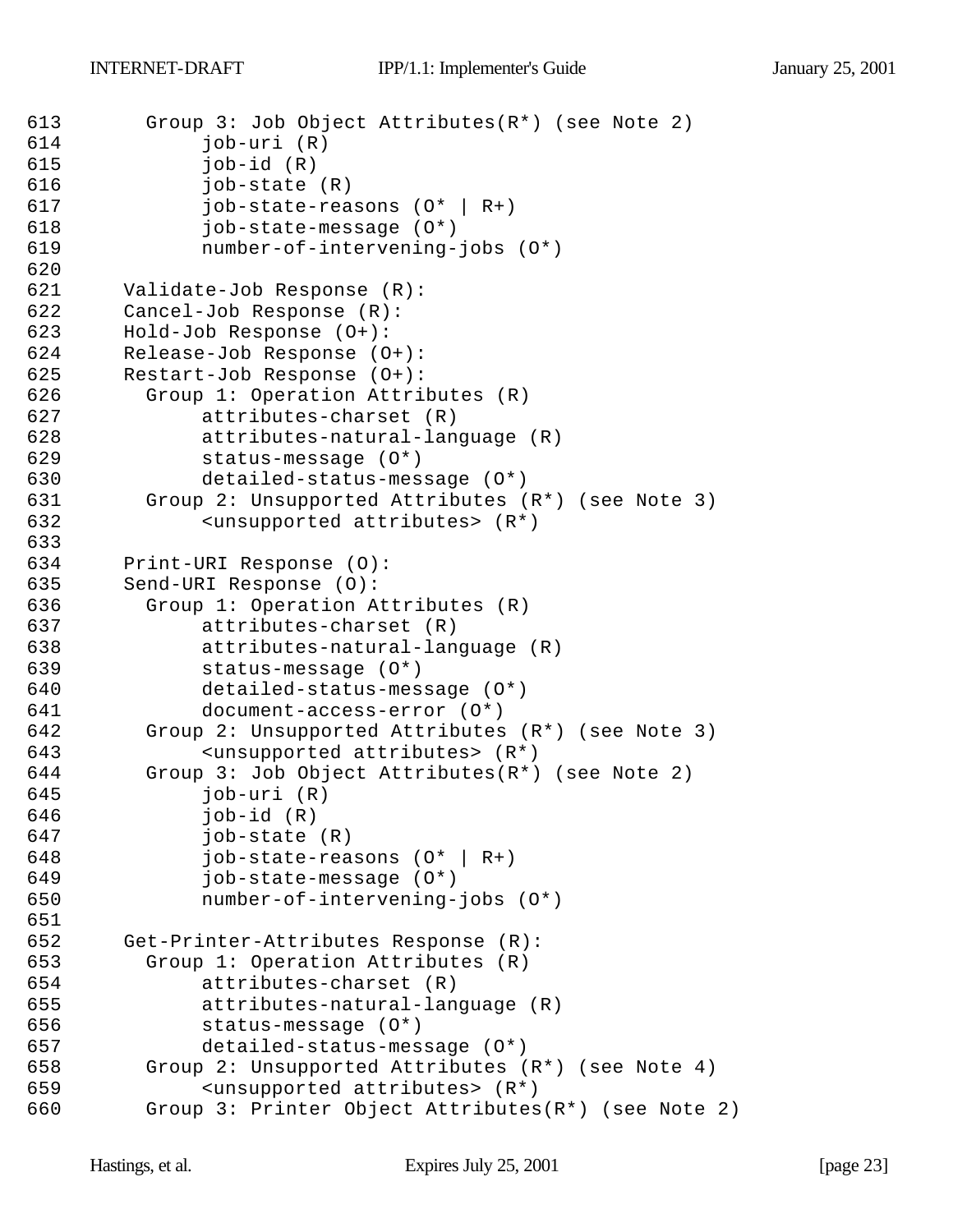```
613       Group 3: Job Object Attributes(R*) (see Note 2)
614            job-uri (R)
615            job-id (R)
616            job-state (R)
617            job-state-reasons (O* | R+)
618            job-state-message (O*)
619            number-of-intervening-jobs (O*)
620
621     Validate-Job Response (R):
622     Cancel-Job Response (R):
623     Hold-Job Response (O+):
624     Release-Job Response (O+):
625     Restart-Job Response (O+):
626       Group 1: Operation Attributes (R)
627            attributes-charset (R)
628            attributes-natural-language (R)
629            status-message (O*)
630            detailed-status-message (O*)
631       Group 2: Unsupported Attributes (R*) (see Note 3)
632            <unsupported attributes> (R*)
633
634     Print-URI Response (O):
635     Send-URI Response (O):
636       Group 1: Operation Attributes (R)
637            attributes-charset (R)
638            attributes-natural-language (R)
639            status-message (O*)
640            detailed-status-message (O*)
641            document-access-error (O*)
642       Group 2: Unsupported Attributes (R*) (see Note 3)
643            <unsupported attributes> (R*)
644       Group 3: Job Object Attributes(R*) (see Note 2)
645            job-uri (R)
646            job-id (R)
647            job-state (R)
648            job-state-reasons (O* | R+)
649            job-state-message (O*)
650            number-of-intervening-jobs (O*)
651
652     Get-Printer-Attributes Response (R):
653       Group 1: Operation Attributes (R)
654            attributes-charset (R)
655            attributes-natural-language (R)
656            status-message (O*)
657            detailed-status-message (O*)
658       Group 2: Unsupported Attributes (R*) (see Note 4)
659            <unsupported attributes> (R*)
660       Group 3: Printer Object Attributes(R*) (see Note 2)
```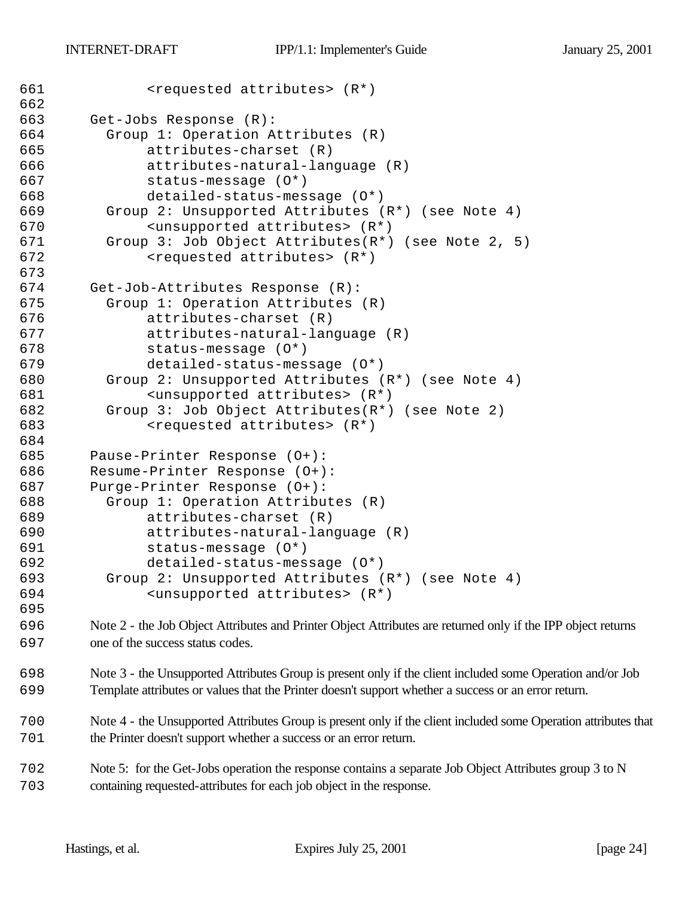```
          <requested attributes> (R*)

    Get-Jobs Response (R):
      Group 1: Operation Attributes (R)
           attributes-charset (R)
           attributes-natural-language (R)
           status-message (O*)
           detailed-status-message (O*)
      Group 2: Unsupported Attributes (R*) (see Note 4)
           <unsupported attributes> (R*)
      Group 3: Job Object Attributes(R*) (see Note 2, 5)
           <requested attributes> (R*)

    Get-Job-Attributes Response (R):
      Group 1: Operation Attributes (R)
           attributes-charset (R)
           attributes-natural-language (R)
           status-message (O*)
           detailed-status-message (O*)
      Group 2: Unsupported Attributes (R*) (see Note 4)
           <unsupported attributes> (R*)
      Group 3: Job Object Attributes(R*) (see Note 2)
           <requested attributes> (R*)

    Pause-Printer Response (O+):
    Resume-Printer Response (O+):
    Purge-Printer Response (O+):
      Group 1: Operation Attributes (R)
           attributes-charset (R)
           attributes-natural-language (R)
           status-message (O*)
           detailed-status-message (O*)
      Group 2: Unsupported Attributes (R*) (see Note 4)
           <unsupported attributes> (R*)
```

Note 2 - the Job Object Attributes and Printer Object Attributes are returned only if the IPP object returns one of the success status codes.

Note 3 - the Unsupported Attributes Group is present only if the client included some Operation and/or Job Template attributes or values that the Printer doesn't support whether a success or an error return.

Note 4 - the Unsupported Attributes Group is present only if the client included some Operation attributes that the Printer doesn't support whether a success or an error return.

Note 5: for the Get-Jobs operation the response contains a separate Job Object Attributes group 3 to N containing requested-attributes for each job object in the response.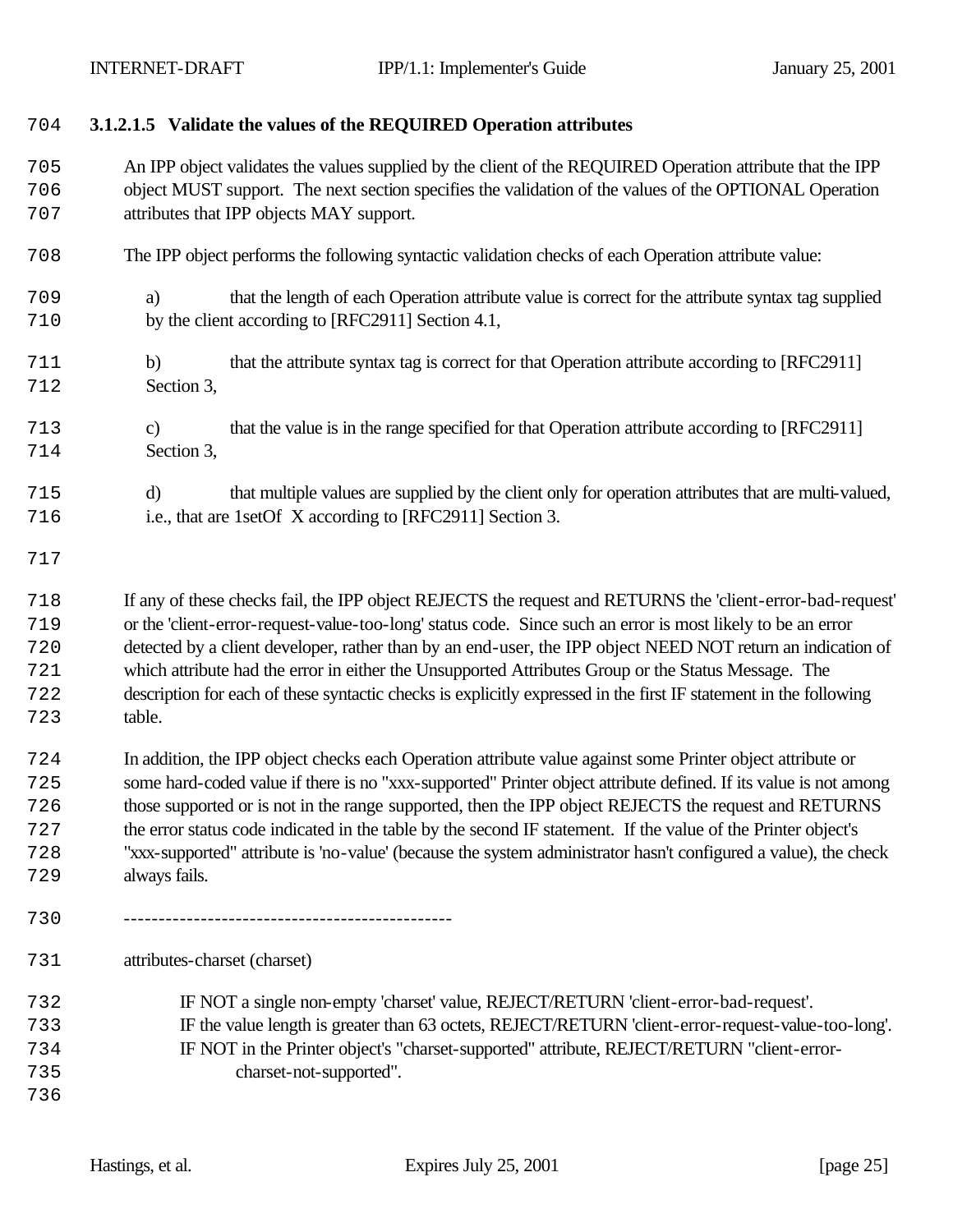#### 3.1.2.1.5 Validate the values of the REQUIRED Operation attributes

An IPP object validates the values supplied by the client of the REQUIRED Operation attribute that the IPP object MUST support. The next section specifies the validation of the values of the OPTIONAL Operation attributes that IPP objects MAY support.

The IPP object performs the following syntactic validation checks of each Operation attribute value:

a) that the length of each Operation attribute value is correct for the attribute syntax tag supplied by the client according to [RFC2911] Section 4.1,

b) that the attribute syntax tag is correct for that Operation attribute according to [RFC2911] Section 3,

c) that the value is in the range specified for that Operation attribute according to [RFC2911] Section 3,

d) that multiple values are supplied by the client only for operation attributes that are multi-valued, i.e., that are 1setOf X according to [RFC2911] Section 3.

If any of these checks fail, the IPP object REJECTS the request and RETURNS the 'client-error-bad-request' or the 'client-error-request-value-too-long' status code. Since such an error is most likely to be an error detected by a client developer, rather than by an end-user, the IPP object NEED NOT return an indication of which attribute had the error in either the Unsupported Attributes Group or the Status Message. The description for each of these syntactic checks is explicitly expressed in the first IF statement in the following table.

In addition, the IPP object checks each Operation attribute value against some Printer object attribute or some hard-coded value if there is no "xxx-supported" Printer object attribute defined. If its value is not among those supported or is not in the range supported, then the IPP object REJECTS the request and RETURNS the error status code indicated in the table by the second IF statement. If the value of the Printer object's "xxx-supported" attribute is 'no-value' (because the system administrator hasn't configured a value), the check always fails.

-----------------------------------------------

attributes-charset (charset)

    IF NOT a single non-empty 'charset' value, REJECT/RETURN 'client-error-bad-request'.
    IF the value length is greater than 63 octets, REJECT/RETURN 'client-error-request-value-too-long'.
    IF NOT in the Printer object's "charset-supported" attribute, REJECT/RETURN "client-error-
        charset-not-supported".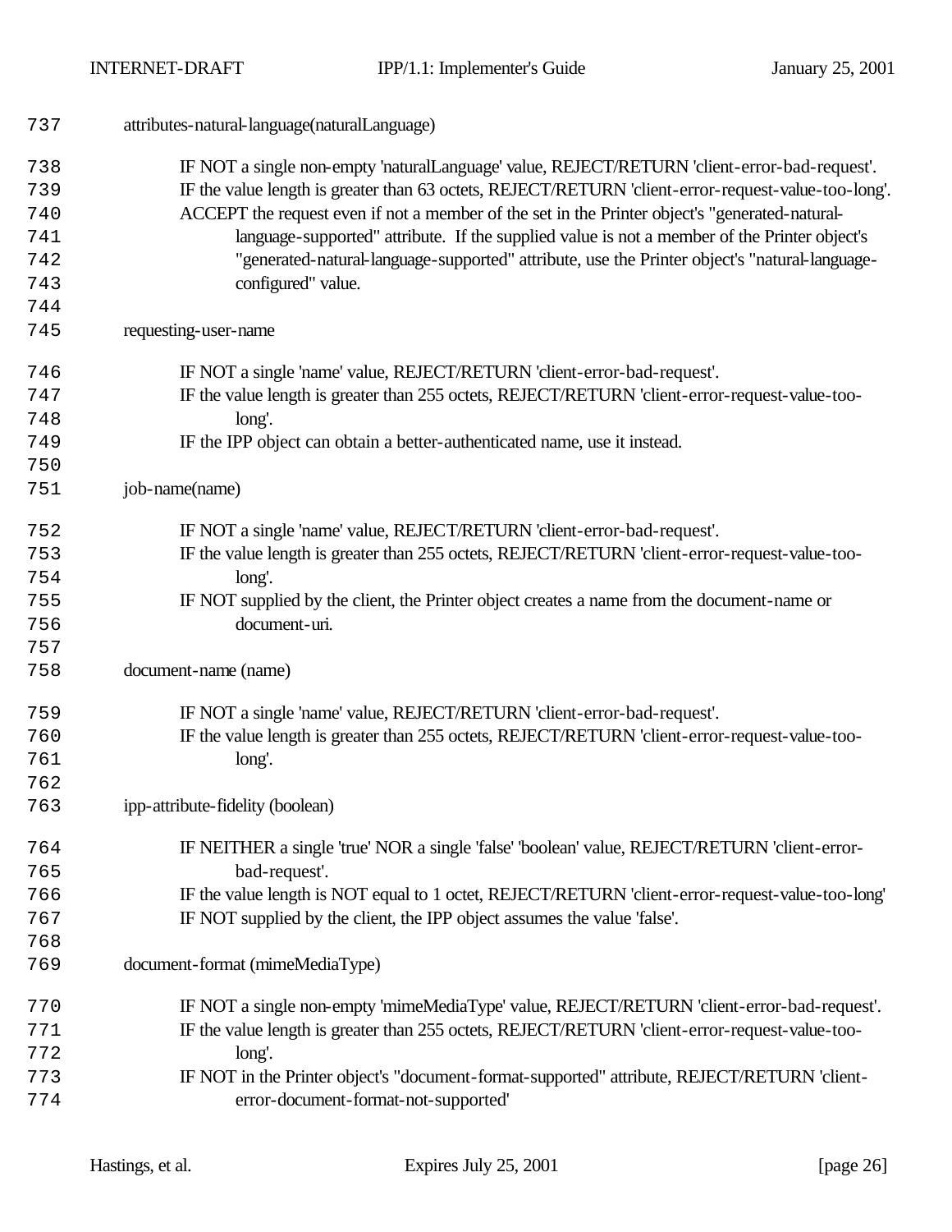attributes-natural-language(naturalLanguage)

IF NOT a single non-empty 'naturalLanguage' value, REJECT/RETURN 'client-error-bad-request'.
IF the value length is greater than 63 octets, REJECT/RETURN 'client-error-request-value-too-long'.
ACCEPT the request even if not a member of the set in the Printer object's "generated-natural-language-supported" attribute. If the supplied value is not a member of the Printer object's "generated-natural-language-supported" attribute, use the Printer object's "natural-language-configured" value.

requesting-user-name

IF NOT a single 'name' value, REJECT/RETURN 'client-error-bad-request'.
IF the value length is greater than 255 octets, REJECT/RETURN 'client-error-request-value-too-long'.
IF the IPP object can obtain a better-authenticated name, use it instead.

job-name(name)

IF NOT a single 'name' value, REJECT/RETURN 'client-error-bad-request'.
IF the value length is greater than 255 octets, REJECT/RETURN 'client-error-request-value-too-long'.
IF NOT supplied by the client, the Printer object creates a name from the document-name or document-uri.

document-name (name)

IF NOT a single 'name' value, REJECT/RETURN 'client-error-bad-request'.
IF the value length is greater than 255 octets, REJECT/RETURN 'client-error-request-value-too-long'.

ipp-attribute-fidelity (boolean)

IF NEITHER a single 'true' NOR a single 'false' 'boolean' value, REJECT/RETURN 'client-error-bad-request'.
IF the value length is NOT equal to 1 octet, REJECT/RETURN 'client-error-request-value-too-long'
IF NOT supplied by the client, the IPP object assumes the value 'false'.

document-format (mimeMediaType)

IF NOT a single non-empty 'mimeMediaType' value, REJECT/RETURN 'client-error-bad-request'.
IF the value length is greater than 255 octets, REJECT/RETURN 'client-error-request-value-too-long'.
IF NOT in the Printer object's "document-format-supported" attribute, REJECT/RETURN 'client-error-document-format-not-supported'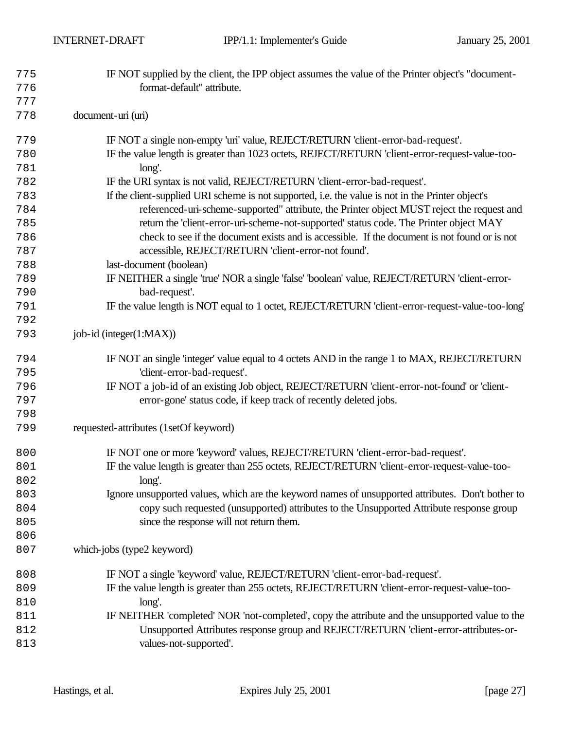IF NOT supplied by the client, the IPP object assumes the value of the Printer object's "document-format-default" attribute.

document-uri (uri)

IF NOT a single non-empty 'uri' value, REJECT/RETURN 'client-error-bad-request'.
IF the value length is greater than 1023 octets, REJECT/RETURN 'client-error-request-value-too-long'.
IF the URI syntax is not valid, REJECT/RETURN 'client-error-bad-request'.
If the client-supplied URI scheme is not supported, i.e. the value is not in the Printer object's referenced-uri-scheme-supported" attribute, the Printer object MUST reject the request and return the 'client-error-uri-scheme-not-supported' status code. The Printer object MAY check to see if the document exists and is accessible. If the document is not found or is not accessible, REJECT/RETURN 'client-error-not found'.
last-document (boolean)
IF NEITHER a single 'true' NOR a single 'false' 'boolean' value, REJECT/RETURN 'client-error-bad-request'.
IF the value length is NOT equal to 1 octet, REJECT/RETURN 'client-error-request-value-too-long'

job-id (integer(1:MAX))

IF NOT an single 'integer' value equal to 4 octets AND in the range 1 to MAX, REJECT/RETURN 'client-error-bad-request'.
IF NOT a job-id of an existing Job object, REJECT/RETURN 'client-error-not-found' or 'client-error-gone' status code, if keep track of recently deleted jobs.

requested-attributes (1setOf keyword)

IF NOT one or more 'keyword' values, REJECT/RETURN 'client-error-bad-request'.
IF the value length is greater than 255 octets, REJECT/RETURN 'client-error-request-value-too-long'.
Ignore unsupported values, which are the keyword names of unsupported attributes. Don't bother to copy such requested (unsupported) attributes to the Unsupported Attribute response group since the response will not return them.

which-jobs (type2 keyword)

IF NOT a single 'keyword' value, REJECT/RETURN 'client-error-bad-request'.
IF the value length is greater than 255 octets, REJECT/RETURN 'client-error-request-value-too-long'.
IF NEITHER 'completed' NOR 'not-completed', copy the attribute and the unsupported value to the Unsupported Attributes response group and REJECT/RETURN 'client-error-attributes-or-values-not-supported'.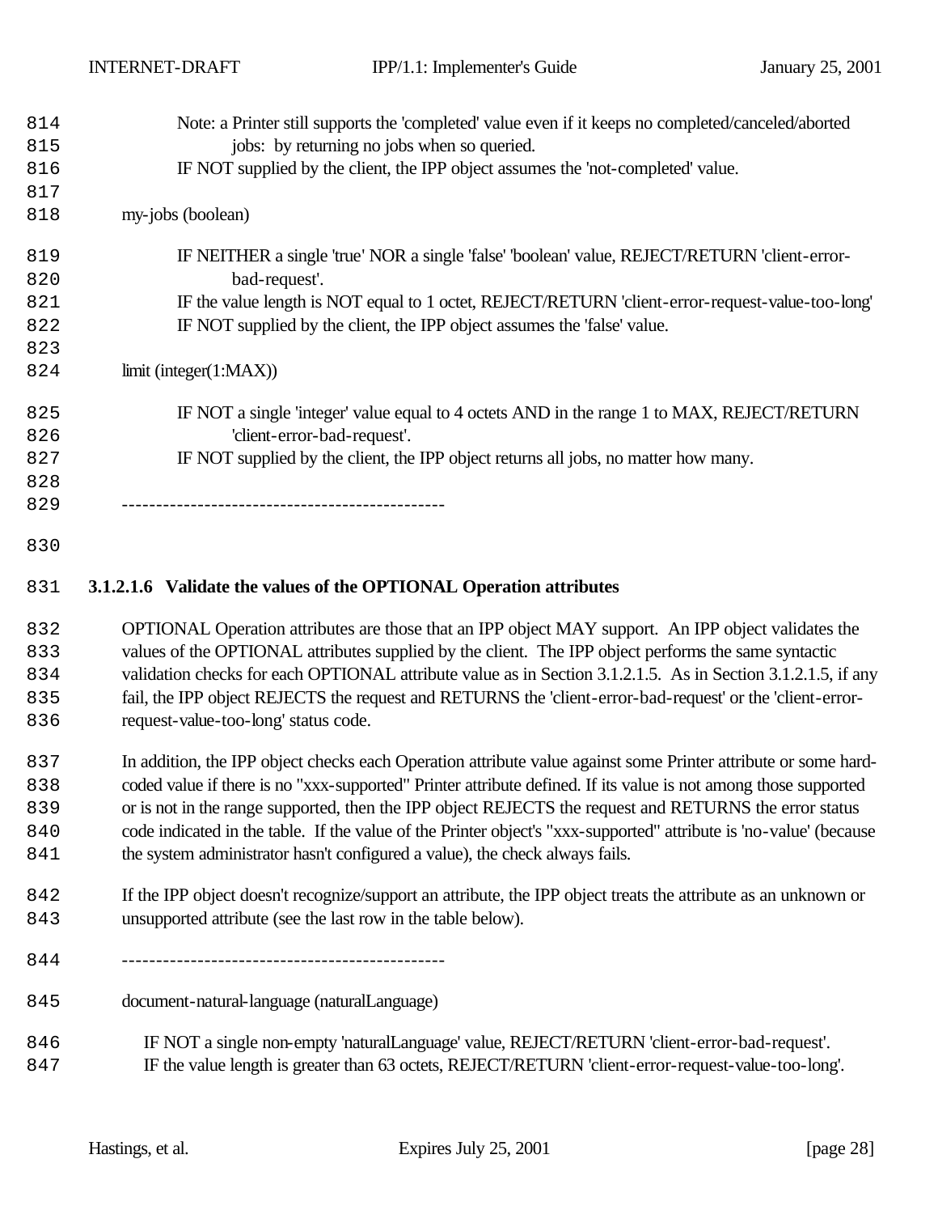Note: a Printer still supports the 'completed' value even if it keeps no completed/canceled/aborted jobs: by returning no jobs when so queried.

IF NOT supplied by the client, the IPP object assumes the 'not-completed' value.

my-jobs (boolean)

IF NEITHER a single 'true' NOR a single 'false' 'boolean' value, REJECT/RETURN 'client-error-bad-request'.

IF the value length is NOT equal to 1 octet, REJECT/RETURN 'client-error-request-value-too-long'

IF NOT supplied by the client, the IPP object assumes the 'false' value.

limit (integer(1:MAX))

IF NOT a single 'integer' value equal to 4 octets AND in the range 1 to MAX, REJECT/RETURN 'client-error-bad-request'.

IF NOT supplied by the client, the IPP object returns all jobs, no matter how many.

-----------------------------------------------

#### 3.1.2.1.6 Validate the values of the OPTIONAL Operation attributes

OPTIONAL Operation attributes are those that an IPP object MAY support. An IPP object validates the values of the OPTIONAL attributes supplied by the client. The IPP object performs the same syntactic validation checks for each OPTIONAL attribute value as in Section 3.1.2.1.5. As in Section 3.1.2.1.5, if any fail, the IPP object REJECTS the request and RETURNS the 'client-error-bad-request' or the 'client-error-request-value-too-long' status code.

In addition, the IPP object checks each Operation attribute value against some Printer attribute or some hard-coded value if there is no "xxx-supported" Printer attribute defined. If its value is not among those supported or is not in the range supported, then the IPP object REJECTS the request and RETURNS the error status code indicated in the table. If the value of the Printer object's "xxx-supported" attribute is 'no-value' (because the system administrator hasn't configured a value), the check always fails.

If the IPP object doesn't recognize/support an attribute, the IPP object treats the attribute as an unknown or unsupported attribute (see the last row in the table below).

-----------------------------------------------

document-natural-language (naturalLanguage)

IF NOT a single non-empty 'naturalLanguage' value, REJECT/RETURN 'client-error-bad-request'.

IF the value length is greater than 63 octets, REJECT/RETURN 'client-error-request-value-too-long'.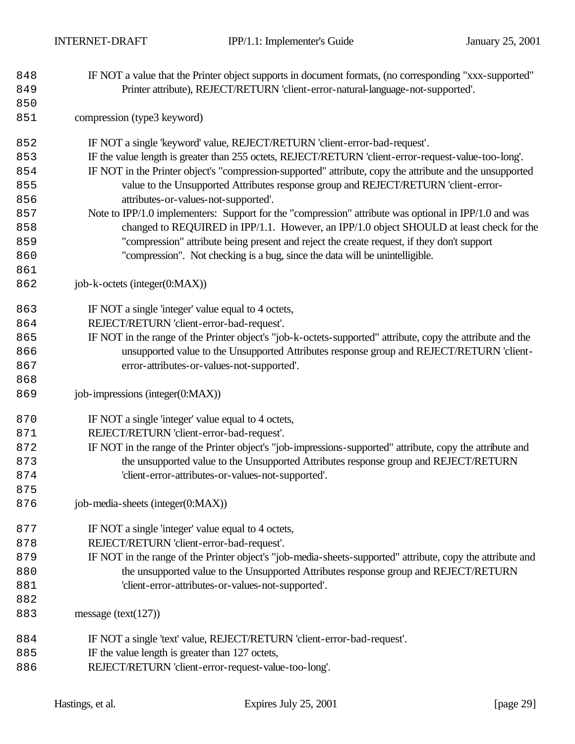IF NOT a value that the Printer object supports in document formats, (no corresponding "xxx-supported" Printer attribute), REJECT/RETURN 'client-error-natural-language-not-supported'.

compression (type3 keyword)

IF NOT a single 'keyword' value, REJECT/RETURN 'client-error-bad-request'.
IF the value length is greater than 255 octets, REJECT/RETURN 'client-error-request-value-too-long'.
IF NOT in the Printer object's "compression-supported" attribute, copy the attribute and the unsupported value to the Unsupported Attributes response group and REJECT/RETURN 'client-error-attributes-or-values-not-supported'.
Note to IPP/1.0 implementers: Support for the "compression" attribute was optional in IPP/1.0 and was changed to REQUIRED in IPP/1.1. However, an IPP/1.0 object SHOULD at least check for the "compression" attribute being present and reject the create request, if they don't support "compression". Not checking is a bug, since the data will be unintelligible.

job-k-octets (integer(0:MAX))

IF NOT a single 'integer' value equal to 4 octets,
REJECT/RETURN 'client-error-bad-request'.
IF NOT in the range of the Printer object's "job-k-octets-supported" attribute, copy the attribute and the unsupported value to the Unsupported Attributes response group and REJECT/RETURN 'client-error-attributes-or-values-not-supported'.

job-impressions (integer(0:MAX))

IF NOT a single 'integer' value equal to 4 octets,
REJECT/RETURN 'client-error-bad-request'.
IF NOT in the range of the Printer object's "job-impressions-supported" attribute, copy the attribute and the unsupported value to the Unsupported Attributes response group and REJECT/RETURN 'client-error-attributes-or-values-not-supported'.

job-media-sheets (integer(0:MAX))

IF NOT a single 'integer' value equal to 4 octets,
REJECT/RETURN 'client-error-bad-request'.
IF NOT in the range of the Printer object's "job-media-sheets-supported" attribute, copy the attribute and the unsupported value to the Unsupported Attributes response group and REJECT/RETURN 'client-error-attributes-or-values-not-supported'.

message (text(127))

IF NOT a single 'text' value, REJECT/RETURN 'client-error-bad-request'.
IF the value length is greater than 127 octets,
REJECT/RETURN 'client-error-request-value-too-long'.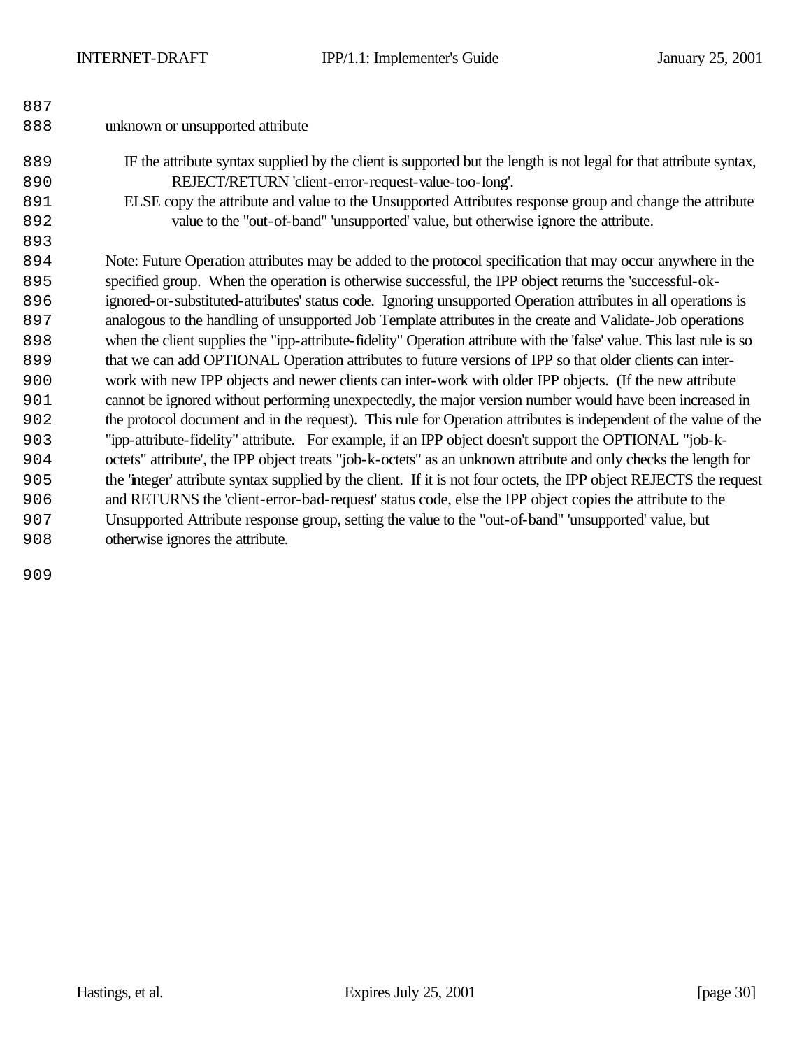unknown or unsupported attribute

IF the attribute syntax supplied by the client is supported but the length is not legal for that attribute syntax, REJECT/RETURN 'client-error-request-value-too-long'.

ELSE copy the attribute and value to the Unsupported Attributes response group and change the attribute value to the "out-of-band" 'unsupported' value, but otherwise ignore the attribute.

Note: Future Operation attributes may be added to the protocol specification that may occur anywhere in the specified group. When the operation is otherwise successful, the IPP object returns the 'successful-ok-ignored-or-substituted-attributes' status code. Ignoring unsupported Operation attributes in all operations is analogous to the handling of unsupported Job Template attributes in the create and Validate-Job operations when the client supplies the "ipp-attribute-fidelity" Operation attribute with the 'false' value. This last rule is so that we can add OPTIONAL Operation attributes to future versions of IPP so that older clients can inter-work with new IPP objects and newer clients can inter-work with older IPP objects. (If the new attribute cannot be ignored without performing unexpectedly, the major version number would have been increased in the protocol document and in the request). This rule for Operation attributes is independent of the value of the "ipp-attribute-fidelity" attribute. For example, if an IPP object doesn't support the OPTIONAL "job-k-octets" attribute', the IPP object treats "job-k-octets" as an unknown attribute and only checks the length for the 'integer' attribute syntax supplied by the client. If it is not four octets, the IPP object REJECTS the request and RETURNS the 'client-error-bad-request' status code, else the IPP object copies the attribute to the Unsupported Attribute response group, setting the value to the "out-of-band" 'unsupported' value, but otherwise ignores the attribute.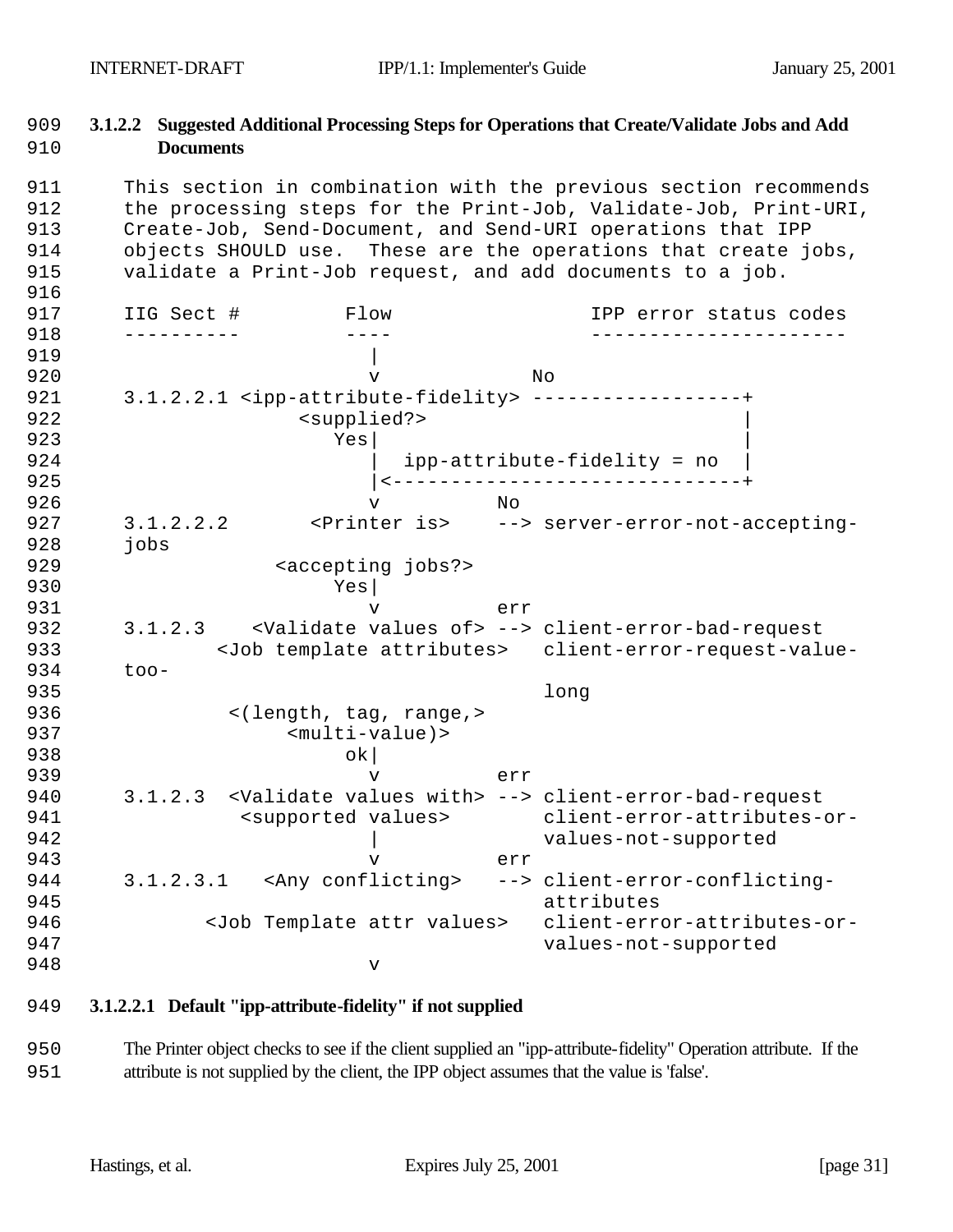#### 3.1.2.2 Suggested Additional Processing Steps for Operations that Create/Validate Jobs and Add Documents

This section in combination with the previous section recommends the processing steps for the Print-Job, Validate-Job, Print-URI, Create-Job, Send-Document, and Send-URI operations that IPP objects SHOULD use. These are the operations that create jobs, validate a Print-Job request, and add documents to a job.

```
IIG Sect #         Flow                 IPP error status codes
----------         ----                 ----------------------
                     |
                     v            No
3.1.2.2.1 <ipp-attribute-fidelity> ------------------+
                <supplied?>                          |
                   Yes|                              |
                      |  ipp-attribute-fidelity = no  |
                      |<-----------------------------+
                      v         No
3.1.2.2.2       <Printer is>    --> server-error-not-accepting-
jobs
              <accepting jobs?>
                   Yes|
                      v         err
3.1.2.3    <Validate values of> --> client-error-bad-request
        <Job template attributes>   client-error-request-value-
too-
                                    long
         <(length, tag, range,>
              <multi-value)>
                    ok|
                      v         err
3.1.2.3  <Validate values with> --> client-error-bad-request
          <supported values>        client-error-attributes-or-
                      |             values-not-supported
                      v         err
3.1.2.3.1   <Any conflicting>   --> client-error-conflicting-
                                    attributes
       <Job Template attr values>   client-error-attributes-or-
                                    values-not-supported
                      v
```

##### 3.1.2.2.1 Default "ipp-attribute-fidelity" if not supplied

The Printer object checks to see if the client supplied an "ipp-attribute-fidelity" Operation attribute. If the attribute is not supplied by the client, the IPP object assumes that the value is 'false'.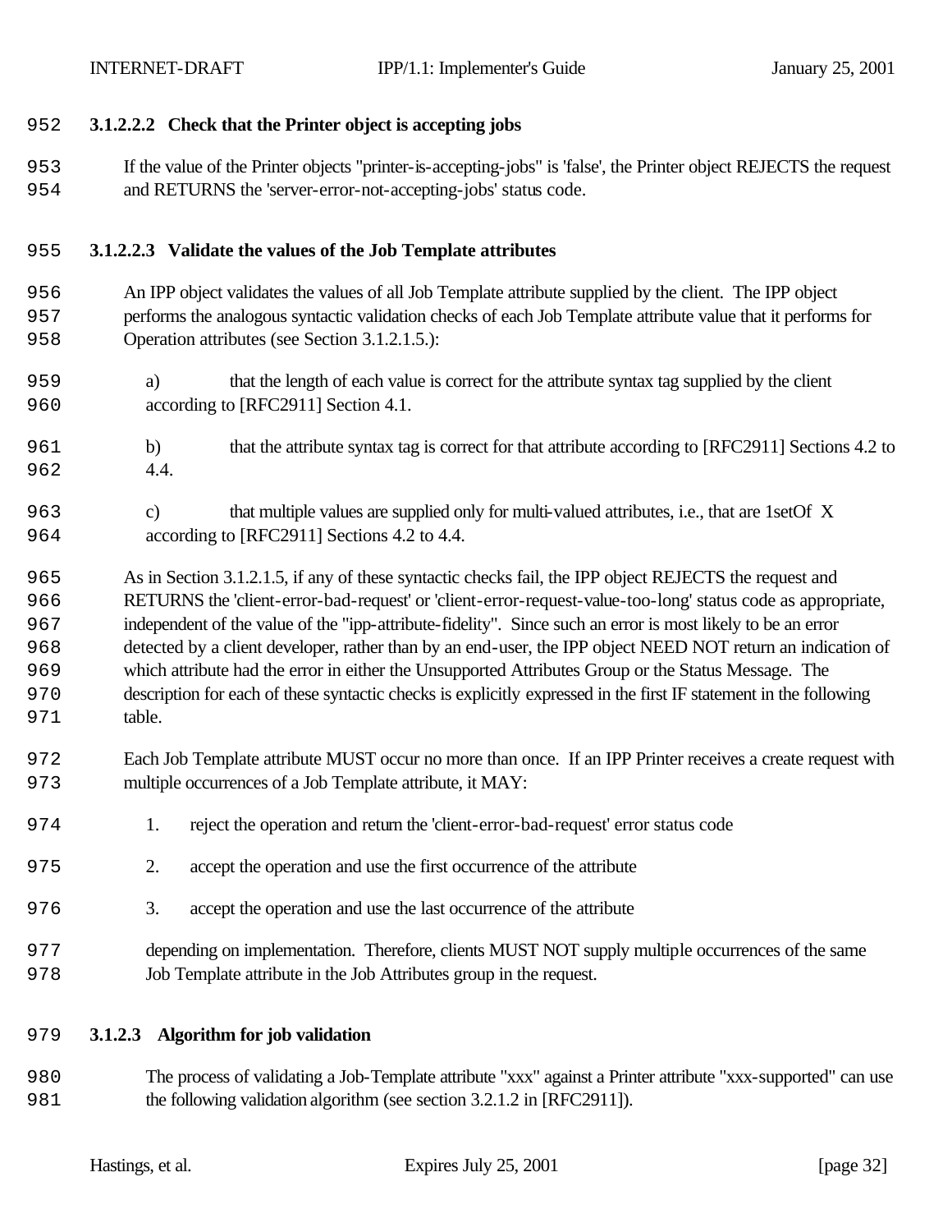#### 3.1.2.2.2 Check that the Printer object is accepting jobs

If the value of the Printer objects "printer-is-accepting-jobs" is 'false', the Printer object REJECTS the request and RETURNS the 'server-error-not-accepting-jobs' status code.

#### 3.1.2.2.3 Validate the values of the Job Template attributes

An IPP object validates the values of all Job Template attribute supplied by the client. The IPP object performs the analogous syntactic validation checks of each Job Template attribute value that it performs for Operation attributes (see Section 3.1.2.1.5.):

a) that the length of each value is correct for the attribute syntax tag supplied by the client according to [RFC2911] Section 4.1.

b) that the attribute syntax tag is correct for that attribute according to [RFC2911] Sections 4.2 to 4.4.

c) that multiple values are supplied only for multi-valued attributes, i.e., that are 1setOf X according to [RFC2911] Sections 4.2 to 4.4.

As in Section 3.1.2.1.5, if any of these syntactic checks fail, the IPP object REJECTS the request and RETURNS the 'client-error-bad-request' or 'client-error-request-value-too-long' status code as appropriate, independent of the value of the "ipp-attribute-fidelity". Since such an error is most likely to be an error detected by a client developer, rather than by an end-user, the IPP object NEED NOT return an indication of which attribute had the error in either the Unsupported Attributes Group or the Status Message. The description for each of these syntactic checks is explicitly expressed in the first IF statement in the following table.

Each Job Template attribute MUST occur no more than once. If an IPP Printer receives a create request with multiple occurrences of a Job Template attribute, it MAY:

1. reject the operation and return the 'client-error-bad-request' error status code
2. accept the operation and use the first occurrence of the attribute
3. accept the operation and use the last occurrence of the attribute

depending on implementation. Therefore, clients MUST NOT supply multiple occurrences of the same Job Template attribute in the Job Attributes group in the request.

### 3.1.2.3 Algorithm for job validation

The process of validating a Job-Template attribute "xxx" against a Printer attribute "xxx-supported" can use the following validation algorithm (see section 3.2.1.2 in [RFC2911]).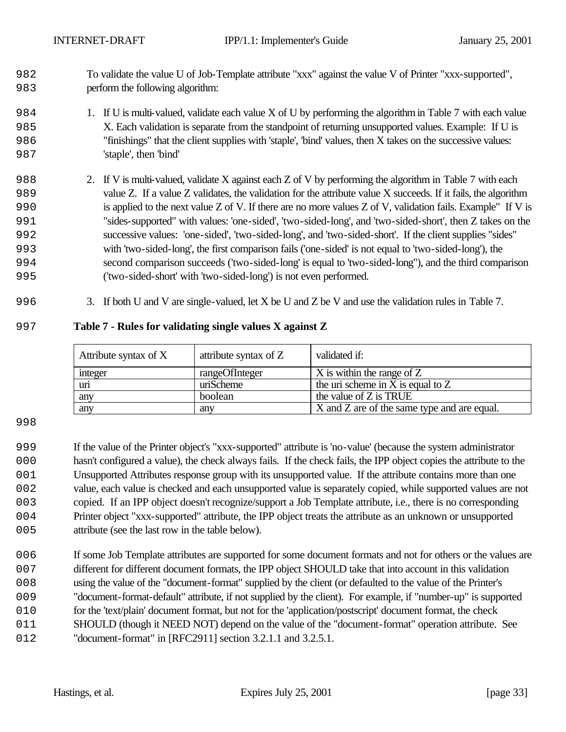To validate the value U of Job-Template attribute "xxx" against the value V of Printer "xxx-supported", perform the following algorithm:

1. If U is multi-valued, validate each value X of U by performing the algorithm in Table 7 with each value X. Each validation is separate from the standpoint of returning unsupported values. Example: If U is "finishings" that the client supplies with 'staple', 'bind' values, then X takes on the successive values: 'staple', then 'bind'

2. If V is multi-valued, validate X against each Z of V by performing the algorithm in Table 7 with each value Z. If a value Z validates, the validation for the attribute value X succeeds. If it fails, the algorithm is applied to the next value Z of V. If there are no more values Z of V, validation fails. Example" If V is "sides-supported" with values: 'one-sided', 'two-sided-long', and 'two-sided-short', then Z takes on the successive values: 'one-sided', 'two-sided-long', and 'two-sided-short'. If the client supplies "sides" with 'two-sided-long', the first comparison fails ('one-sided' is not equal to 'two-sided-long'), the second comparison succeeds ('two-sided-long' is equal to 'two-sided-long"), and the third comparison ('two-sided-short' with 'two-sided-long') is not even performed.

3. If both U and V are single-valued, let X be U and Z be V and use the validation rules in Table 7.

**Table 7 - Rules for validating single values X against Z**

| Attribute syntax of X | attribute syntax of Z | validated if: |
|---|---|---|
| integer | rangeOfInteger | X is within the range of Z |
| uri | uriScheme | the uri scheme in X is equal to Z |
| any | boolean | the value of Z is TRUE |
| any | any | X and Z are of the same type and are equal. |

If the value of the Printer object's "xxx-supported" attribute is 'no-value' (because the system administrator hasn't configured a value), the check always fails. If the check fails, the IPP object copies the attribute to the Unsupported Attributes response group with its unsupported value. If the attribute contains more than one value, each value is checked and each unsupported value is separately copied, while supported values are not copied. If an IPP object doesn't recognize/support a Job Template attribute, i.e., there is no corresponding Printer object "xxx-supported" attribute, the IPP object treats the attribute as an unknown or unsupported attribute (see the last row in the table below).

If some Job Template attributes are supported for some document formats and not for others or the values are different for different document formats, the IPP object SHOULD take that into account in this validation using the value of the "document-format" supplied by the client (or defaulted to the value of the Printer's "document-format-default" attribute, if not supplied by the client). For example, if "number-up" is supported for the 'text/plain' document format, but not for the 'application/postscript' document format, the check SHOULD (though it NEED NOT) depend on the value of the "document-format" operation attribute. See "document-format" in [RFC2911] section 3.2.1.1 and 3.2.5.1.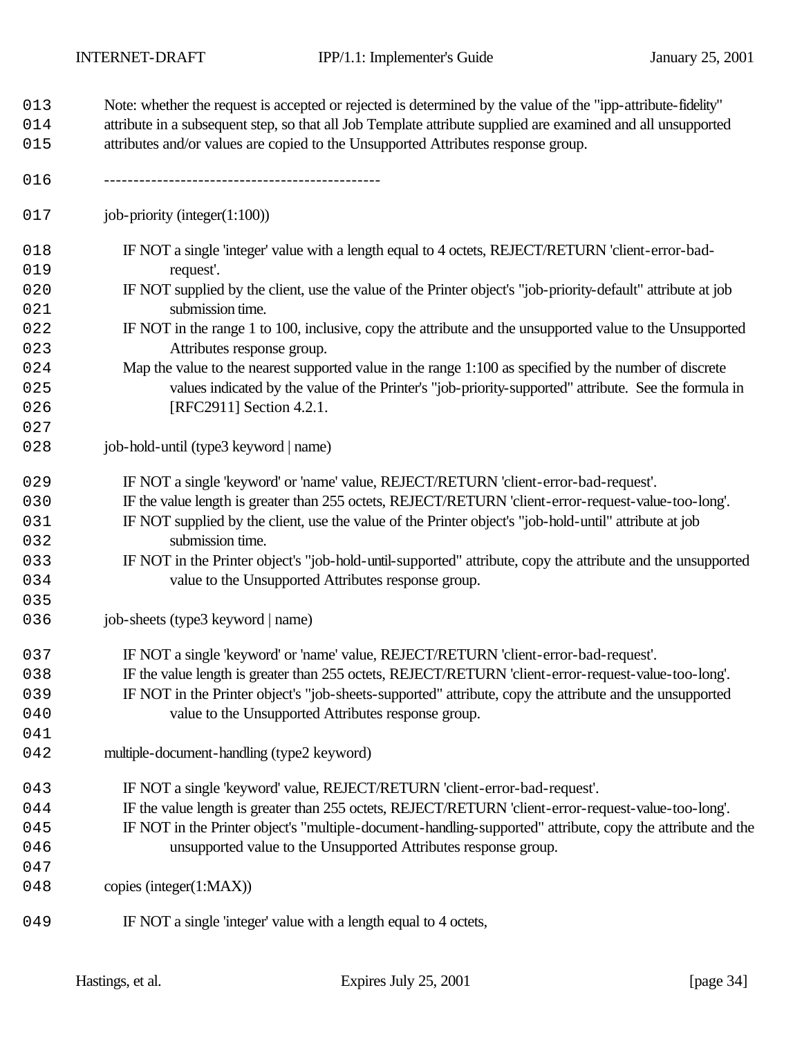Note: whether the request is accepted or rejected is determined by the value of the "ipp-attribute-fidelity" attribute in a subsequent step, so that all Job Template attribute supplied are examined and all unsupported attributes and/or values are copied to the Unsupported Attributes response group.

-----------------------------------------------

job-priority (integer(1:100))

IF NOT a single 'integer' value with a length equal to 4 octets, REJECT/RETURN 'client-error-bad-request'.
IF NOT supplied by the client, use the value of the Printer object's "job-priority-default" attribute at job submission time.
IF NOT in the range 1 to 100, inclusive, copy the attribute and the unsupported value to the Unsupported Attributes response group.
Map the value to the nearest supported value in the range 1:100 as specified by the number of discrete values indicated by the value of the Printer's "job-priority-supported" attribute. See the formula in [RFC2911] Section 4.2.1.

job-hold-until (type3 keyword | name)

IF NOT a single 'keyword' or 'name' value, REJECT/RETURN 'client-error-bad-request'.
IF the value length is greater than 255 octets, REJECT/RETURN 'client-error-request-value-too-long'.
IF NOT supplied by the client, use the value of the Printer object's "job-hold-until" attribute at job submission time.
IF NOT in the Printer object's "job-hold-until-supported" attribute, copy the attribute and the unsupported value to the Unsupported Attributes response group.

job-sheets (type3 keyword | name)

IF NOT a single 'keyword' or 'name' value, REJECT/RETURN 'client-error-bad-request'.
IF the value length is greater than 255 octets, REJECT/RETURN 'client-error-request-value-too-long'.
IF NOT in the Printer object's "job-sheets-supported" attribute, copy the attribute and the unsupported value to the Unsupported Attributes response group.

multiple-document-handling (type2 keyword)

IF NOT a single 'keyword' value, REJECT/RETURN 'client-error-bad-request'.
IF the value length is greater than 255 octets, REJECT/RETURN 'client-error-request-value-too-long'.
IF NOT in the Printer object's "multiple-document-handling-supported" attribute, copy the attribute and the unsupported value to the Unsupported Attributes response group.

copies (integer(1:MAX))

IF NOT a single 'integer' value with a length equal to 4 octets,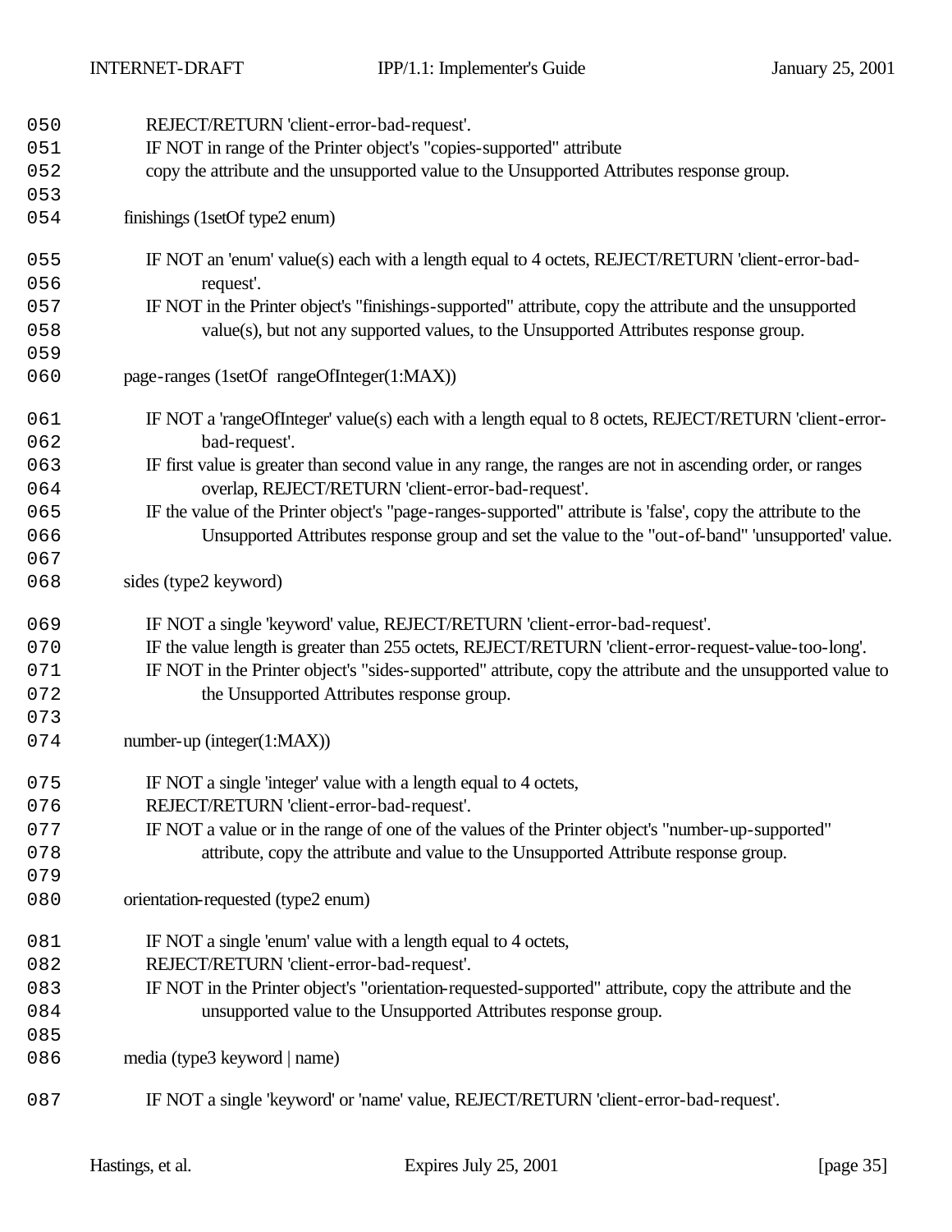050 REJECT/RETURN 'client-error-bad-request'.
051 IF NOT in range of the Printer object's "copies-supported" attribute
052 copy the attribute and the unsupported value to the Unsupported Attributes response group.
053
054 finishings (1setOf type2 enum)

055 IF NOT an 'enum' value(s) each with a length equal to 4 octets, REJECT/RETURN 'client-error-bad-
056 request'.
057 IF NOT in the Printer object's "finishings-supported" attribute, copy the attribute and the unsupported
058 value(s), but not any supported values, to the Unsupported Attributes response group.
059
060 page-ranges (1setOf rangeOfInteger(1:MAX))

061 IF NOT a 'rangeOfInteger' value(s) each with a length equal to 8 octets, REJECT/RETURN 'client-error-
062 bad-request'.
063 IF first value is greater than second value in any range, the ranges are not in ascending order, or ranges
064 overlap, REJECT/RETURN 'client-error-bad-request'.
065 IF the value of the Printer object's "page-ranges-supported" attribute is 'false', copy the attribute to the
066 Unsupported Attributes response group and set the value to the "out-of-band" 'unsupported' value.
067
068 sides (type2 keyword)

069 IF NOT a single 'keyword' value, REJECT/RETURN 'client-error-bad-request'.
070 IF the value length is greater than 255 octets, REJECT/RETURN 'client-error-request-value-too-long'.
071 IF NOT in the Printer object's "sides-supported" attribute, copy the attribute and the unsupported value to
072 the Unsupported Attributes response group.
073
074 number-up (integer(1:MAX))

075 IF NOT a single 'integer' value with a length equal to 4 octets,
076 REJECT/RETURN 'client-error-bad-request'.
077 IF NOT a value or in the range of one of the values of the Printer object's "number-up-supported"
078 attribute, copy the attribute and value to the Unsupported Attribute response group.
079
080 orientation-requested (type2 enum)

081 IF NOT a single 'enum' value with a length equal to 4 octets,
082 REJECT/RETURN 'client-error-bad-request'.
083 IF NOT in the Printer object's "orientation-requested-supported" attribute, copy the attribute and the
084 unsupported value to the Unsupported Attributes response group.
085
086 media (type3 keyword | name)

087 IF NOT a single 'keyword' or 'name' value, REJECT/RETURN 'client-error-bad-request'.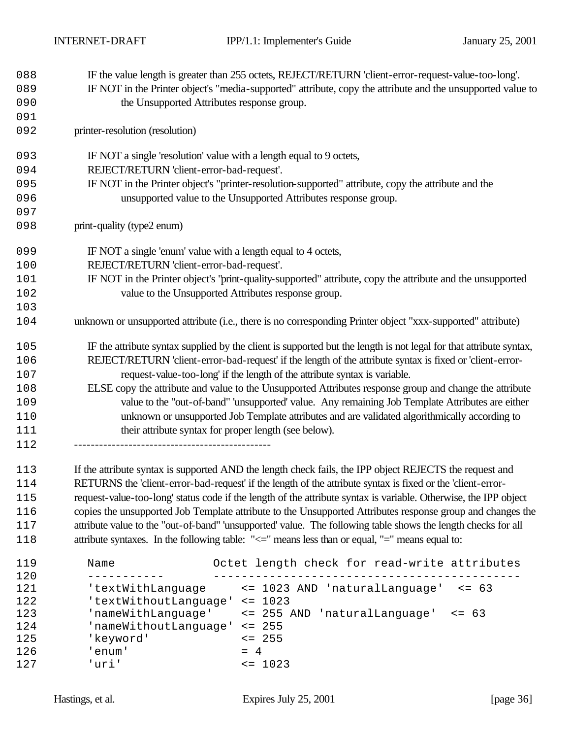088 IF the value length is greater than 255 octets, REJECT/RETURN 'client-error-request-value-too-long'.
089 IF NOT in the Printer object's "media-supported" attribute, copy the attribute and the unsupported value to
090 the Unsupported Attributes response group.
091
092 printer-resolution (resolution)

093 IF NOT a single 'resolution' value with a length equal to 9 octets,
094 REJECT/RETURN 'client-error-bad-request'.
095 IF NOT in the Printer object's "printer-resolution-supported" attribute, copy the attribute and the
096 unsupported value to the Unsupported Attributes response group.
097
098 print-quality (type2 enum)

099 IF NOT a single 'enum' value with a length equal to 4 octets,
100 REJECT/RETURN 'client-error-bad-request'.
101 IF NOT in the Printer object's "print-quality-supported" attribute, copy the attribute and the unsupported
102 value to the Unsupported Attributes response group.
103
104 unknown or unsupported attribute (i.e., there is no corresponding Printer object "xxx-supported" attribute)

105 IF the attribute syntax supplied by the client is supported but the length is not legal for that attribute syntax,
106 REJECT/RETURN 'client-error-bad-request' if the length of the attribute syntax is fixed or 'client-error-
107 request-value-too-long' if the length of the attribute syntax is variable.
108 ELSE copy the attribute and value to the Unsupported Attributes response group and change the attribute
109 value to the "out-of-band" 'unsupported' value. Any remaining Job Template Attributes are either
110 unknown or unsupported Job Template attributes and are validated algorithmically according to
111 their attribute syntax for proper length (see below).
112 -----------------------------------------------

113 If the attribute syntax is supported AND the length check fails, the IPP object REJECTS the request and
114 RETURNS the 'client-error-bad-request' if the length of the attribute syntax is fixed or the 'client-error-
115 request-value-too-long' status code if the length of the attribute syntax is variable. Otherwise, the IPP object
116 copies the unsupported Job Template attribute to the Unsupported Attributes response group and changes the
117 attribute value to the "out-of-band" 'unsupported' value. The following table shows the length checks for all
118 attribute syntaxes. In the following table: "<=" means less than or equal, "=" means equal to:

```
119    Name                Octet length check for read-write attributes
120    -----------         --------------------------------------------
121    'textWithLanguage      <= 1023 AND 'naturalLanguage'  <= 63
122    'textWithoutLanguage' <= 1023
123    'nameWithLanguage'     <= 255 AND 'naturalLanguage'  <= 63
124    'nameWithoutLanguage' <= 255
125    'keyword'              <= 255
126    'enum'                 = 4
127    'uri'                  <= 1023
```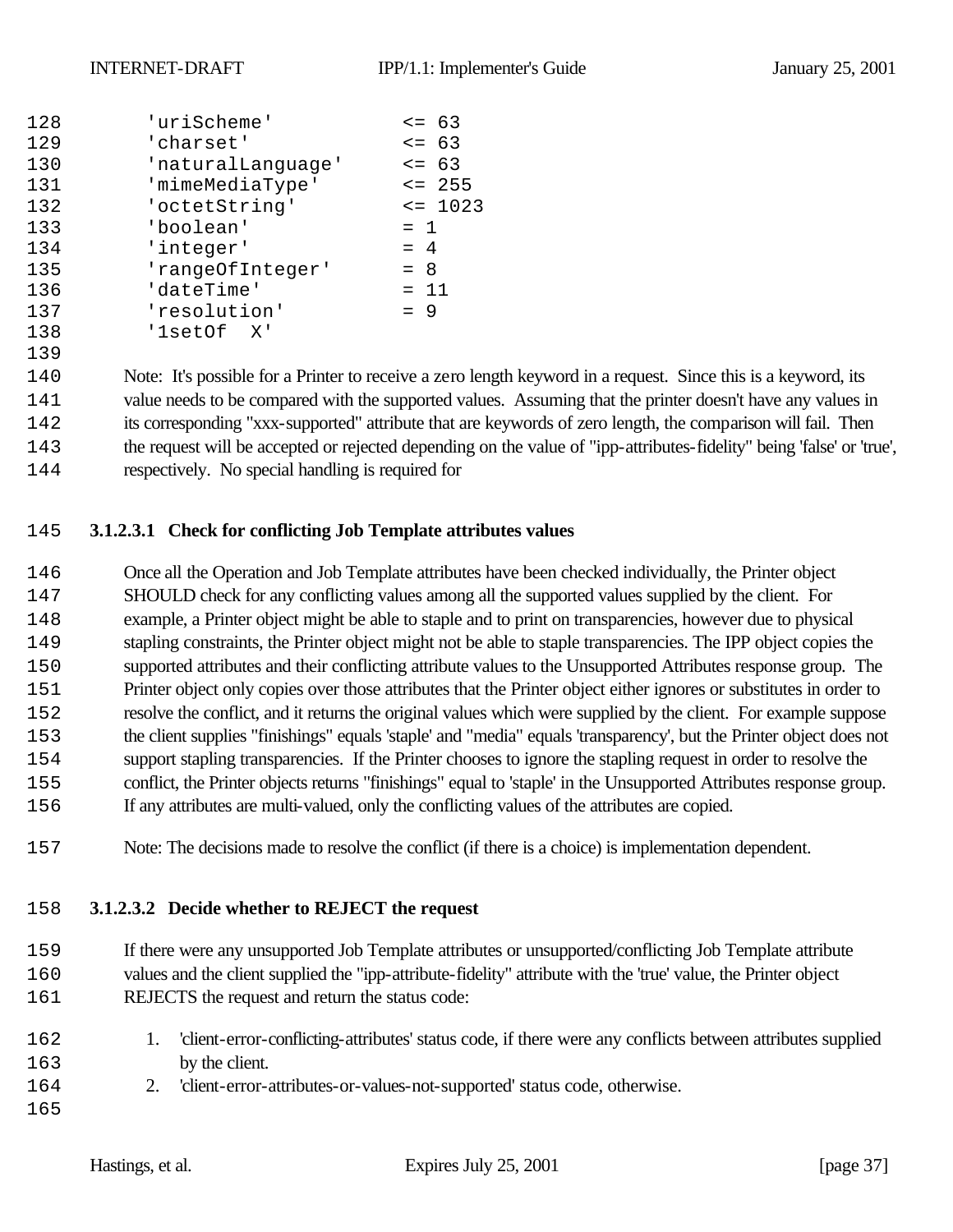```
'uriScheme'          <= 63
'charset'            <= 63
'naturalLanguage'    <= 63
'mimeMediaType'      <= 255
'octetString'        <= 1023
'boolean'            = 1
'integer'            = 4
'rangeOfInteger'     = 8
'dateTime'           = 11
'resolution'         = 9
'1setOf  X'
```

Note: It's possible for a Printer to receive a zero length keyword in a request. Since this is a keyword, its value needs to be compared with the supported values. Assuming that the printer doesn't have any values in its corresponding "xxx-supported" attribute that are keywords of zero length, the comparison will fail. Then the request will be accepted or rejected depending on the value of "ipp-attributes-fidelity" being 'false' or 'true', respectively. No special handling is required for

#### 3.1.2.3.1 Check for conflicting Job Template attributes values

Once all the Operation and Job Template attributes have been checked individually, the Printer object SHOULD check for any conflicting values among all the supported values supplied by the client. For example, a Printer object might be able to staple and to print on transparencies, however due to physical stapling constraints, the Printer object might not be able to staple transparencies. The IPP object copies the supported attributes and their conflicting attribute values to the Unsupported Attributes response group. The Printer object only copies over those attributes that the Printer object either ignores or substitutes in order to resolve the conflict, and it returns the original values which were supplied by the client. For example suppose the client supplies "finishings" equals 'staple' and "media" equals 'transparency', but the Printer object does not support stapling transparencies. If the Printer chooses to ignore the stapling request in order to resolve the conflict, the Printer objects returns "finishings" equal to 'staple' in the Unsupported Attributes response group. If any attributes are multi-valued, only the conflicting values of the attributes are copied.

Note: The decisions made to resolve the conflict (if there is a choice) is implementation dependent.

#### 3.1.2.3.2 Decide whether to REJECT the request

If there were any unsupported Job Template attributes or unsupported/conflicting Job Template attribute values and the client supplied the "ipp-attribute-fidelity" attribute with the 'true' value, the Printer object REJECTS the request and return the status code:

1. 'client-error-conflicting-attributes' status code, if there were any conflicts between attributes supplied by the client.
2. 'client-error-attributes-or-values-not-supported' status code, otherwise.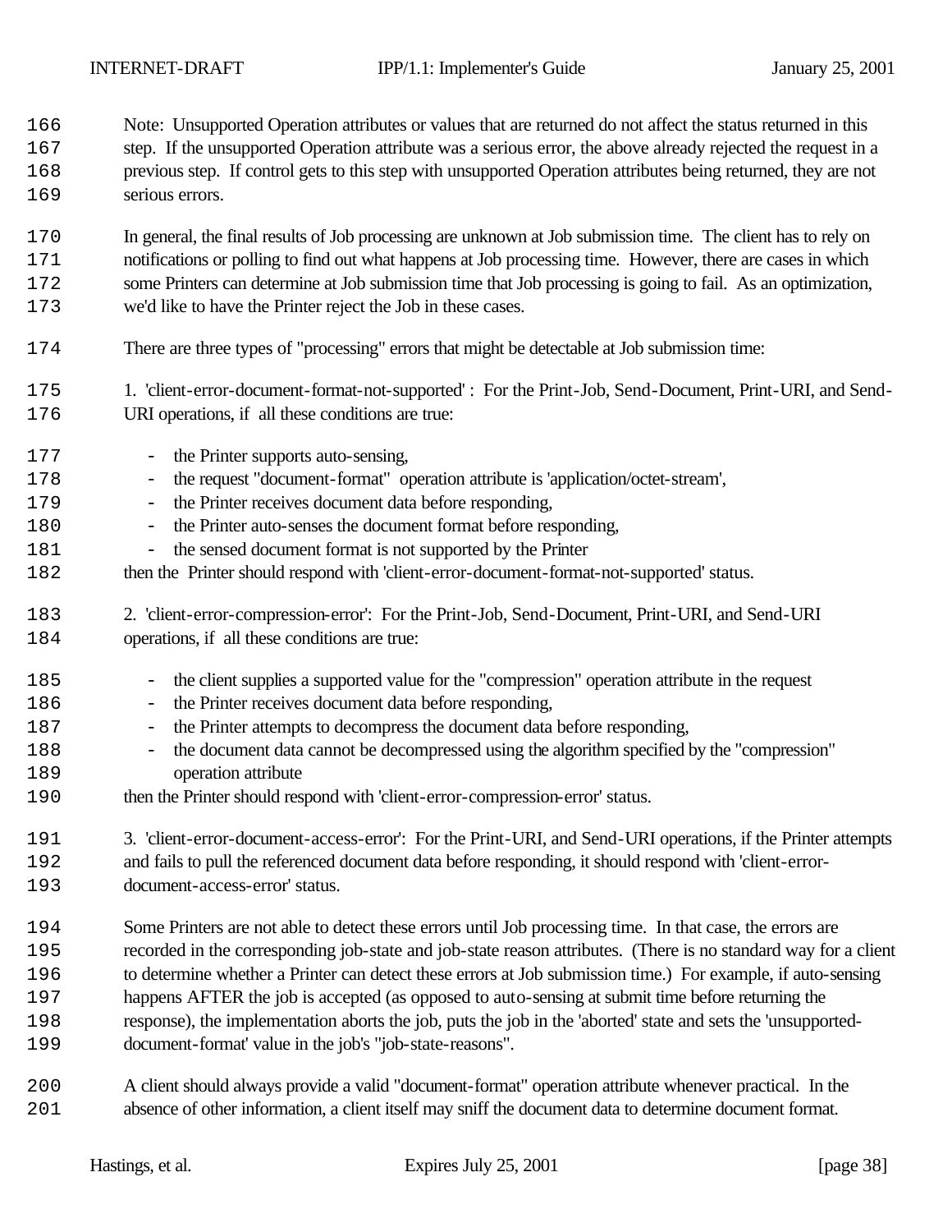Note: Unsupported Operation attributes or values that are returned do not affect the status returned in this step. If the unsupported Operation attribute was a serious error, the above already rejected the request in a previous step. If control gets to this step with unsupported Operation attributes being returned, they are not serious errors.

In general, the final results of Job processing are unknown at Job submission time. The client has to rely on notifications or polling to find out what happens at Job processing time. However, there are cases in which some Printers can determine at Job submission time that Job processing is going to fail. As an optimization, we'd like to have the Printer reject the Job in these cases.

There are three types of "processing" errors that might be detectable at Job submission time:

1. 'client-error-document-format-not-supported' : For the Print-Job, Send-Document, Print-URI, and Send-URI operations, if all these conditions are true:

   - the Printer supports auto-sensing,
   - the request "document-format" operation attribute is 'application/octet-stream',
   - the Printer receives document data before responding,
   - the Printer auto-senses the document format before responding,
   - the sensed document format is not supported by the Printer

   then the Printer should respond with 'client-error-document-format-not-supported' status.

2. 'client-error-compression-error': For the Print-Job, Send-Document, Print-URI, and Send-URI operations, if all these conditions are true:

   - the client supplies a supported value for the "compression" operation attribute in the request
   - the Printer receives document data before responding,
   - the Printer attempts to decompress the document data before responding,
   - the document data cannot be decompressed using the algorithm specified by the "compression" operation attribute

   then the Printer should respond with 'client-error-compression-error' status.

3. 'client-error-document-access-error': For the Print-URI, and Send-URI operations, if the Printer attempts and fails to pull the referenced document data before responding, it should respond with 'client-error-document-access-error' status.

Some Printers are not able to detect these errors until Job processing time. In that case, the errors are recorded in the corresponding job-state and job-state reason attributes. (There is no standard way for a client to determine whether a Printer can detect these errors at Job submission time.) For example, if auto-sensing happens AFTER the job is accepted (as opposed to auto-sensing at submit time before returning the response), the implementation aborts the job, puts the job in the 'aborted' state and sets the 'unsupported-document-format' value in the job's "job-state-reasons".

A client should always provide a valid "document-format" operation attribute whenever practical. In the absence of other information, a client itself may sniff the document data to determine document format.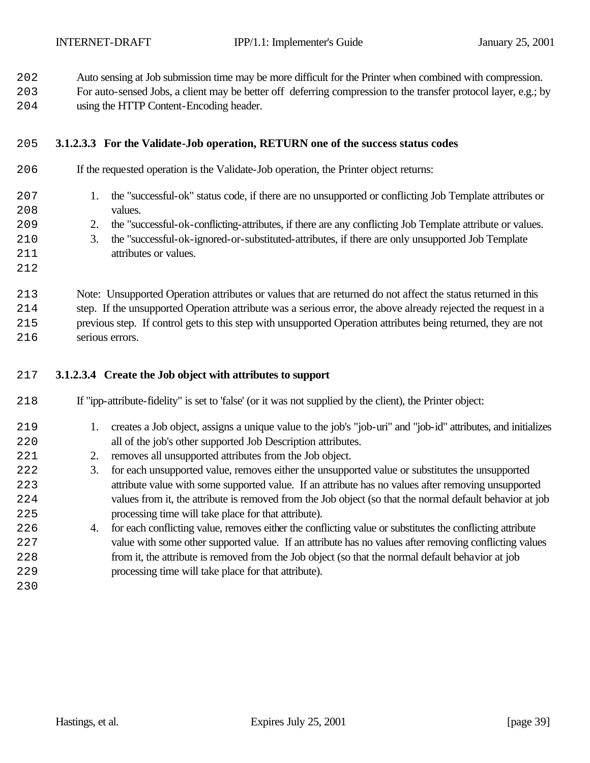Auto sensing at Job submission time may be more difficult for the Printer when combined with compression. For auto-sensed Jobs, a client may be better off deferring compression to the transfer protocol layer, e.g.; by using the HTTP Content-Encoding header.

#### 3.1.2.3.3 For the Validate-Job operation, RETURN one of the success status codes

If the requested operation is the Validate-Job operation, the Printer object returns:

1. the "successful-ok" status code, if there are no unsupported or conflicting Job Template attributes or values.
2. the "successful-ok-conflicting-attributes, if there are any conflicting Job Template attribute or values.
3. the "successful-ok-ignored-or-substituted-attributes, if there are only unsupported Job Template attributes or values.

Note: Unsupported Operation attributes or values that are returned do not affect the status returned in this step. If the unsupported Operation attribute was a serious error, the above already rejected the request in a previous step. If control gets to this step with unsupported Operation attributes being returned, they are not serious errors.

#### 3.1.2.3.4 Create the Job object with attributes to support

If "ipp-attribute-fidelity" is set to 'false' (or it was not supplied by the client), the Printer object:

1. creates a Job object, assigns a unique value to the job's "job-uri" and "job-id" attributes, and initializes all of the job's other supported Job Description attributes.
2. removes all unsupported attributes from the Job object.
3. for each unsupported value, removes either the unsupported value or substitutes the unsupported attribute value with some supported value. If an attribute has no values after removing unsupported values from it, the attribute is removed from the Job object (so that the normal default behavior at job processing time will take place for that attribute).
4. for each conflicting value, removes either the conflicting value or substitutes the conflicting attribute value with some other supported value. If an attribute has no values after removing conflicting values from it, the attribute is removed from the Job object (so that the normal default behavior at job processing time will take place for that attribute).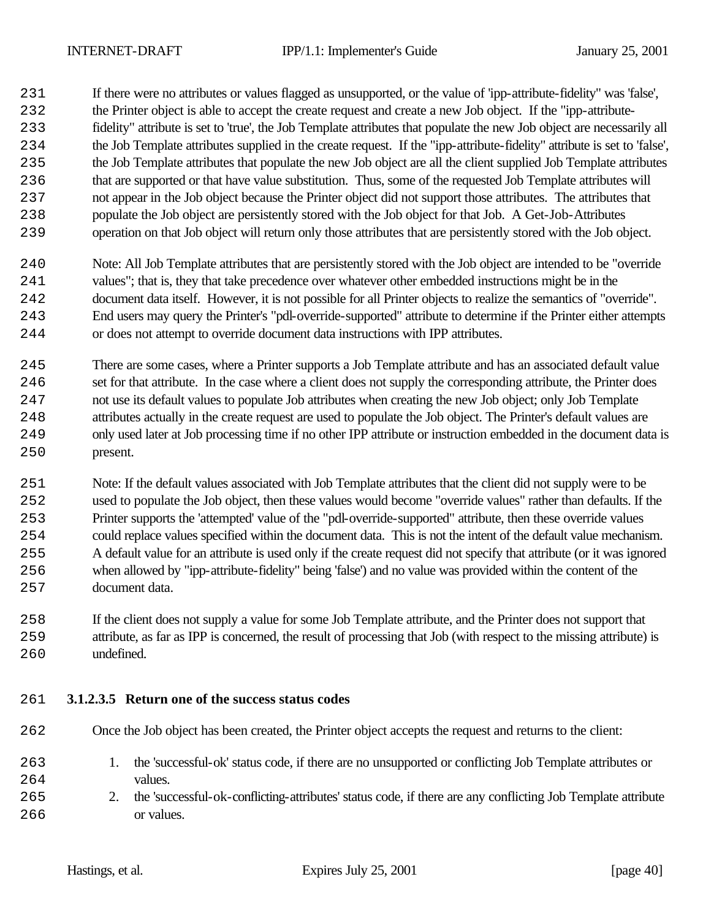If there were no attributes or values flagged as unsupported, or the value of 'ipp-attribute-fidelity" was 'false', the Printer object is able to accept the create request and create a new Job object. If the "ipp-attribute-fidelity" attribute is set to 'true', the Job Template attributes that populate the new Job object are necessarily all the Job Template attributes supplied in the create request. If the "ipp-attribute-fidelity" attribute is set to 'false', the Job Template attributes that populate the new Job object are all the client supplied Job Template attributes that are supported or that have value substitution. Thus, some of the requested Job Template attributes will not appear in the Job object because the Printer object did not support those attributes. The attributes that populate the Job object are persistently stored with the Job object for that Job. A Get-Job-Attributes operation on that Job object will return only those attributes that are persistently stored with the Job object.

Note: All Job Template attributes that are persistently stored with the Job object are intended to be "override values"; that is, they that take precedence over whatever other embedded instructions might be in the document data itself. However, it is not possible for all Printer objects to realize the semantics of "override". End users may query the Printer's "pdl-override-supported" attribute to determine if the Printer either attempts or does not attempt to override document data instructions with IPP attributes.

There are some cases, where a Printer supports a Job Template attribute and has an associated default value set for that attribute. In the case where a client does not supply the corresponding attribute, the Printer does not use its default values to populate Job attributes when creating the new Job object; only Job Template attributes actually in the create request are used to populate the Job object. The Printer's default values are only used later at Job processing time if no other IPP attribute or instruction embedded in the document data is present.

Note: If the default values associated with Job Template attributes that the client did not supply were to be used to populate the Job object, then these values would become "override values" rather than defaults. If the Printer supports the 'attempted' value of the "pdl-override-supported" attribute, then these override values could replace values specified within the document data. This is not the intent of the default value mechanism. A default value for an attribute is used only if the create request did not specify that attribute (or it was ignored when allowed by "ipp-attribute-fidelity" being 'false') and no value was provided within the content of the document data.

If the client does not supply a value for some Job Template attribute, and the Printer does not support that attribute, as far as IPP is concerned, the result of processing that Job (with respect to the missing attribute) is undefined.

#### 3.1.2.3.5 Return one of the success status codes

Once the Job object has been created, the Printer object accepts the request and returns to the client:

1. the 'successful-ok' status code, if there are no unsupported or conflicting Job Template attributes or values.
2. the 'successful-ok-conflicting-attributes' status code, if there are any conflicting Job Template attribute or values.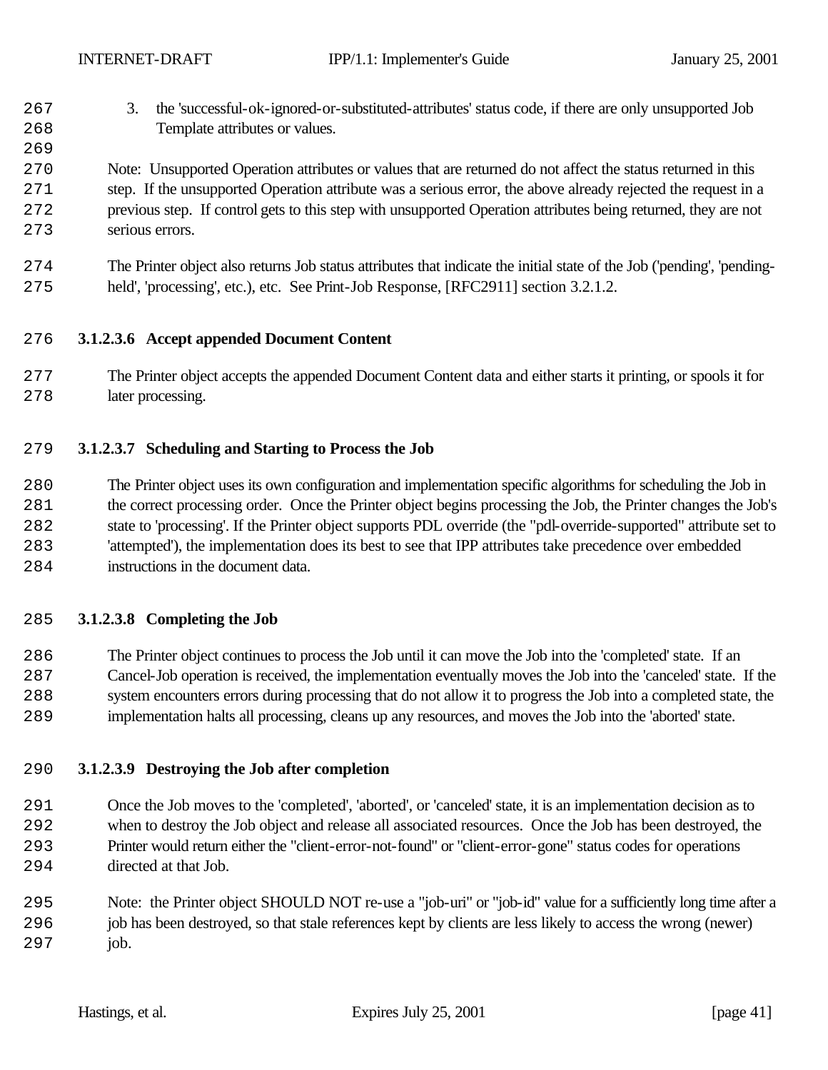3. the 'successful-ok-ignored-or-substituted-attributes' status code, if there are only unsupported Job Template attributes or values.

Note: Unsupported Operation attributes or values that are returned do not affect the status returned in this step. If the unsupported Operation attribute was a serious error, the above already rejected the request in a previous step. If control gets to this step with unsupported Operation attributes being returned, they are not serious errors.

The Printer object also returns Job status attributes that indicate the initial state of the Job ('pending', 'pending-held', 'processing', etc.), etc. See Print-Job Response, [RFC2911] section 3.2.1.2.

#### 3.1.2.3.6 Accept appended Document Content

The Printer object accepts the appended Document Content data and either starts it printing, or spools it for later processing.

#### 3.1.2.3.7 Scheduling and Starting to Process the Job

The Printer object uses its own configuration and implementation specific algorithms for scheduling the Job in the correct processing order. Once the Printer object begins processing the Job, the Printer changes the Job's state to 'processing'. If the Printer object supports PDL override (the "pdl-override-supported" attribute set to 'attempted'), the implementation does its best to see that IPP attributes take precedence over embedded instructions in the document data.

#### 3.1.2.3.8 Completing the Job

The Printer object continues to process the Job until it can move the Job into the 'completed' state. If an Cancel-Job operation is received, the implementation eventually moves the Job into the 'canceled' state. If the system encounters errors during processing that do not allow it to progress the Job into a completed state, the implementation halts all processing, cleans up any resources, and moves the Job into the 'aborted' state.

#### 3.1.2.3.9 Destroying the Job after completion

Once the Job moves to the 'completed', 'aborted', or 'canceled' state, it is an implementation decision as to when to destroy the Job object and release all associated resources. Once the Job has been destroyed, the Printer would return either the "client-error-not-found" or "client-error-gone" status codes for operations directed at that Job.

Note: the Printer object SHOULD NOT re-use a "job-uri" or "job-id" value for a sufficiently long time after a job has been destroyed, so that stale references kept by clients are less likely to access the wrong (newer) job.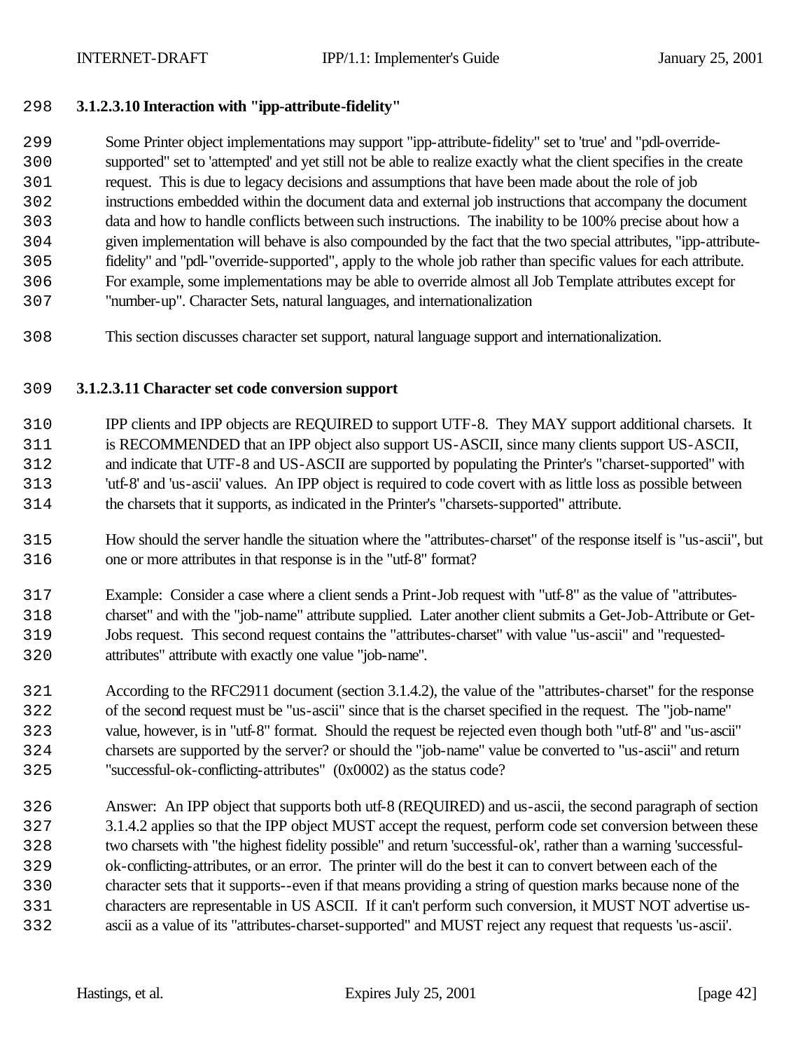#### 3.1.2.3.10 Interaction with "ipp-attribute-fidelity"

Some Printer object implementations may support "ipp-attribute-fidelity" set to 'true' and "pdl-override-supported" set to 'attempted' and yet still not be able to realize exactly what the client specifies in the create request. This is due to legacy decisions and assumptions that have been made about the role of job instructions embedded within the document data and external job instructions that accompany the document data and how to handle conflicts between such instructions. The inability to be 100% precise about how a given implementation will behave is also compounded by the fact that the two special attributes, "ipp-attribute-fidelity" and "pdl-"override-supported", apply to the whole job rather than specific values for each attribute. For example, some implementations may be able to override almost all Job Template attributes except for "number-up". Character Sets, natural languages, and internationalization

This section discusses character set support, natural language support and internationalization.

#### 3.1.2.3.11 Character set code conversion support

IPP clients and IPP objects are REQUIRED to support UTF-8. They MAY support additional charsets. It is RECOMMENDED that an IPP object also support US-ASCII, since many clients support US-ASCII, and indicate that UTF-8 and US-ASCII are supported by populating the Printer's "charset-supported" with 'utf-8' and 'us-ascii' values. An IPP object is required to code covert with as little loss as possible between the charsets that it supports, as indicated in the Printer's "charsets-supported" attribute.

How should the server handle the situation where the "attributes-charset" of the response itself is "us-ascii", but one or more attributes in that response is in the "utf-8" format?

Example: Consider a case where a client sends a Print-Job request with "utf-8" as the value of "attributes-charset" and with the "job-name" attribute supplied. Later another client submits a Get-Job-Attribute or Get-Jobs request. This second request contains the "attributes-charset" with value "us-ascii" and "requested-attributes" attribute with exactly one value "job-name".

According to the RFC2911 document (section 3.1.4.2), the value of the "attributes-charset" for the response of the second request must be "us-ascii" since that is the charset specified in the request. The "job-name" value, however, is in "utf-8" format. Should the request be rejected even though both "utf-8" and "us-ascii" charsets are supported by the server? or should the "job-name" value be converted to "us-ascii" and return "successful-ok-conflicting-attributes" (0x0002) as the status code?

Answer: An IPP object that supports both utf-8 (REQUIRED) and us-ascii, the second paragraph of section 3.1.4.2 applies so that the IPP object MUST accept the request, perform code set conversion between these two charsets with "the highest fidelity possible" and return 'successful-ok', rather than a warning 'successful-ok-conflicting-attributes, or an error. The printer will do the best it can to convert between each of the character sets that it supports--even if that means providing a string of question marks because none of the characters are representable in US ASCII. If it can't perform such conversion, it MUST NOT advertise us-ascii as a value of its "attributes-charset-supported" and MUST reject any request that requests 'us-ascii'.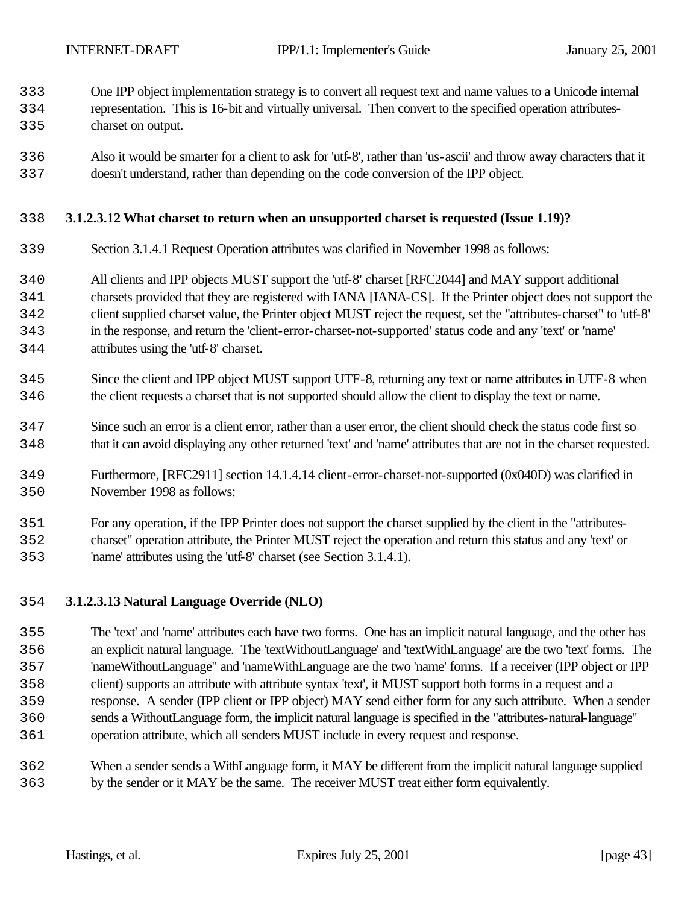One IPP object implementation strategy is to convert all request text and name values to a Unicode internal representation. This is 16-bit and virtually universal. Then convert to the specified operation attributes-charset on output.

Also it would be smarter for a client to ask for 'utf-8', rather than 'us-ascii' and throw away characters that it doesn't understand, rather than depending on the code conversion of the IPP object.

#### 3.1.2.3.12 What charset to return when an unsupported charset is requested (Issue 1.19)?

Section 3.1.4.1 Request Operation attributes was clarified in November 1998 as follows:

All clients and IPP objects MUST support the 'utf-8' charset [RFC2044] and MAY support additional charsets provided that they are registered with IANA [IANA-CS]. If the Printer object does not support the client supplied charset value, the Printer object MUST reject the request, set the "attributes-charset" to 'utf-8' in the response, and return the 'client-error-charset-not-supported' status code and any 'text' or 'name' attributes using the 'utf-8' charset.

Since the client and IPP object MUST support UTF-8, returning any text or name attributes in UTF-8 when the client requests a charset that is not supported should allow the client to display the text or name.

Since such an error is a client error, rather than a user error, the client should check the status code first so that it can avoid displaying any other returned 'text' and 'name' attributes that are not in the charset requested.

Furthermore, [RFC2911] section 14.1.4.14 client-error-charset-not-supported (0x040D) was clarified in November 1998 as follows:

For any operation, if the IPP Printer does not support the charset supplied by the client in the "attributes-charset" operation attribute, the Printer MUST reject the operation and return this status and any 'text' or 'name' attributes using the 'utf-8' charset (see Section 3.1.4.1).

#### 3.1.2.3.13 Natural Language Override (NLO)

The 'text' and 'name' attributes each have two forms. One has an implicit natural language, and the other has an explicit natural language. The 'textWithoutLanguage' and 'textWithLanguage' are the two 'text' forms. The 'nameWithoutLanguage" and 'nameWithLanguage are the two 'name' forms. If a receiver (IPP object or IPP client) supports an attribute with attribute syntax 'text', it MUST support both forms in a request and a response. A sender (IPP client or IPP object) MAY send either form for any such attribute. When a sender sends a WithoutLanguage form, the implicit natural language is specified in the "attributes-natural-language" operation attribute, which all senders MUST include in every request and response.

When a sender sends a WithLanguage form, it MAY be different from the implicit natural language supplied by the sender or it MAY be the same. The receiver MUST treat either form equivalently.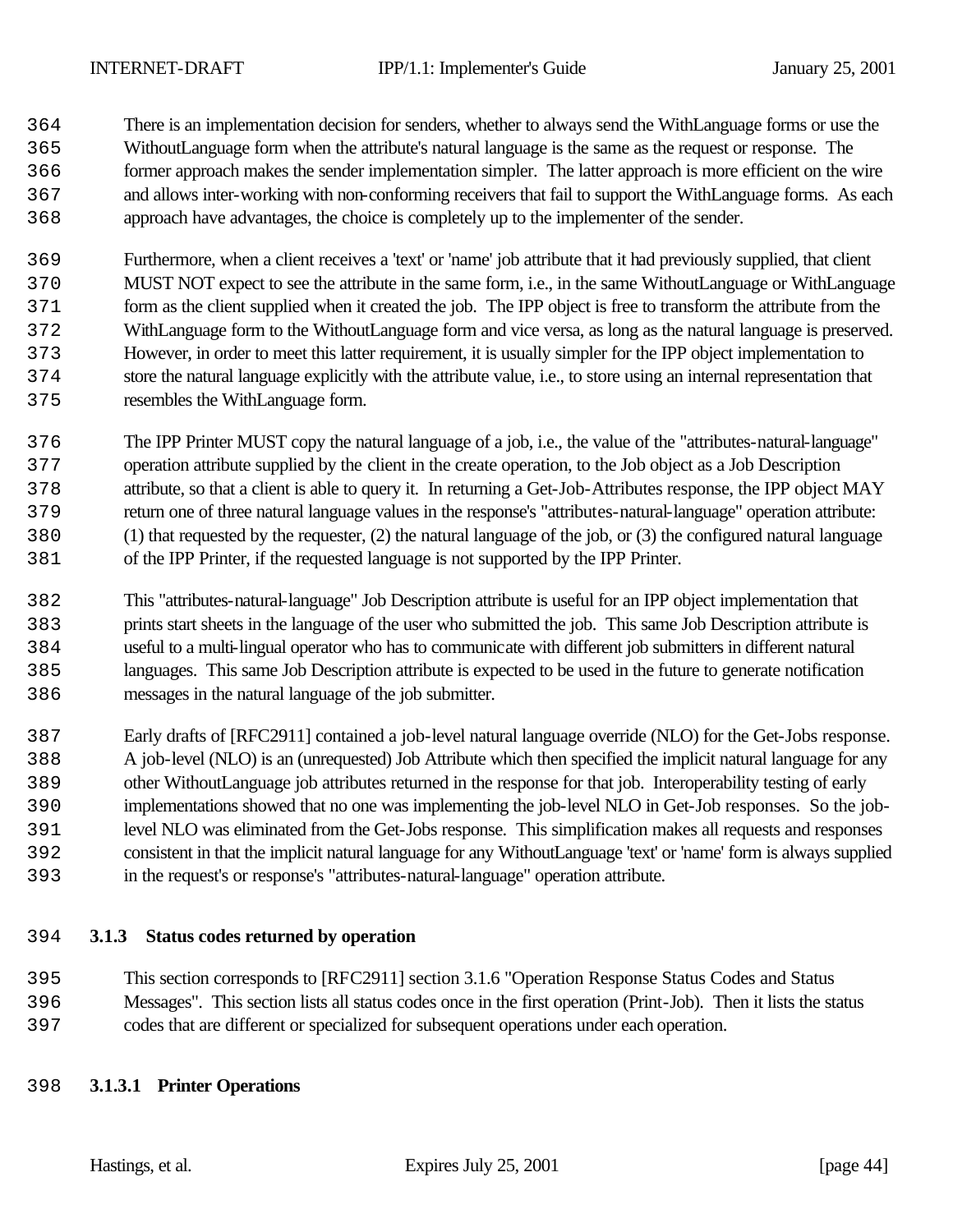There is an implementation decision for senders, whether to always send the WithLanguage forms or use the WithoutLanguage form when the attribute's natural language is the same as the request or response. The former approach makes the sender implementation simpler. The latter approach is more efficient on the wire and allows inter-working with non-conforming receivers that fail to support the WithLanguage forms. As each approach have advantages, the choice is completely up to the implementer of the sender.

Furthermore, when a client receives a 'text' or 'name' job attribute that it had previously supplied, that client MUST NOT expect to see the attribute in the same form, i.e., in the same WithoutLanguage or WithLanguage form as the client supplied when it created the job. The IPP object is free to transform the attribute from the WithLanguage form to the WithoutLanguage form and vice versa, as long as the natural language is preserved. However, in order to meet this latter requirement, it is usually simpler for the IPP object implementation to store the natural language explicitly with the attribute value, i.e., to store using an internal representation that resembles the WithLanguage form.

The IPP Printer MUST copy the natural language of a job, i.e., the value of the "attributes-natural-language" operation attribute supplied by the client in the create operation, to the Job object as a Job Description attribute, so that a client is able to query it. In returning a Get-Job-Attributes response, the IPP object MAY return one of three natural language values in the response's "attributes-natural-language" operation attribute: (1) that requested by the requester, (2) the natural language of the job, or (3) the configured natural language of the IPP Printer, if the requested language is not supported by the IPP Printer.

This "attributes-natural-language" Job Description attribute is useful for an IPP object implementation that prints start sheets in the language of the user who submitted the job. This same Job Description attribute is useful to a multi-lingual operator who has to communicate with different job submitters in different natural languages. This same Job Description attribute is expected to be used in the future to generate notification messages in the natural language of the job submitter.

Early drafts of [RFC2911] contained a job-level natural language override (NLO) for the Get-Jobs response. A job-level (NLO) is an (unrequested) Job Attribute which then specified the implicit natural language for any other WithoutLanguage job attributes returned in the response for that job. Interoperability testing of early implementations showed that no one was implementing the job-level NLO in Get-Job responses. So the job-level NLO was eliminated from the Get-Jobs response. This simplification makes all requests and responses consistent in that the implicit natural language for any WithoutLanguage 'text' or 'name' form is always supplied in the request's or response's "attributes-natural-language" operation attribute.

### 3.1.3 Status codes returned by operation

This section corresponds to [RFC2911] section 3.1.6 "Operation Response Status Codes and Status Messages". This section lists all status codes once in the first operation (Print-Job). Then it lists the status codes that are different or specialized for subsequent operations under each operation.

#### 3.1.3.1 Printer Operations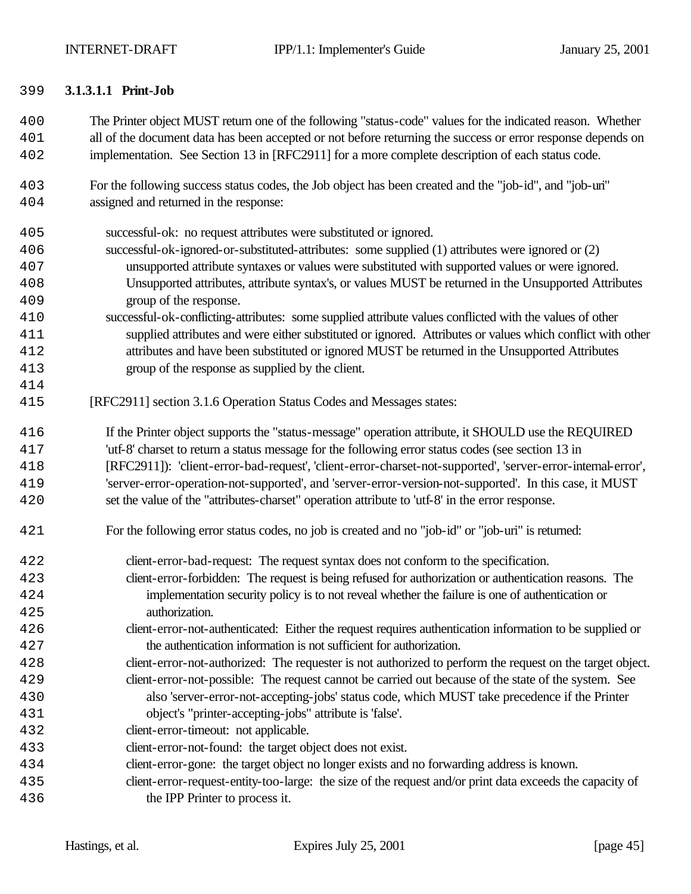#### 3.1.3.1.1 Print-Job

The Printer object MUST return one of the following "status-code" values for the indicated reason. Whether all of the document data has been accepted or not before returning the success or error response depends on implementation. See Section 13 in [RFC2911] for a more complete description of each status code.

For the following success status codes, the Job object has been created and the "job-id", and "job-uri" assigned and returned in the response:

successful-ok: no request attributes were substituted or ignored.
successful-ok-ignored-or-substituted-attributes: some supplied (1) attributes were ignored or (2) unsupported attribute syntaxes or values were substituted with supported values or were ignored. Unsupported attributes, attribute syntax's, or values MUST be returned in the Unsupported Attributes group of the response.
successful-ok-conflicting-attributes: some supplied attribute values conflicted with the values of other supplied attributes and were either substituted or ignored. Attributes or values which conflict with other attributes and have been substituted or ignored MUST be returned in the Unsupported Attributes group of the response as supplied by the client.

[RFC2911] section 3.1.6 Operation Status Codes and Messages states:

If the Printer object supports the "status-message" operation attribute, it SHOULD use the REQUIRED 'utf-8' charset to return a status message for the following error status codes (see section 13 in [RFC2911]): 'client-error-bad-request', 'client-error-charset-not-supported', 'server-error-internal-error', 'server-error-operation-not-supported', and 'server-error-version-not-supported'. In this case, it MUST set the value of the "attributes-charset" operation attribute to 'utf-8' in the error response.

For the following error status codes, no job is created and no "job-id" or "job-uri" is returned:

client-error-bad-request: The request syntax does not conform to the specification.
client-error-forbidden: The request is being refused for authorization or authentication reasons. The implementation security policy is to not reveal whether the failure is one of authentication or authorization.
client-error-not-authenticated: Either the request requires authentication information to be supplied or the authentication information is not sufficient for authorization.
client-error-not-authorized: The requester is not authorized to perform the request on the target object.
client-error-not-possible: The request cannot be carried out because of the state of the system. See also 'server-error-not-accepting-jobs' status code, which MUST take precedence if the Printer object's "printer-accepting-jobs" attribute is 'false'.
client-error-timeout: not applicable.
client-error-not-found: the target object does not exist.
client-error-gone: the target object no longer exists and no forwarding address is known.
client-error-request-entity-too-large: the size of the request and/or print data exceeds the capacity of the IPP Printer to process it.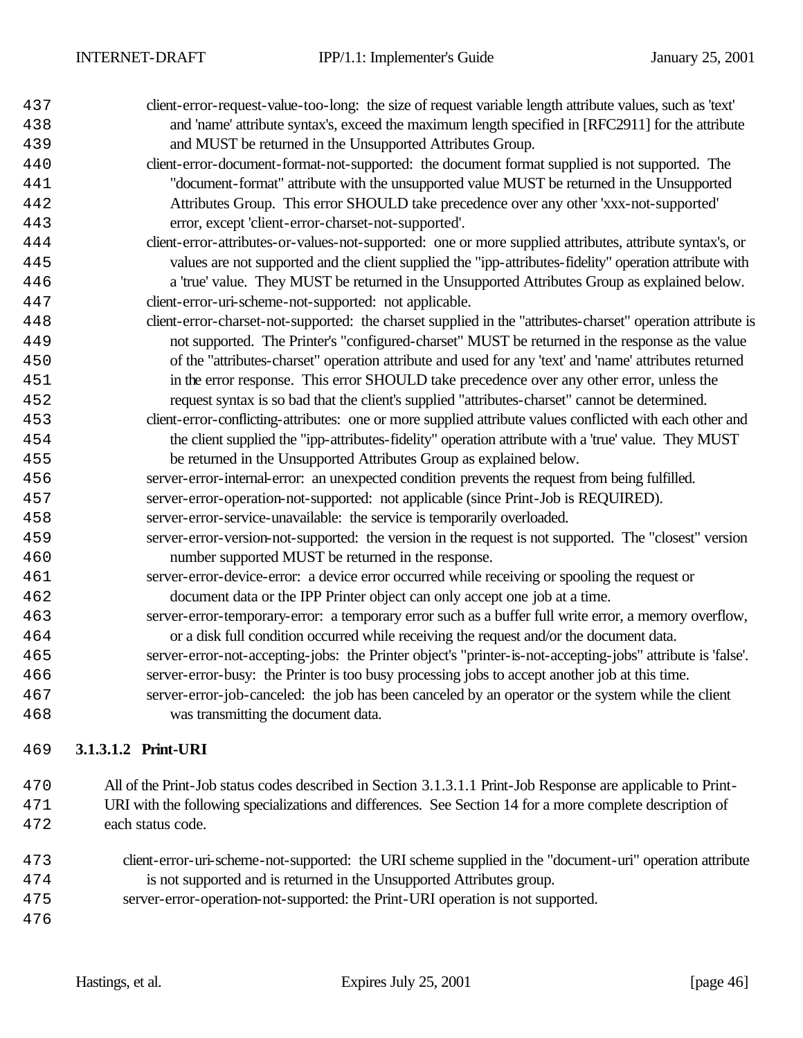client-error-request-value-too-long: the size of request variable length attribute values, such as 'text' and 'name' attribute syntax's, exceed the maximum length specified in [RFC2911] for the attribute and MUST be returned in the Unsupported Attributes Group.

client-error-document-format-not-supported: the document format supplied is not supported. The "document-format" attribute with the unsupported value MUST be returned in the Unsupported Attributes Group. This error SHOULD take precedence over any other 'xxx-not-supported' error, except 'client-error-charset-not-supported'.

client-error-attributes-or-values-not-supported: one or more supplied attributes, attribute syntax's, or values are not supported and the client supplied the "ipp-attributes-fidelity" operation attribute with a 'true' value. They MUST be returned in the Unsupported Attributes Group as explained below.

client-error-uri-scheme-not-supported: not applicable.

client-error-charset-not-supported: the charset supplied in the "attributes-charset" operation attribute is not supported. The Printer's "configured-charset" MUST be returned in the response as the value of the "attributes-charset" operation attribute and used for any 'text' and 'name' attributes returned in the error response. This error SHOULD take precedence over any other error, unless the request syntax is so bad that the client's supplied "attributes-charset" cannot be determined.

client-error-conflicting-attributes: one or more supplied attribute values conflicted with each other and the client supplied the "ipp-attributes-fidelity" operation attribute with a 'true' value. They MUST be returned in the Unsupported Attributes Group as explained below.

server-error-internal-error: an unexpected condition prevents the request from being fulfilled.

server-error-operation-not-supported: not applicable (since Print-Job is REQUIRED).

server-error-service-unavailable: the service is temporarily overloaded.

server-error-version-not-supported: the version in the request is not supported. The "closest" version number supported MUST be returned in the response.

server-error-device-error: a device error occurred while receiving or spooling the request or document data or the IPP Printer object can only accept one job at a time.

server-error-temporary-error: a temporary error such as a buffer full write error, a memory overflow, or a disk full condition occurred while receiving the request and/or the document data.

server-error-not-accepting-jobs: the Printer object's "printer-is-not-accepting-jobs" attribute is 'false'.

server-error-busy: the Printer is too busy processing jobs to accept another job at this time.

server-error-job-canceled: the job has been canceled by an operator or the system while the client was transmitting the document data.

#### 3.1.3.1.2 Print-URI

All of the Print-Job status codes described in Section 3.1.3.1.1 Print-Job Response are applicable to Print-URI with the following specializations and differences. See Section 14 for a more complete description of each status code.

client-error-uri-scheme-not-supported: the URI scheme supplied in the "document-uri" operation attribute is not supported and is returned in the Unsupported Attributes group.

server-error-operation-not-supported: the Print-URI operation is not supported.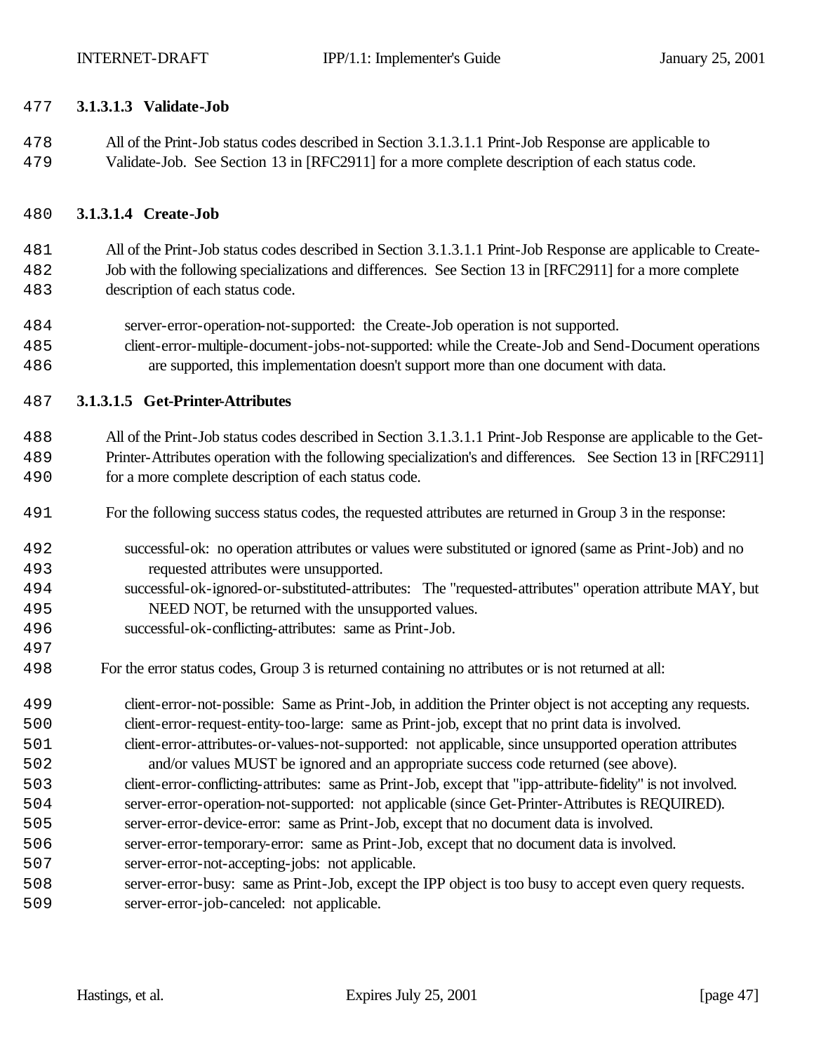#### 3.1.3.1.3 Validate-Job

All of the Print-Job status codes described in Section 3.1.3.1.1 Print-Job Response are applicable to Validate-Job. See Section 13 in [RFC2911] for a more complete description of each status code.

#### 3.1.3.1.4 Create-Job

All of the Print-Job status codes described in Section 3.1.3.1.1 Print-Job Response are applicable to Create-Job with the following specializations and differences. See Section 13 in [RFC2911] for a more complete description of each status code.

server-error-operation-not-supported: the Create-Job operation is not supported.
client-error-multiple-document-jobs-not-supported: while the Create-Job and Send-Document operations are supported, this implementation doesn't support more than one document with data.

#### 3.1.3.1.5 Get-Printer-Attributes

All of the Print-Job status codes described in Section 3.1.3.1.1 Print-Job Response are applicable to the Get-Printer-Attributes operation with the following specialization's and differences. See Section 13 in [RFC2911] for a more complete description of each status code.

For the following success status codes, the requested attributes are returned in Group 3 in the response:

successful-ok: no operation attributes or values were substituted or ignored (same as Print-Job) and no requested attributes were unsupported.
successful-ok-ignored-or-substituted-attributes: The "requested-attributes" operation attribute MAY, but NEED NOT, be returned with the unsupported values.
successful-ok-conflicting-attributes: same as Print-Job.

For the error status codes, Group 3 is returned containing no attributes or is not returned at all:

client-error-not-possible: Same as Print-Job, in addition the Printer object is not accepting any requests.
client-error-request-entity-too-large: same as Print-job, except that no print data is involved.
client-error-attributes-or-values-not-supported: not applicable, since unsupported operation attributes and/or values MUST be ignored and an appropriate success code returned (see above).
client-error-conflicting-attributes: same as Print-Job, except that "ipp-attribute-fidelity" is not involved.
server-error-operation-not-supported: not applicable (since Get-Printer-Attributes is REQUIRED).
server-error-device-error: same as Print-Job, except that no document data is involved.
server-error-temporary-error: same as Print-Job, except that no document data is involved.
server-error-not-accepting-jobs: not applicable.
server-error-busy: same as Print-Job, except the IPP object is too busy to accept even query requests.
server-error-job-canceled: not applicable.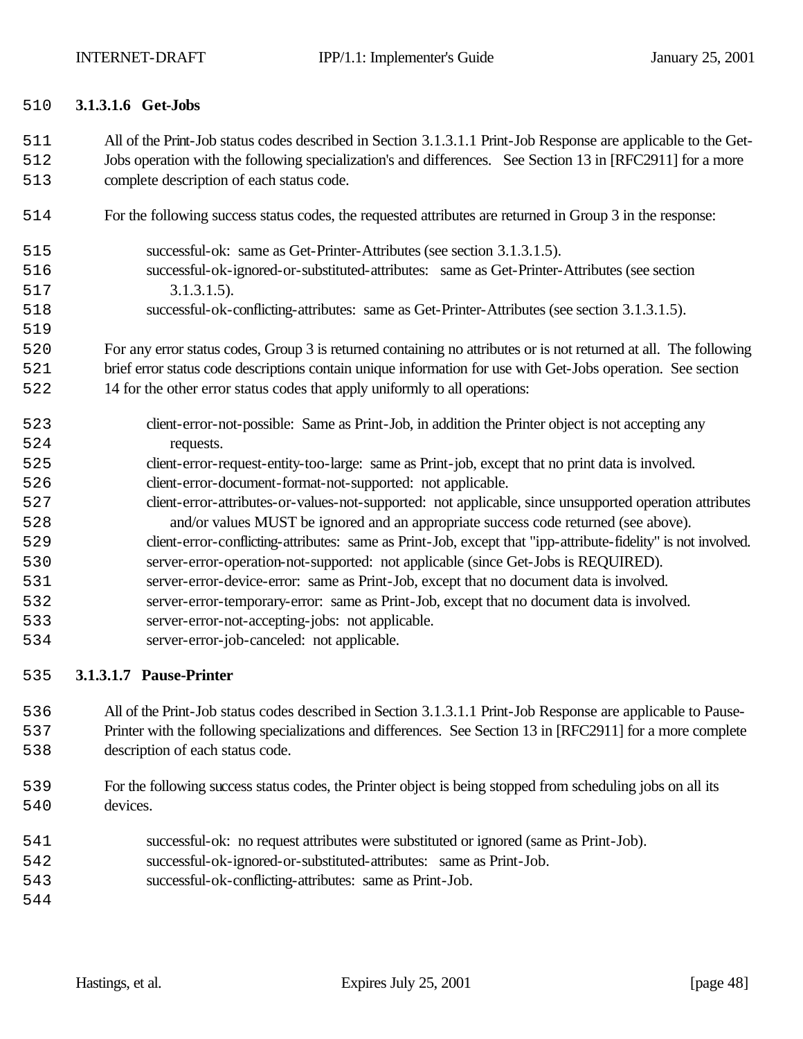#### 3.1.3.1.6 Get-Jobs

All of the Print-Job status codes described in Section 3.1.3.1.1 Print-Job Response are applicable to the Get-Jobs operation with the following specialization's and differences. See Section 13 in [RFC2911] for a more complete description of each status code.

For the following success status codes, the requested attributes are returned in Group 3 in the response:

- successful-ok: same as Get-Printer-Attributes (see section 3.1.3.1.5).
- successful-ok-ignored-or-substituted-attributes: same as Get-Printer-Attributes (see section 3.1.3.1.5).
- successful-ok-conflicting-attributes: same as Get-Printer-Attributes (see section 3.1.3.1.5).

For any error status codes, Group 3 is returned containing no attributes or is not returned at all. The following brief error status code descriptions contain unique information for use with Get-Jobs operation. See section 14 for the other error status codes that apply uniformly to all operations:

- client-error-not-possible: Same as Print-Job, in addition the Printer object is not accepting any requests.
- client-error-request-entity-too-large: same as Print-job, except that no print data is involved.
- client-error-document-format-not-supported: not applicable.
- client-error-attributes-or-values-not-supported: not applicable, since unsupported operation attributes and/or values MUST be ignored and an appropriate success code returned (see above).
- client-error-conflicting-attributes: same as Print-Job, except that "ipp-attribute-fidelity" is not involved.
- server-error-operation-not-supported: not applicable (since Get-Jobs is REQUIRED).
- server-error-device-error: same as Print-Job, except that no document data is involved.
- server-error-temporary-error: same as Print-Job, except that no document data is involved.
- server-error-not-accepting-jobs: not applicable.
- server-error-job-canceled: not applicable.

#### 3.1.3.1.7 Pause-Printer

All of the Print-Job status codes described in Section 3.1.3.1.1 Print-Job Response are applicable to Pause-Printer with the following specializations and differences. See Section 13 in [RFC2911] for a more complete description of each status code.

For the following success status codes, the Printer object is being stopped from scheduling jobs on all its devices.

- successful-ok: no request attributes were substituted or ignored (same as Print-Job).
- successful-ok-ignored-or-substituted-attributes: same as Print-Job.
- successful-ok-conflicting-attributes: same as Print-Job.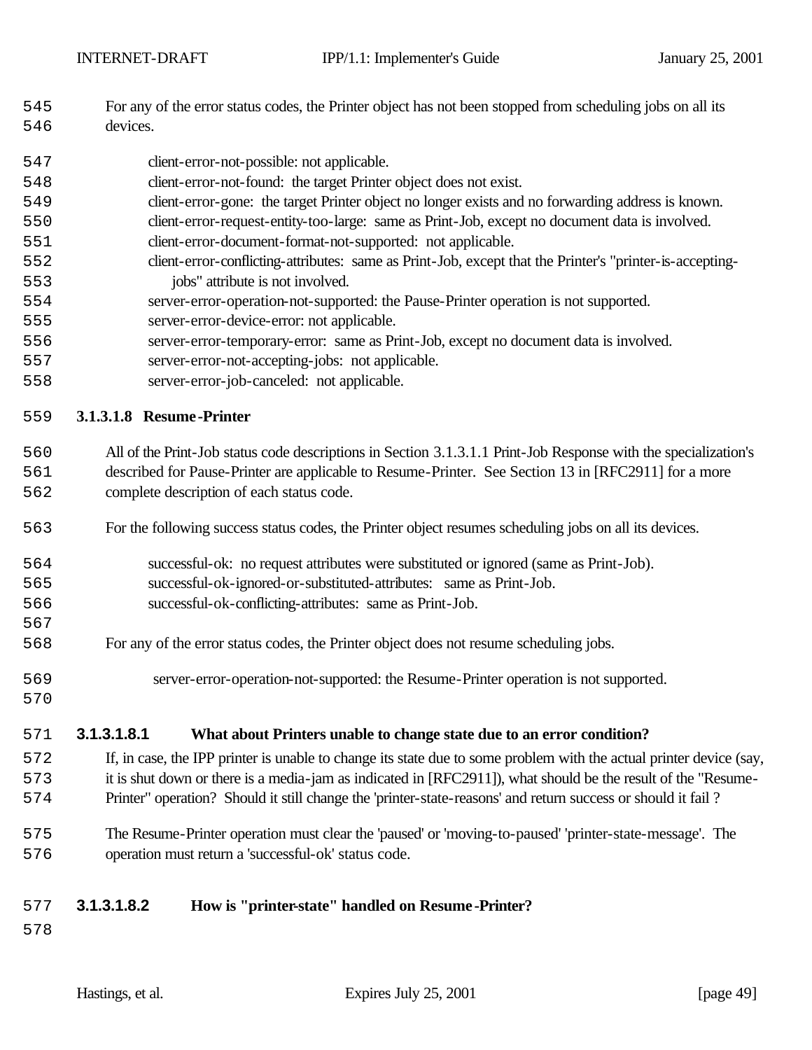For any of the error status codes, the Printer object has not been stopped from scheduling jobs on all its devices.

- client-error-not-possible: not applicable.
- client-error-not-found: the target Printer object does not exist.
- client-error-gone: the target Printer object no longer exists and no forwarding address is known.
- client-error-request-entity-too-large: same as Print-Job, except no document data is involved.
- client-error-document-format-not-supported: not applicable.
- client-error-conflicting-attributes: same as Print-Job, except that the Printer's "printer-is-accepting-jobs" attribute is not involved.
- server-error-operation-not-supported: the Pause-Printer operation is not supported.
- server-error-device-error: not applicable.
- server-error-temporary-error: same as Print-Job, except no document data is involved.
- server-error-not-accepting-jobs: not applicable.
- server-error-job-canceled: not applicable.

#### 3.1.3.1.8 Resume-Printer

All of the Print-Job status code descriptions in Section 3.1.3.1.1 Print-Job Response with the specialization's described for Pause-Printer are applicable to Resume-Printer. See Section 13 in [RFC2911] for a more complete description of each status code.

For the following success status codes, the Printer object resumes scheduling jobs on all its devices.

- successful-ok: no request attributes were substituted or ignored (same as Print-Job).
- successful-ok-ignored-or-substituted-attributes: same as Print-Job.
- successful-ok-conflicting-attributes: same as Print-Job.

For any of the error status codes, the Printer object does not resume scheduling jobs.

- server-error-operation-not-supported: the Resume-Printer operation is not supported.

##### 3.1.3.1.8.1 What about Printers unable to change state due to an error condition?

If, in case, the IPP printer is unable to change its state due to some problem with the actual printer device (say, it is shut down or there is a media-jam as indicated in [RFC2911]), what should be the result of the "Resume-Printer" operation? Should it still change the 'printer-state-reasons' and return success or should it fail ?

The Resume-Printer operation must clear the 'paused' or 'moving-to-paused' 'printer-state-message'. The operation must return a 'successful-ok' status code.

##### 3.1.3.1.8.2 How is "printer-state" handled on Resume-Printer?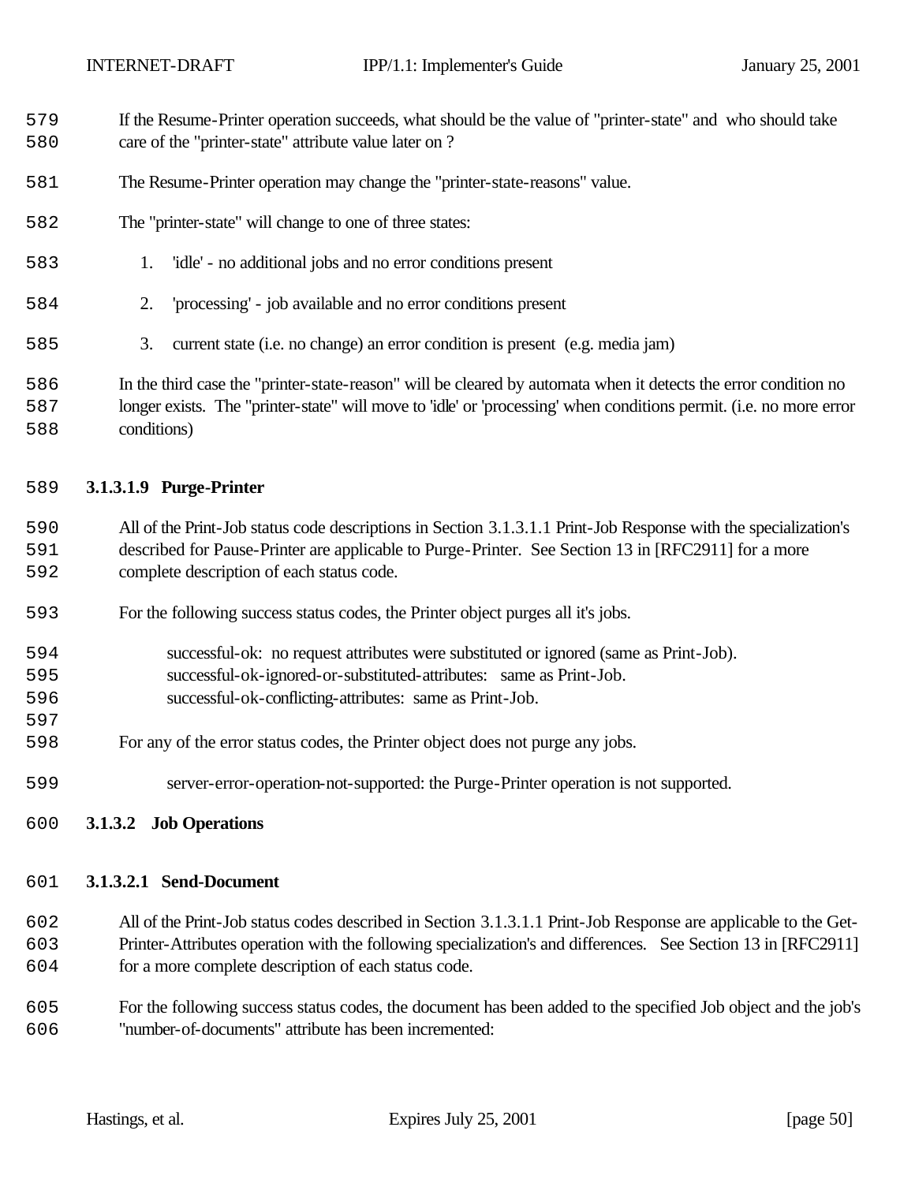If the Resume-Printer operation succeeds, what should be the value of "printer-state" and who should take care of the "printer-state" attribute value later on ?

The Resume-Printer operation may change the "printer-state-reasons" value.

The "printer-state" will change to one of three states:

1. 'idle' - no additional jobs and no error conditions present
2. 'processing' - job available and no error conditions present
3. current state (i.e. no change) an error condition is present (e.g. media jam)

In the third case the "printer-state-reason" will be cleared by automata when it detects the error condition no longer exists. The "printer-state" will move to 'idle' or 'processing' when conditions permit. (i.e. no more error conditions)

#### 3.1.3.1.9 Purge-Printer

All of the Print-Job status code descriptions in Section 3.1.3.1.1 Print-Job Response with the specialization's described for Pause-Printer are applicable to Purge-Printer. See Section 13 in [RFC2911] for a more complete description of each status code.

For the following success status codes, the Printer object purges all it's jobs.

successful-ok: no request attributes were substituted or ignored (same as Print-Job).
successful-ok-ignored-or-substituted-attributes: same as Print-Job.
successful-ok-conflicting-attributes: same as Print-Job.

For any of the error status codes, the Printer object does not purge any jobs.

server-error-operation-not-supported: the Purge-Printer operation is not supported.

### 3.1.3.2 Job Operations

#### 3.1.3.2.1 Send-Document

All of the Print-Job status codes described in Section 3.1.3.1.1 Print-Job Response are applicable to the Get-Printer-Attributes operation with the following specialization's and differences. See Section 13 in [RFC2911] for a more complete description of each status code.

For the following success status codes, the document has been added to the specified Job object and the job's "number-of-documents" attribute has been incremented: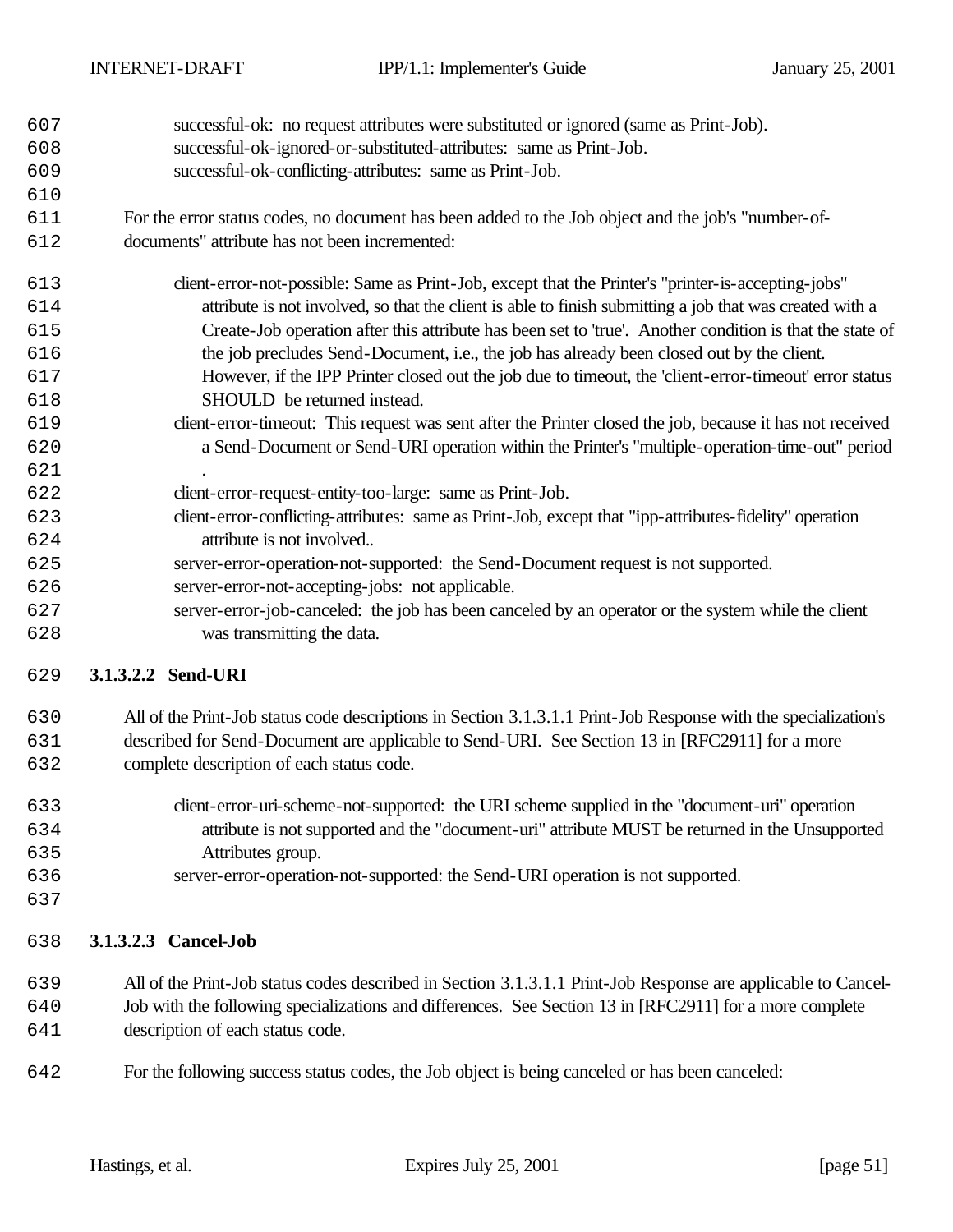successful-ok: no request attributes were substituted or ignored (same as Print-Job).
successful-ok-ignored-or-substituted-attributes: same as Print-Job.
successful-ok-conflicting-attributes: same as Print-Job.

For the error status codes, no document has been added to the Job object and the job's "number-of-documents" attribute has not been incremented:

client-error-not-possible: Same as Print-Job, except that the Printer's "printer-is-accepting-jobs" attribute is not involved, so that the client is able to finish submitting a job that was created with a Create-Job operation after this attribute has been set to 'true'. Another condition is that the state of the job precludes Send-Document, i.e., the job has already been closed out by the client. However, if the IPP Printer closed out the job due to timeout, the 'client-error-timeout' error status SHOULD be returned instead.
client-error-timeout: This request was sent after the Printer closed the job, because it has not received a Send-Document or Send-URI operation within the Printer's "multiple-operation-time-out" period .
client-error-request-entity-too-large: same as Print-Job.
client-error-conflicting-attributes: same as Print-Job, except that "ipp-attributes-fidelity" operation attribute is not involved..
server-error-operation-not-supported: the Send-Document request is not supported.
server-error-not-accepting-jobs: not applicable.
server-error-job-canceled: the job has been canceled by an operator or the system while the client was transmitting the data.

#### 3.1.3.2.2 Send-URI

All of the Print-Job status code descriptions in Section 3.1.3.1.1 Print-Job Response with the specialization's described for Send-Document are applicable to Send-URI. See Section 13 in [RFC2911] for a more complete description of each status code.

client-error-uri-scheme-not-supported: the URI scheme supplied in the "document-uri" operation attribute is not supported and the "document-uri" attribute MUST be returned in the Unsupported Attributes group.
server-error-operation-not-supported: the Send-URI operation is not supported.

#### 3.1.3.2.3 Cancel-Job

All of the Print-Job status codes described in Section 3.1.3.1.1 Print-Job Response are applicable to Cancel-Job with the following specializations and differences. See Section 13 in [RFC2911] for a more complete description of each status code.

For the following success status codes, the Job object is being canceled or has been canceled: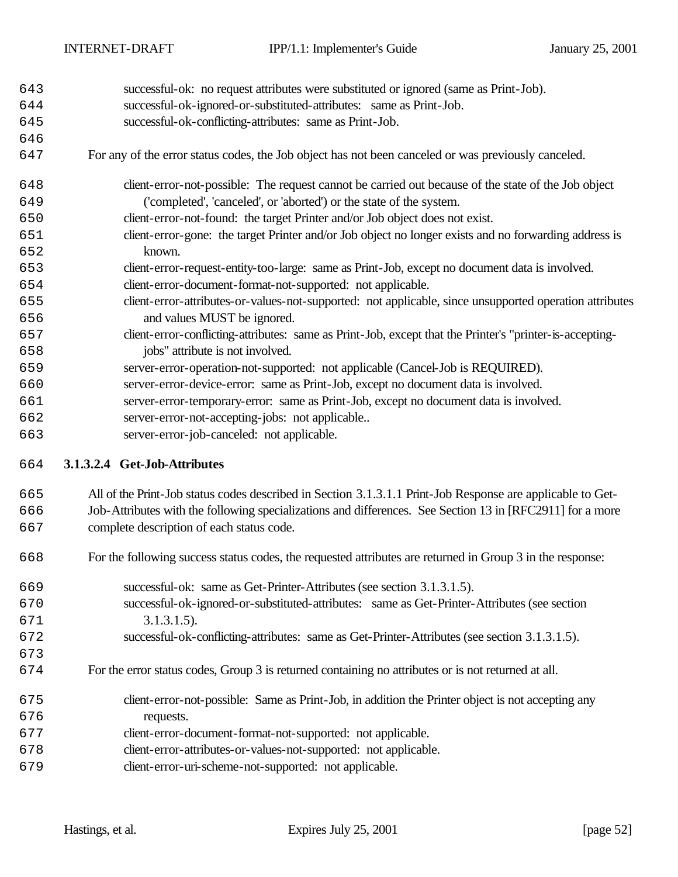successful-ok: no request attributes were substituted or ignored (same as Print-Job).
successful-ok-ignored-or-substituted-attributes: same as Print-Job.
successful-ok-conflicting-attributes: same as Print-Job.

For any of the error status codes, the Job object has not been canceled or was previously canceled.

client-error-not-possible: The request cannot be carried out because of the state of the Job object ('completed', 'canceled', or 'aborted') or the state of the system.
client-error-not-found: the target Printer and/or Job object does not exist.
client-error-gone: the target Printer and/or Job object no longer exists and no forwarding address is known.
client-error-request-entity-too-large: same as Print-Job, except no document data is involved.
client-error-document-format-not-supported: not applicable.
client-error-attributes-or-values-not-supported: not applicable, since unsupported operation attributes and values MUST be ignored.
client-error-conflicting-attributes: same as Print-Job, except that the Printer's "printer-is-accepting-jobs" attribute is not involved.
server-error-operation-not-supported: not applicable (Cancel-Job is REQUIRED).
server-error-device-error: same as Print-Job, except no document data is involved.
server-error-temporary-error: same as Print-Job, except no document data is involved.
server-error-not-accepting-jobs: not applicable..
server-error-job-canceled: not applicable.

#### 3.1.3.2.4 Get-Job-Attributes

All of the Print-Job status codes described in Section 3.1.3.1.1 Print-Job Response are applicable to Get-Job-Attributes with the following specializations and differences. See Section 13 in [RFC2911] for a more complete description of each status code.

For the following success status codes, the requested attributes are returned in Group 3 in the response:

successful-ok: same as Get-Printer-Attributes (see section 3.1.3.1.5).
successful-ok-ignored-or-substituted-attributes: same as Get-Printer-Attributes (see section 3.1.3.1.5).
successful-ok-conflicting-attributes: same as Get-Printer-Attributes (see section 3.1.3.1.5).

For the error status codes, Group 3 is returned containing no attributes or is not returned at all.

client-error-not-possible: Same as Print-Job, in addition the Printer object is not accepting any requests.
client-error-document-format-not-supported: not applicable.
client-error-attributes-or-values-not-supported: not applicable.
client-error-uri-scheme-not-supported: not applicable.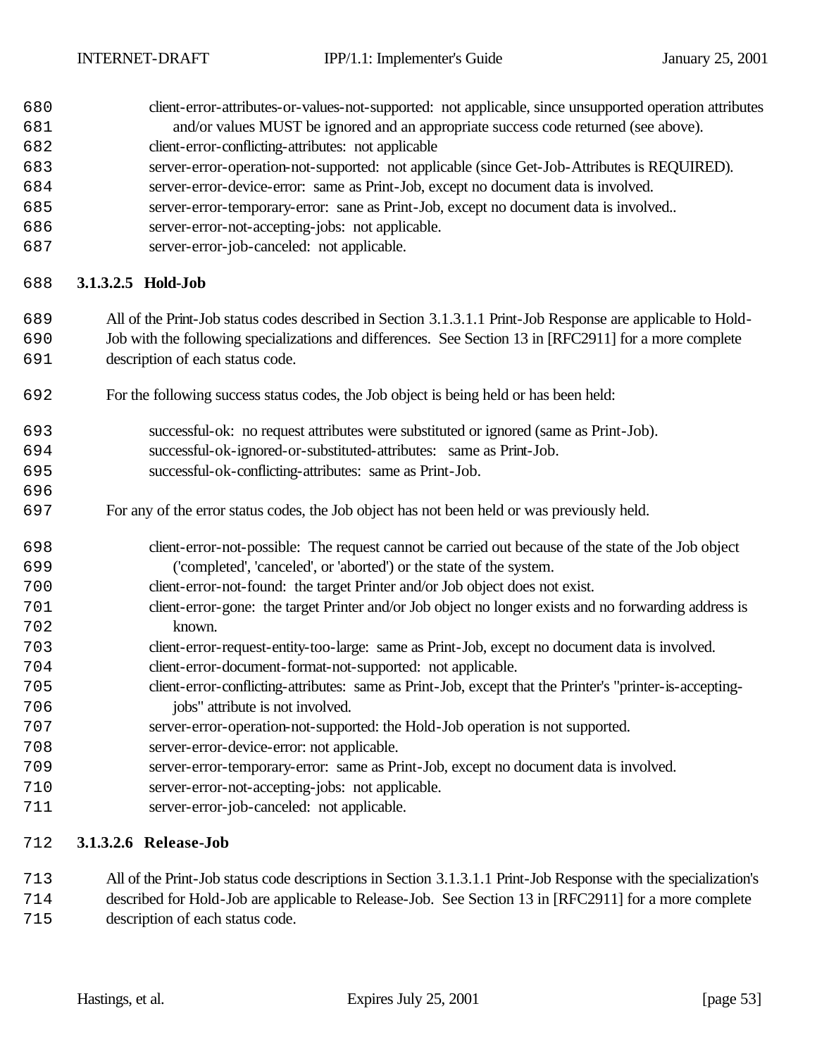client-error-attributes-or-values-not-supported: not applicable, since unsupported operation attributes and/or values MUST be ignored and an appropriate success code returned (see above).
client-error-conflicting-attributes: not applicable
server-error-operation-not-supported: not applicable (since Get-Job-Attributes is REQUIRED).
server-error-device-error: same as Print-Job, except no document data is involved.
server-error-temporary-error: sane as Print-Job, except no document data is involved..
server-error-not-accepting-jobs: not applicable.
server-error-job-canceled: not applicable.

#### 3.1.3.2.5 Hold-Job

All of the Print-Job status codes described in Section 3.1.3.1.1 Print-Job Response are applicable to Hold-Job with the following specializations and differences. See Section 13 in [RFC2911] for a more complete description of each status code.

For the following success status codes, the Job object is being held or has been held:

successful-ok: no request attributes were substituted or ignored (same as Print-Job).
successful-ok-ignored-or-substituted-attributes: same as Print-Job.
successful-ok-conflicting-attributes: same as Print-Job.

For any of the error status codes, the Job object has not been held or was previously held.

client-error-not-possible: The request cannot be carried out because of the state of the Job object ('completed', 'canceled', or 'aborted') or the state of the system.
client-error-not-found: the target Printer and/or Job object does not exist.
client-error-gone: the target Printer and/or Job object no longer exists and no forwarding address is known.
client-error-request-entity-too-large: same as Print-Job, except no document data is involved.
client-error-document-format-not-supported: not applicable.
client-error-conflicting-attributes: same as Print-Job, except that the Printer's "printer-is-accepting-jobs" attribute is not involved.
server-error-operation-not-supported: the Hold-Job operation is not supported.
server-error-device-error: not applicable.
server-error-temporary-error: same as Print-Job, except no document data is involved.
server-error-not-accepting-jobs: not applicable.
server-error-job-canceled: not applicable.

#### 3.1.3.2.6 Release-Job

All of the Print-Job status code descriptions in Section 3.1.3.1.1 Print-Job Response with the specialization's described for Hold-Job are applicable to Release-Job. See Section 13 in [RFC2911] for a more complete description of each status code.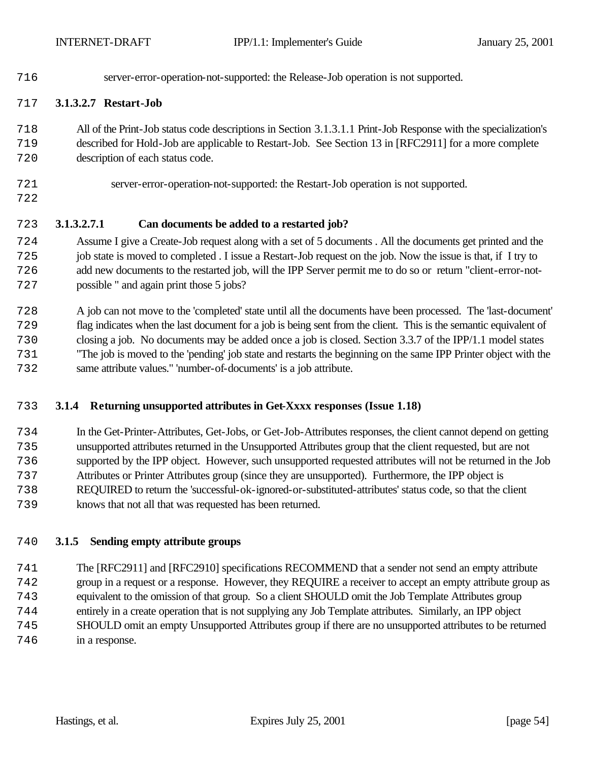server-error-operation-not-supported: the Release-Job operation is not supported.

#### 3.1.3.2.7 Restart-Job

All of the Print-Job status code descriptions in Section 3.1.3.1.1 Print-Job Response with the specialization's described for Hold-Job are applicable to Restart-Job. See Section 13 in [RFC2911] for a more complete description of each status code.

server-error-operation-not-supported: the Restart-Job operation is not supported.

##### 3.1.3.2.7.1 Can documents be added to a restarted job?

Assume I give a Create-Job request along with a set of 5 documents . All the documents get printed and the job state is moved to completed . I issue a Restart-Job request on the job. Now the issue is that, if I try to add new documents to the restarted job, will the IPP Server permit me to do so or return "client-error-not-possible " and again print those 5 jobs?

A job can not move to the 'completed' state until all the documents have been processed. The 'last-document' flag indicates when the last document for a job is being sent from the client. This is the semantic equivalent of closing a job. No documents may be added once a job is closed. Section 3.3.7 of the IPP/1.1 model states "The job is moved to the 'pending' job state and restarts the beginning on the same IPP Printer object with the same attribute values." 'number-of-documents' is a job attribute.

### 3.1.4 Returning unsupported attributes in Get-Xxxx responses (Issue 1.18)

In the Get-Printer-Attributes, Get-Jobs, or Get-Job-Attributes responses, the client cannot depend on getting unsupported attributes returned in the Unsupported Attributes group that the client requested, but are not supported by the IPP object. However, such unsupported requested attributes will not be returned in the Job Attributes or Printer Attributes group (since they are unsupported). Furthermore, the IPP object is REQUIRED to return the 'successful-ok-ignored-or-substituted-attributes' status code, so that the client knows that not all that was requested has been returned.

### 3.1.5 Sending empty attribute groups

The [RFC2911] and [RFC2910] specifications RECOMMEND that a sender not send an empty attribute group in a request or a response. However, they REQUIRE a receiver to accept an empty attribute group as equivalent to the omission of that group. So a client SHOULD omit the Job Template Attributes group entirely in a create operation that is not supplying any Job Template attributes. Similarly, an IPP object SHOULD omit an empty Unsupported Attributes group if there are no unsupported attributes to be returned in a response.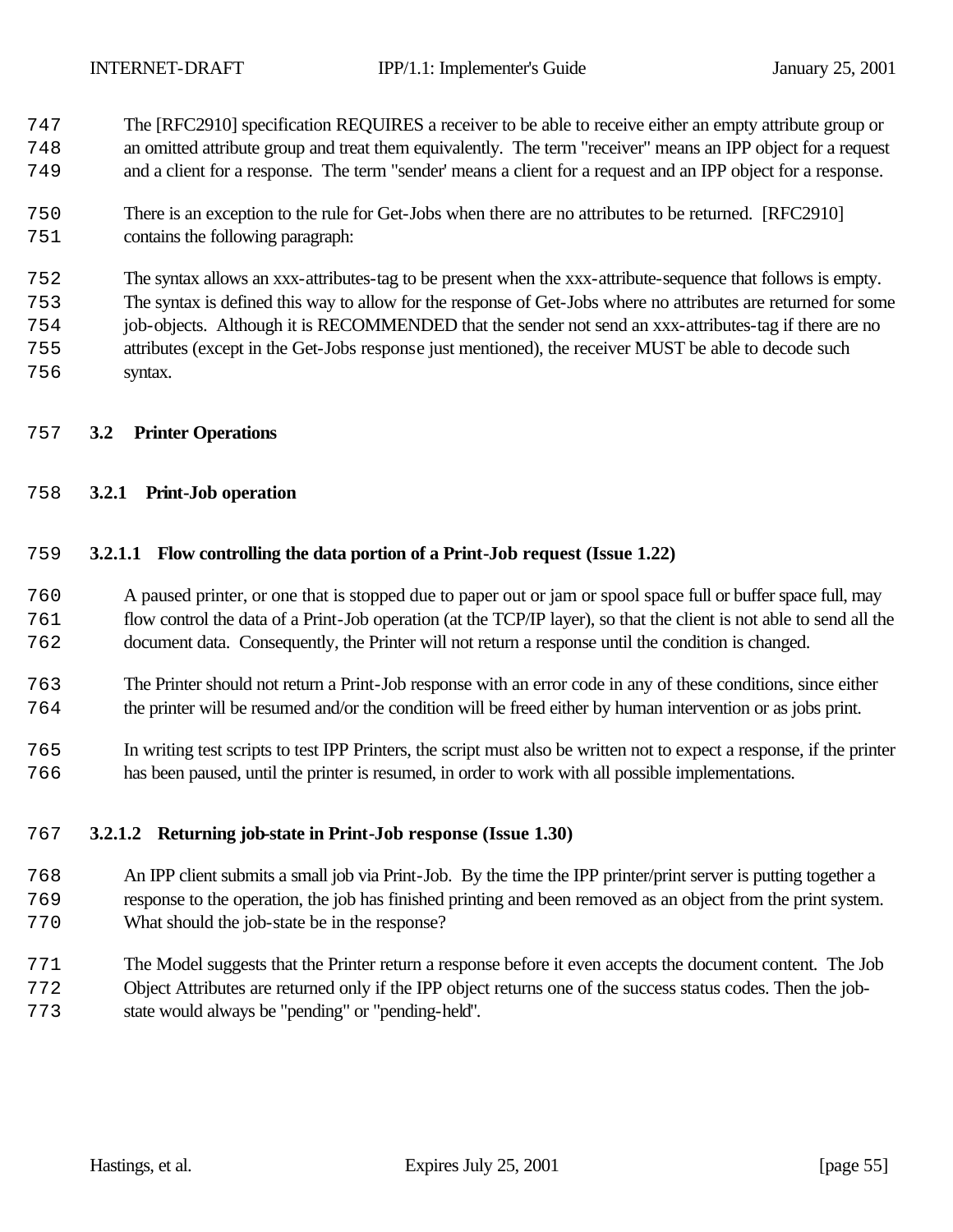The [RFC2910] specification REQUIRES a receiver to be able to receive either an empty attribute group or an omitted attribute group and treat them equivalently. The term "receiver" means an IPP object for a request and a client for a response. The term "sender' means a client for a request and an IPP object for a response.

There is an exception to the rule for Get-Jobs when there are no attributes to be returned. [RFC2910] contains the following paragraph:

The syntax allows an xxx-attributes-tag to be present when the xxx-attribute-sequence that follows is empty. The syntax is defined this way to allow for the response of Get-Jobs where no attributes are returned for some job-objects. Although it is RECOMMENDED that the sender not send an xxx-attributes-tag if there are no attributes (except in the Get-Jobs response just mentioned), the receiver MUST be able to decode such syntax.

## 3.2 Printer Operations

### 3.2.1 Print-Job operation

#### 3.2.1.1 Flow controlling the data portion of a Print-Job request (Issue 1.22)

A paused printer, or one that is stopped due to paper out or jam or spool space full or buffer space full, may flow control the data of a Print-Job operation (at the TCP/IP layer), so that the client is not able to send all the document data. Consequently, the Printer will not return a response until the condition is changed.

The Printer should not return a Print-Job response with an error code in any of these conditions, since either the printer will be resumed and/or the condition will be freed either by human intervention or as jobs print.

In writing test scripts to test IPP Printers, the script must also be written not to expect a response, if the printer has been paused, until the printer is resumed, in order to work with all possible implementations.

#### 3.2.1.2 Returning job-state in Print-Job response (Issue 1.30)

An IPP client submits a small job via Print-Job. By the time the IPP printer/print server is putting together a response to the operation, the job has finished printing and been removed as an object from the print system. What should the job-state be in the response?

The Model suggests that the Printer return a response before it even accepts the document content. The Job Object Attributes are returned only if the IPP object returns one of the success status codes. Then the job-state would always be "pending" or "pending-held".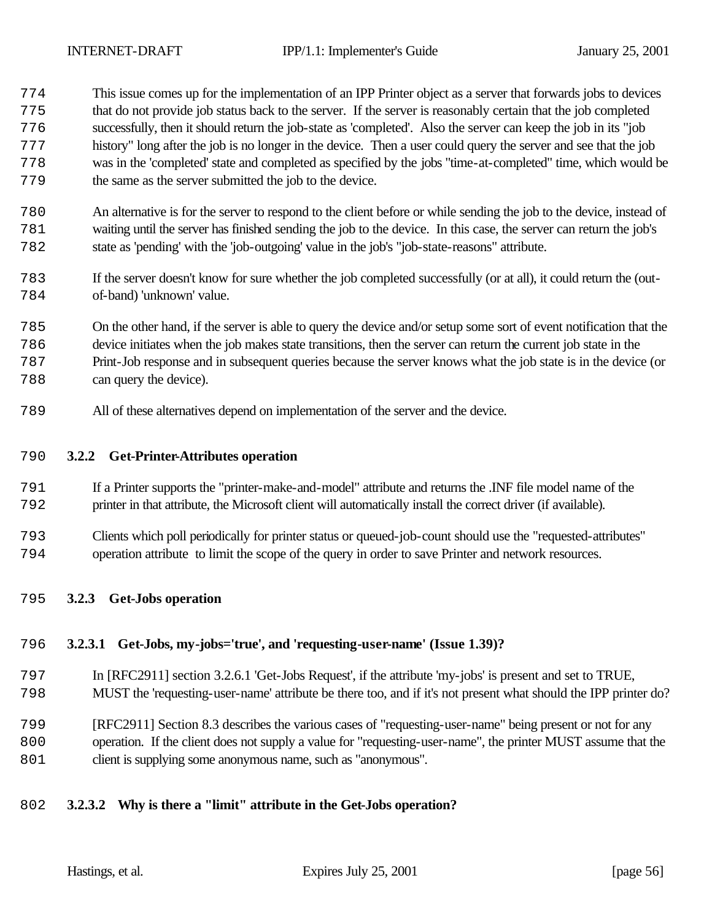This issue comes up for the implementation of an IPP Printer object as a server that forwards jobs to devices that do not provide job status back to the server. If the server is reasonably certain that the job completed successfully, then it should return the job-state as 'completed'. Also the server can keep the job in its "job history" long after the job is no longer in the device. Then a user could query the server and see that the job was in the 'completed' state and completed as specified by the jobs "time-at-completed" time, which would be the same as the server submitted the job to the device.

An alternative is for the server to respond to the client before or while sending the job to the device, instead of waiting until the server has finished sending the job to the device. In this case, the server can return the job's state as 'pending' with the 'job-outgoing' value in the job's "job-state-reasons" attribute.

If the server doesn't know for sure whether the job completed successfully (or at all), it could return the (out-of-band) 'unknown' value.

On the other hand, if the server is able to query the device and/or setup some sort of event notification that the device initiates when the job makes state transitions, then the server can return the current job state in the Print-Job response and in subsequent queries because the server knows what the job state is in the device (or can query the device).

All of these alternatives depend on implementation of the server and the device.

### 3.2.2 Get-Printer-Attributes operation

If a Printer supports the "printer-make-and-model" attribute and returns the .INF file model name of the printer in that attribute, the Microsoft client will automatically install the correct driver (if available).

Clients which poll periodically for printer status or queued-job-count should use the "requested-attributes" operation attribute to limit the scope of the query in order to save Printer and network resources.

### 3.2.3 Get-Jobs operation

#### 3.2.3.1 Get-Jobs, my-jobs='true', and 'requesting-user-name' (Issue 1.39)?

In [RFC2911] section 3.2.6.1 'Get-Jobs Request', if the attribute 'my-jobs' is present and set to TRUE, MUST the 'requesting-user-name' attribute be there too, and if it's not present what should the IPP printer do?

[RFC2911] Section 8.3 describes the various cases of "requesting-user-name" being present or not for any operation. If the client does not supply a value for "requesting-user-name", the printer MUST assume that the client is supplying some anonymous name, such as "anonymous".

#### 3.2.3.2 Why is there a "limit" attribute in the Get-Jobs operation?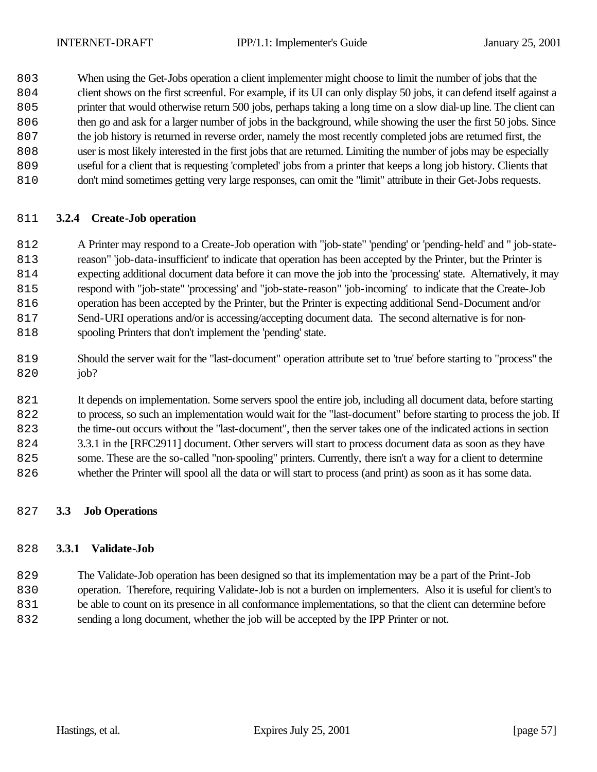When using the Get-Jobs operation a client implementer might choose to limit the number of jobs that the client shows on the first screenful. For example, if its UI can only display 50 jobs, it can defend itself against a printer that would otherwise return 500 jobs, perhaps taking a long time on a slow dial-up line. The client can then go and ask for a larger number of jobs in the background, while showing the user the first 50 jobs. Since the job history is returned in reverse order, namely the most recently completed jobs are returned first, the user is most likely interested in the first jobs that are returned. Limiting the number of jobs may be especially useful for a client that is requesting 'completed' jobs from a printer that keeps a long job history. Clients that don't mind sometimes getting very large responses, can omit the "limit" attribute in their Get-Jobs requests.

### 3.2.4 Create-Job operation

A Printer may respond to a Create-Job operation with "job-state" 'pending' or 'pending-held' and " job-state-reason" 'job-data-insufficient' to indicate that operation has been accepted by the Printer, but the Printer is expecting additional document data before it can move the job into the 'processing' state. Alternatively, it may respond with "job-state" 'processing' and "job-state-reason" 'job-incoming' to indicate that the Create-Job operation has been accepted by the Printer, but the Printer is expecting additional Send-Document and/or Send-URI operations and/or is accessing/accepting document data. The second alternative is for non-spooling Printers that don't implement the 'pending' state.

Should the server wait for the "last-document" operation attribute set to 'true' before starting to "process" the job?

It depends on implementation. Some servers spool the entire job, including all document data, before starting to process, so such an implementation would wait for the "last-document" before starting to process the job. If the time-out occurs without the "last-document", then the server takes one of the indicated actions in section 3.3.1 in the [RFC2911] document. Other servers will start to process document data as soon as they have some. These are the so-called "non-spooling" printers. Currently, there isn't a way for a client to determine whether the Printer will spool all the data or will start to process (and print) as soon as it has some data.

## 3.3 Job Operations

### 3.3.1 Validate-Job

The Validate-Job operation has been designed so that its implementation may be a part of the Print-Job operation. Therefore, requiring Validate-Job is not a burden on implementers. Also it is useful for client's to be able to count on its presence in all conformance implementations, so that the client can determine before sending a long document, whether the job will be accepted by the IPP Printer or not.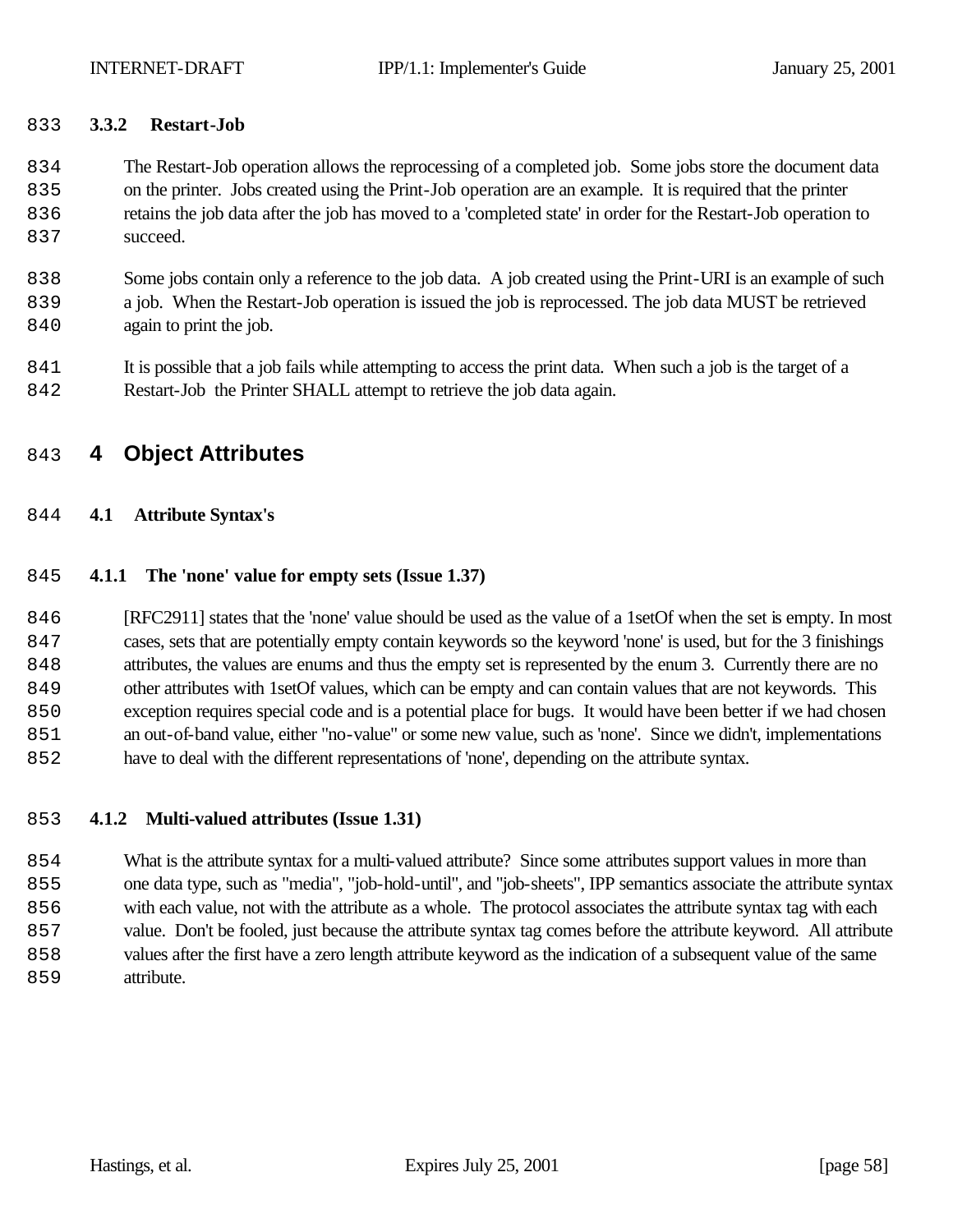### 3.3.2 Restart-Job

The Restart-Job operation allows the reprocessing of a completed job. Some jobs store the document data on the printer. Jobs created using the Print-Job operation are an example. It is required that the printer retains the job data after the job has moved to a 'completed state' in order for the Restart-Job operation to succeed.

Some jobs contain only a reference to the job data. A job created using the Print-URI is an example of such a job. When the Restart-Job operation is issued the job is reprocessed. The job data MUST be retrieved again to print the job.

It is possible that a job fails while attempting to access the print data. When such a job is the target of a Restart-Job the Printer SHALL attempt to retrieve the job data again.

# 4 Object Attributes

## 4.1 Attribute Syntax's

### 4.1.1 The 'none' value for empty sets (Issue 1.37)

[RFC2911] states that the 'none' value should be used as the value of a 1setOf when the set is empty. In most cases, sets that are potentially empty contain keywords so the keyword 'none' is used, but for the 3 finishings attributes, the values are enums and thus the empty set is represented by the enum 3. Currently there are no other attributes with 1setOf values, which can be empty and can contain values that are not keywords. This exception requires special code and is a potential place for bugs. It would have been better if we had chosen an out-of-band value, either "no-value" or some new value, such as 'none'. Since we didn't, implementations have to deal with the different representations of 'none', depending on the attribute syntax.

### 4.1.2 Multi-valued attributes (Issue 1.31)

What is the attribute syntax for a multi-valued attribute? Since some attributes support values in more than one data type, such as "media", "job-hold-until", and "job-sheets", IPP semantics associate the attribute syntax with each value, not with the attribute as a whole. The protocol associates the attribute syntax tag with each value. Don't be fooled, just because the attribute syntax tag comes before the attribute keyword. All attribute values after the first have a zero length attribute keyword as the indication of a subsequent value of the same attribute.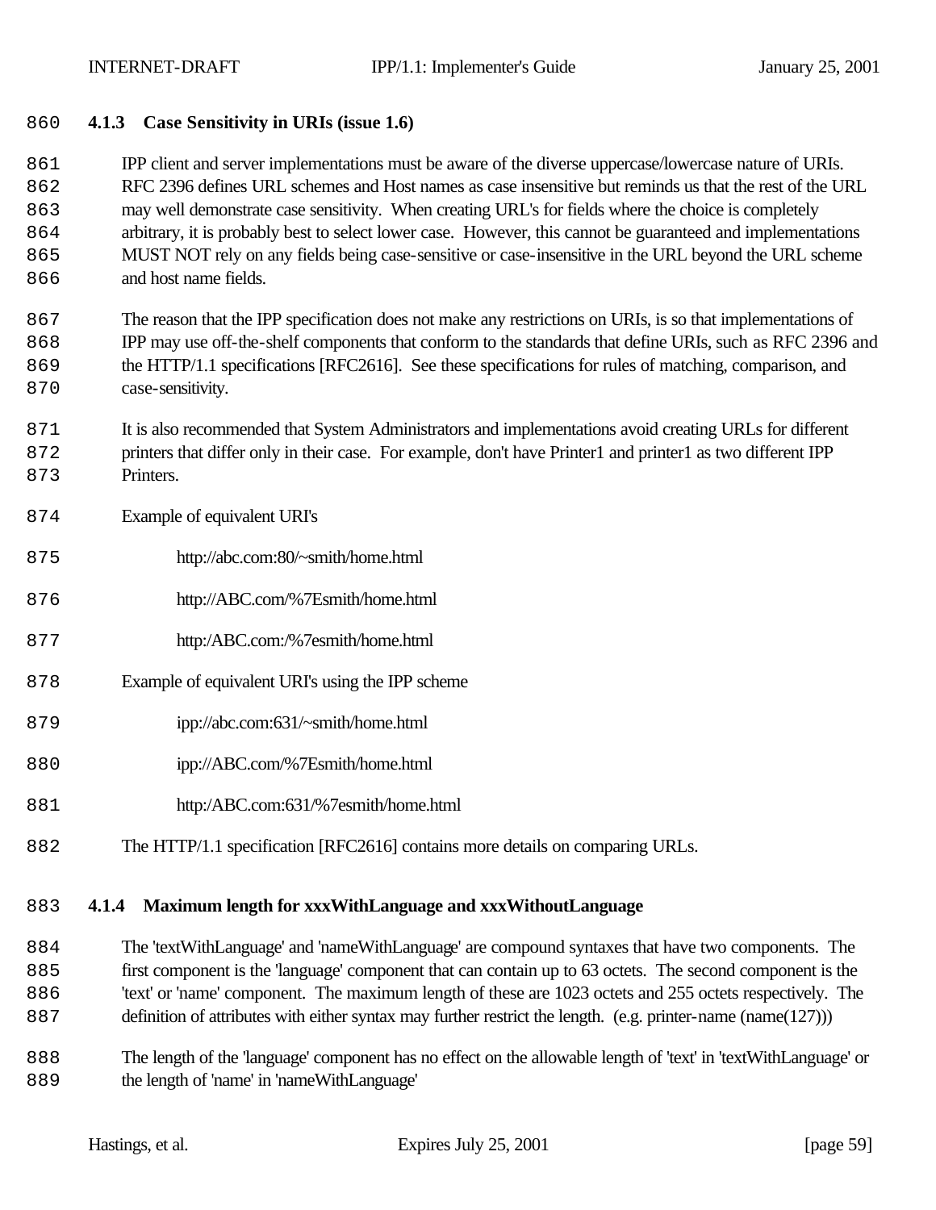### 4.1.3 Case Sensitivity in URIs (issue 1.6)

IPP client and server implementations must be aware of the diverse uppercase/lowercase nature of URIs. RFC 2396 defines URL schemes and Host names as case insensitive but reminds us that the rest of the URL may well demonstrate case sensitivity. When creating URL's for fields where the choice is completely arbitrary, it is probably best to select lower case. However, this cannot be guaranteed and implementations MUST NOT rely on any fields being case-sensitive or case-insensitive in the URL beyond the URL scheme and host name fields.

The reason that the IPP specification does not make any restrictions on URIs, is so that implementations of IPP may use off-the-shelf components that conform to the standards that define URIs, such as RFC 2396 and the HTTP/1.1 specifications [RFC2616]. See these specifications for rules of matching, comparison, and case-sensitivity.

It is also recommended that System Administrators and implementations avoid creating URLs for different printers that differ only in their case. For example, don't have Printer1 and printer1 as two different IPP Printers.

Example of equivalent URI's

http://abc.com:80/~smith/home.html

http://ABC.com/%7Esmith/home.html

http:/ABC.com:/%7esmith/home.html

Example of equivalent URI's using the IPP scheme

ipp://abc.com:631/~smith/home.html

ipp://ABC.com/%7Esmith/home.html

http:/ABC.com:631/%7esmith/home.html

The HTTP/1.1 specification [RFC2616] contains more details on comparing URLs.

### 4.1.4 Maximum length for xxxWithLanguage and xxxWithoutLanguage

The 'textWithLanguage' and 'nameWithLanguage' are compound syntaxes that have two components. The first component is the 'language' component that can contain up to 63 octets. The second component is the 'text' or 'name' component. The maximum length of these are 1023 octets and 255 octets respectively. The definition of attributes with either syntax may further restrict the length. (e.g. printer-name (name(127)))

The length of the 'language' component has no effect on the allowable length of 'text' in 'textWithLanguage' or the length of 'name' in 'nameWithLanguage'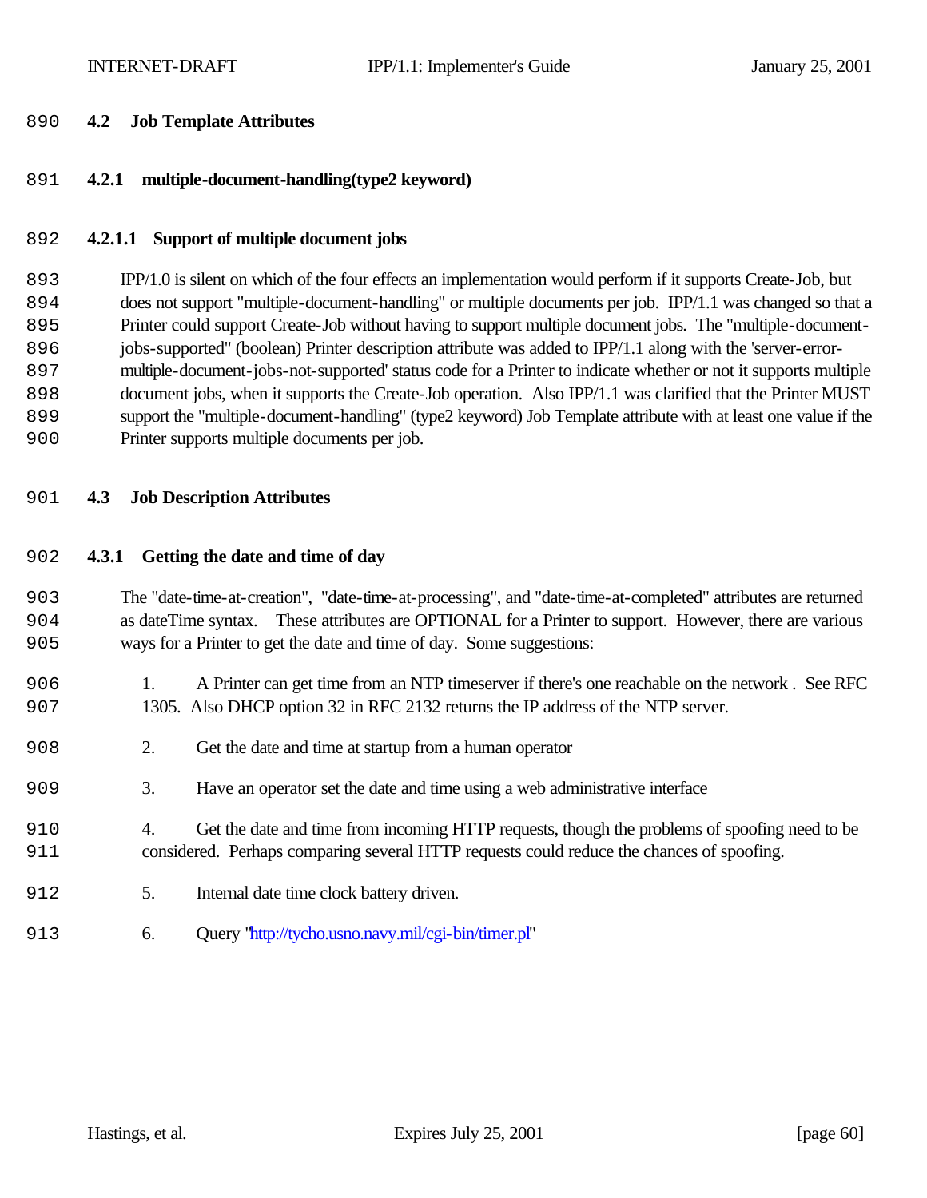## 4.2 Job Template Attributes

### 4.2.1 multiple-document-handling(type2 keyword)

#### 4.2.1.1 Support of multiple document jobs

IPP/1.0 is silent on which of the four effects an implementation would perform if it supports Create-Job, but does not support "multiple-document-handling" or multiple documents per job. IPP/1.1 was changed so that a Printer could support Create-Job without having to support multiple document jobs. The "multiple-document-jobs-supported" (boolean) Printer description attribute was added to IPP/1.1 along with the 'server-error-multiple-document-jobs-not-supported' status code for a Printer to indicate whether or not it supports multiple document jobs, when it supports the Create-Job operation. Also IPP/1.1 was clarified that the Printer MUST support the "multiple-document-handling" (type2 keyword) Job Template attribute with at least one value if the Printer supports multiple documents per job.

## 4.3 Job Description Attributes

### 4.3.1 Getting the date and time of day

The "date-time-at-creation", "date-time-at-processing", and "date-time-at-completed" attributes are returned as dateTime syntax. These attributes are OPTIONAL for a Printer to support. However, there are various ways for a Printer to get the date and time of day. Some suggestions:

1. A Printer can get time from an NTP timeserver if there's one reachable on the network . See RFC 1305. Also DHCP option 32 in RFC 2132 returns the IP address of the NTP server.

2. Get the date and time at startup from a human operator

3. Have an operator set the date and time using a web administrative interface

4. Get the date and time from incoming HTTP requests, though the problems of spoofing need to be considered. Perhaps comparing several HTTP requests could reduce the chances of spoofing.

5. Internal date time clock battery driven.

6. Query "http://tycho.usno.navy.mil/cgi-bin/timer.pl"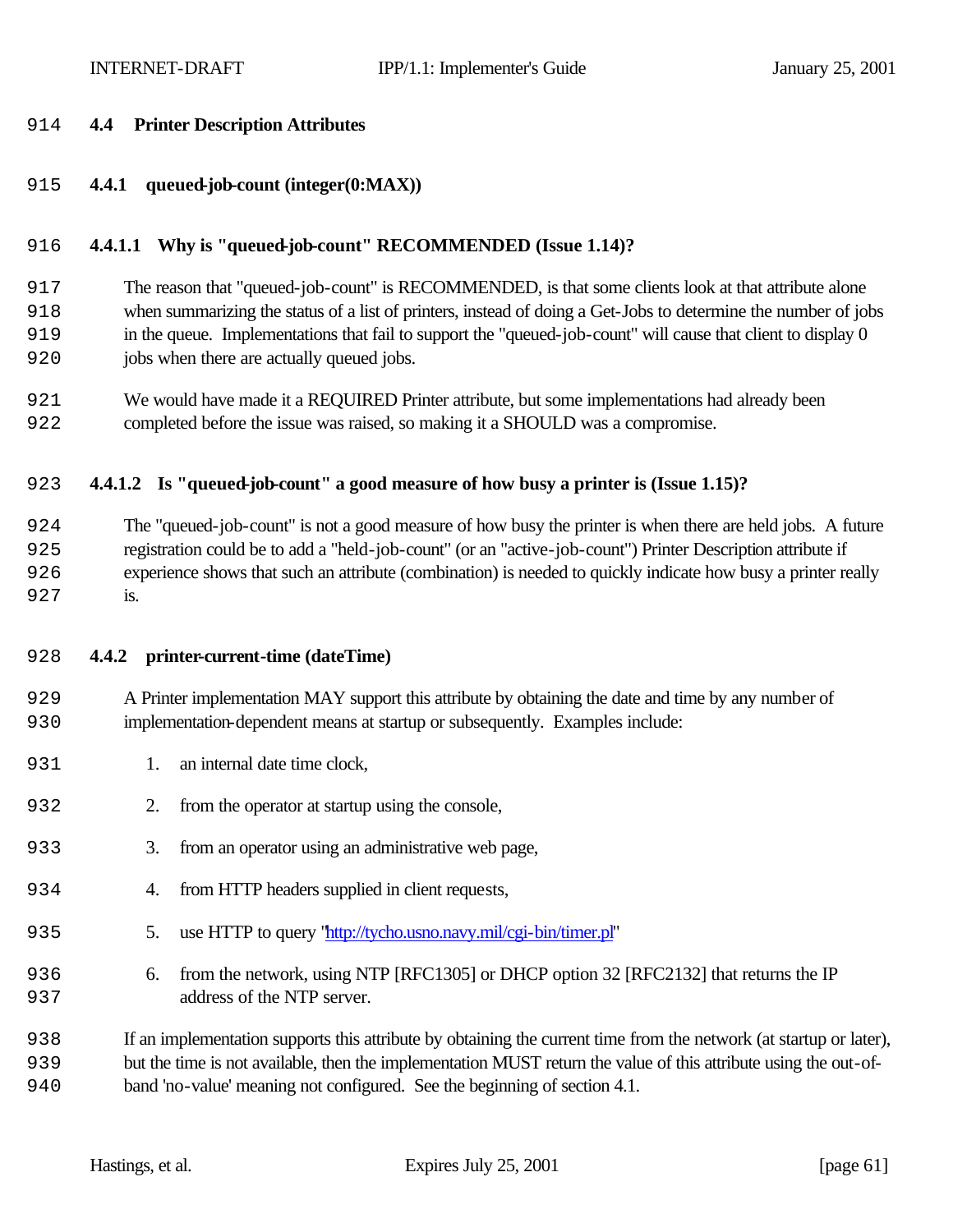## 4.4 Printer Description Attributes

### 4.4.1 queued-job-count (integer(0:MAX))

#### 4.4.1.1 Why is "queued-job-count" RECOMMENDED (Issue 1.14)?

The reason that "queued-job-count" is RECOMMENDED, is that some clients look at that attribute alone when summarizing the status of a list of printers, instead of doing a Get-Jobs to determine the number of jobs in the queue. Implementations that fail to support the "queued-job-count" will cause that client to display 0 jobs when there are actually queued jobs.

We would have made it a REQUIRED Printer attribute, but some implementations had already been completed before the issue was raised, so making it a SHOULD was a compromise.

#### 4.4.1.2 Is "queued-job-count" a good measure of how busy a printer is (Issue 1.15)?

The "queued-job-count" is not a good measure of how busy the printer is when there are held jobs. A future registration could be to add a "held-job-count" (or an "active-job-count") Printer Description attribute if experience shows that such an attribute (combination) is needed to quickly indicate how busy a printer really is.

### 4.4.2 printer-current-time (dateTime)

A Printer implementation MAY support this attribute by obtaining the date and time by any number of implementation-dependent means at startup or subsequently. Examples include:

1. an internal date time clock,
2. from the operator at startup using the console,
3. from an operator using an administrative web page,
4. from HTTP headers supplied in client requests,
5. use HTTP to query "http://tycho.usno.navy.mil/cgi-bin/timer.pl"
6. from the network, using NTP [RFC1305] or DHCP option 32 [RFC2132] that returns the IP address of the NTP server.

If an implementation supports this attribute by obtaining the current time from the network (at startup or later), but the time is not available, then the implementation MUST return the value of this attribute using the out-of-band 'no-value' meaning not configured. See the beginning of section 4.1.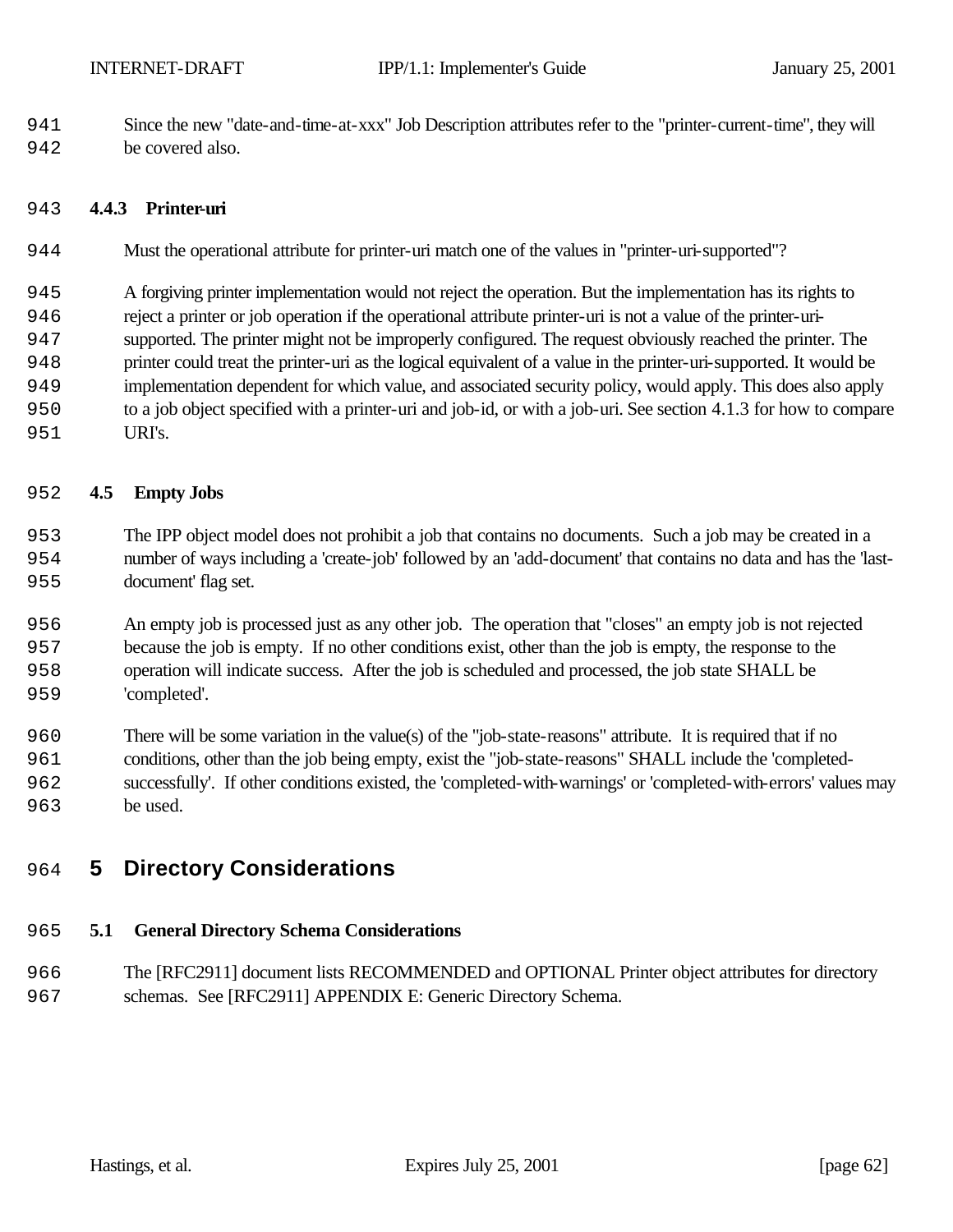Since the new "date-and-time-at-xxx" Job Description attributes refer to the "printer-current-time", they will be covered also.

### 4.4.3 Printer-uri

Must the operational attribute for printer-uri match one of the values in "printer-uri-supported"?

A forgiving printer implementation would not reject the operation. But the implementation has its rights to reject a printer or job operation if the operational attribute printer-uri is not a value of the printer-uri-supported. The printer might not be improperly configured. The request obviously reached the printer. The printer could treat the printer-uri as the logical equivalent of a value in the printer-uri-supported. It would be implementation dependent for which value, and associated security policy, would apply. This does also apply to a job object specified with a printer-uri and job-id, or with a job-uri. See section 4.1.3 for how to compare URI's.

## 4.5 Empty Jobs

The IPP object model does not prohibit a job that contains no documents. Such a job may be created in a number of ways including a 'create-job' followed by an 'add-document' that contains no data and has the 'last-document' flag set.

An empty job is processed just as any other job. The operation that "closes" an empty job is not rejected because the job is empty. If no other conditions exist, other than the job is empty, the response to the operation will indicate success. After the job is scheduled and processed, the job state SHALL be 'completed'.

There will be some variation in the value(s) of the "job-state-reasons" attribute. It is required that if no conditions, other than the job being empty, exist the "job-state-reasons" SHALL include the 'completed-successfully'. If other conditions existed, the 'completed-with-warnings' or 'completed-with-errors' values may be used.

# 5 Directory Considerations

## 5.1 General Directory Schema Considerations

The [RFC2911] document lists RECOMMENDED and OPTIONAL Printer object attributes for directory schemas. See [RFC2911] APPENDIX E: Generic Directory Schema.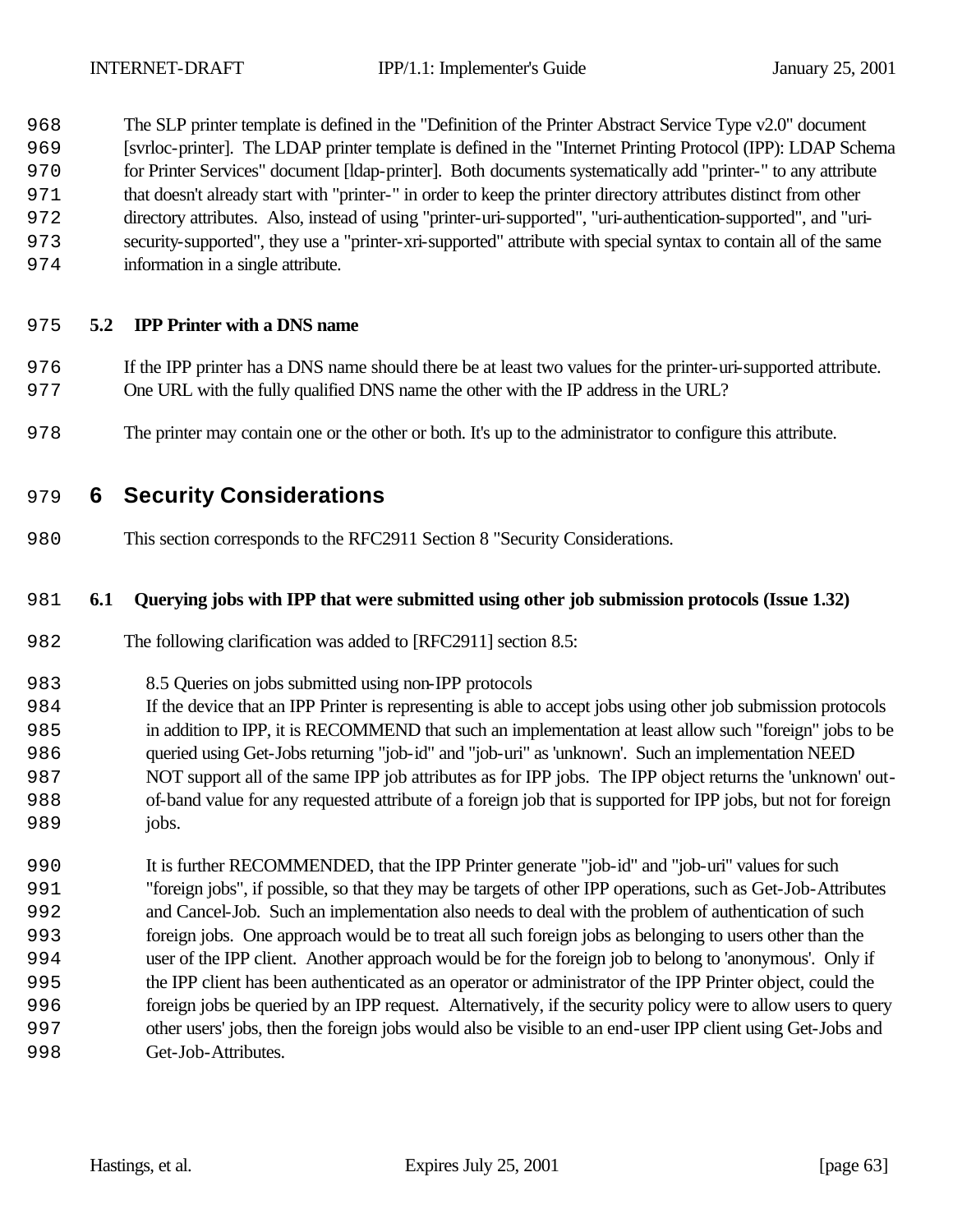The SLP printer template is defined in the "Definition of the Printer Abstract Service Type v2.0" document [svrloc-printer]. The LDAP printer template is defined in the "Internet Printing Protocol (IPP): LDAP Schema for Printer Services" document [ldap-printer]. Both documents systematically add "printer-" to any attribute that doesn't already start with "printer-" in order to keep the printer directory attributes distinct from other directory attributes. Also, instead of using "printer-uri-supported", "uri-authentication-supported", and "uri-security-supported", they use a "printer-xri-supported" attribute with special syntax to contain all of the same information in a single attribute.

### 5.2 IPP Printer with a DNS name

If the IPP printer has a DNS name should there be at least two values for the printer-uri-supported attribute. One URL with the fully qualified DNS name the other with the IP address in the URL?

The printer may contain one or the other or both. It's up to the administrator to configure this attribute.

## 6 Security Considerations

This section corresponds to the RFC2911 Section 8 "Security Considerations.

### 6.1 Querying jobs with IPP that were submitted using other job submission protocols (Issue 1.32)

The following clarification was added to [RFC2911] section 8.5:

> 8.5 Queries on jobs submitted using non-IPP protocols
> If the device that an IPP Printer is representing is able to accept jobs using other job submission protocols in addition to IPP, it is RECOMMEND that such an implementation at least allow such "foreign" jobs to be queried using Get-Jobs returning "job-id" and "job-uri" as 'unknown'. Such an implementation NEED NOT support all of the same IPP job attributes as for IPP jobs. The IPP object returns the 'unknown' out-of-band value for any requested attribute of a foreign job that is supported for IPP jobs, but not for foreign jobs.
>
> It is further RECOMMENDED, that the IPP Printer generate "job-id" and "job-uri" values for such "foreign jobs", if possible, so that they may be targets of other IPP operations, such as Get-Job-Attributes and Cancel-Job. Such an implementation also needs to deal with the problem of authentication of such foreign jobs. One approach would be to treat all such foreign jobs as belonging to users other than the user of the IPP client. Another approach would be for the foreign job to belong to 'anonymous'. Only if the IPP client has been authenticated as an operator or administrator of the IPP Printer object, could the foreign jobs be queried by an IPP request. Alternatively, if the security policy were to allow users to query other users' jobs, then the foreign jobs would also be visible to an end-user IPP client using Get-Jobs and Get-Job-Attributes.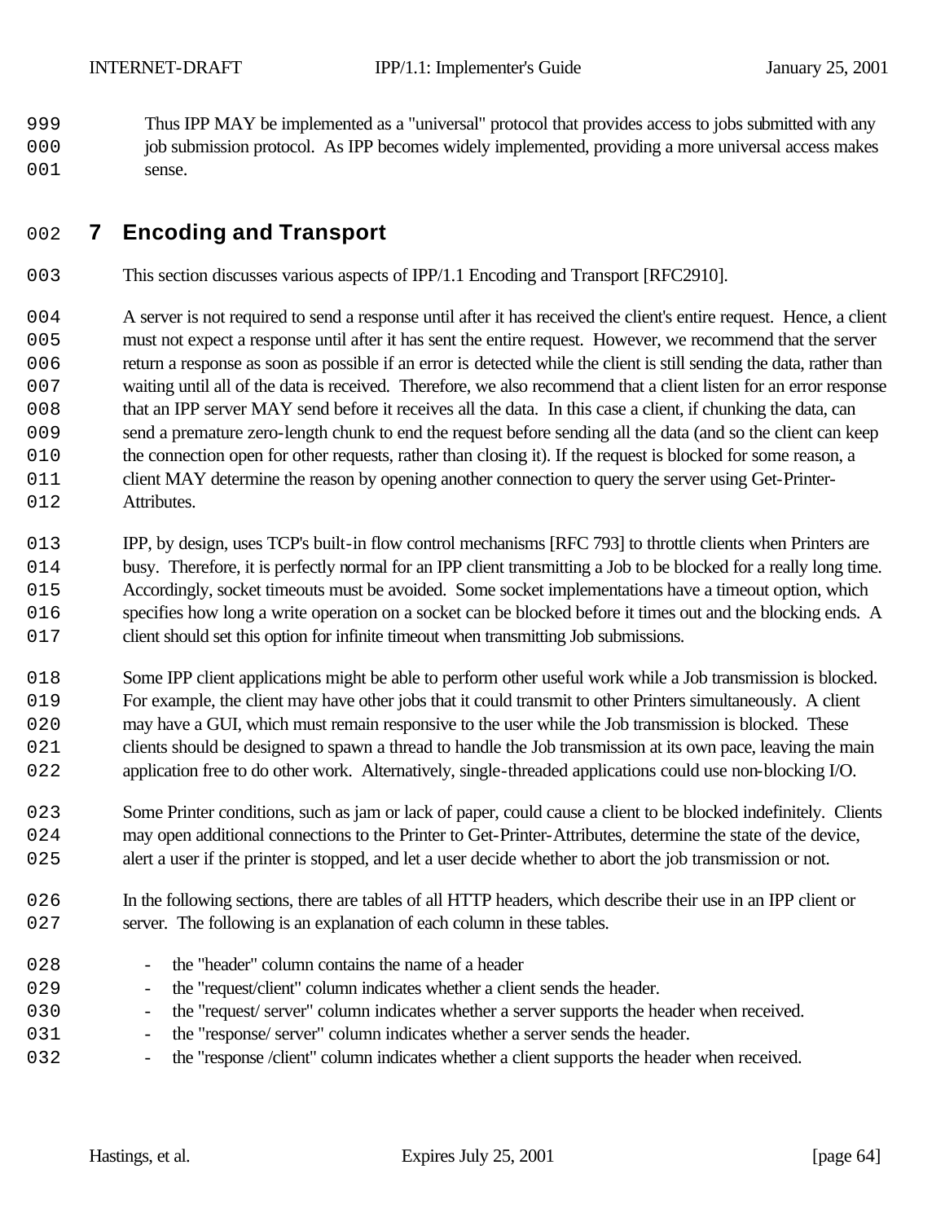Thus IPP MAY be implemented as a "universal" protocol that provides access to jobs submitted with any job submission protocol. As IPP becomes widely implemented, providing a more universal access makes sense.

# 7 Encoding and Transport

This section discusses various aspects of IPP/1.1 Encoding and Transport [RFC2910].

A server is not required to send a response until after it has received the client's entire request. Hence, a client must not expect a response until after it has sent the entire request. However, we recommend that the server return a response as soon as possible if an error is detected while the client is still sending the data, rather than waiting until all of the data is received. Therefore, we also recommend that a client listen for an error response that an IPP server MAY send before it receives all the data. In this case a client, if chunking the data, can send a premature zero-length chunk to end the request before sending all the data (and so the client can keep the connection open for other requests, rather than closing it). If the request is blocked for some reason, a client MAY determine the reason by opening another connection to query the server using Get-Printer-Attributes.

IPP, by design, uses TCP's built-in flow control mechanisms [RFC 793] to throttle clients when Printers are busy. Therefore, it is perfectly normal for an IPP client transmitting a Job to be blocked for a really long time. Accordingly, socket timeouts must be avoided. Some socket implementations have a timeout option, which specifies how long a write operation on a socket can be blocked before it times out and the blocking ends. A client should set this option for infinite timeout when transmitting Job submissions.

Some IPP client applications might be able to perform other useful work while a Job transmission is blocked. For example, the client may have other jobs that it could transmit to other Printers simultaneously. A client may have a GUI, which must remain responsive to the user while the Job transmission is blocked. These clients should be designed to spawn a thread to handle the Job transmission at its own pace, leaving the main application free to do other work. Alternatively, single-threaded applications could use non-blocking I/O.

Some Printer conditions, such as jam or lack of paper, could cause a client to be blocked indefinitely. Clients may open additional connections to the Printer to Get-Printer-Attributes, determine the state of the device, alert a user if the printer is stopped, and let a user decide whether to abort the job transmission or not.

In the following sections, there are tables of all HTTP headers, which describe their use in an IPP client or server. The following is an explanation of each column in these tables.

- the "header" column contains the name of a header
- the "request/client" column indicates whether a client sends the header.
- the "request/ server" column indicates whether a server supports the header when received.
- the "response/ server" column indicates whether a server sends the header.
- the "response /client" column indicates whether a client supports the header when received.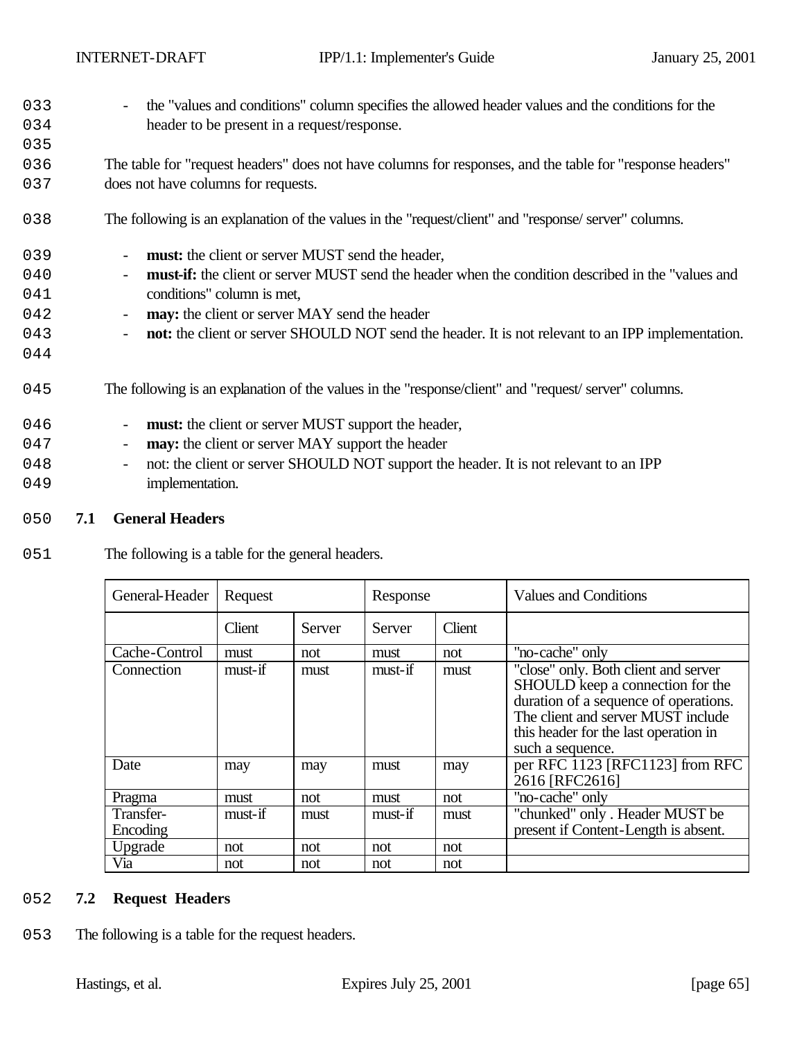- the "values and conditions" column specifies the allowed header values and the conditions for the header to be present in a request/response.

The table for "request headers" does not have columns for responses, and the table for "response headers" does not have columns for requests.

The following is an explanation of the values in the "request/client" and "response/ server" columns.

- **must:** the client or server MUST send the header,
- **must-if:** the client or server MUST send the header when the condition described in the "values and conditions" column is met,
- **may:** the client or server MAY send the header
- **not:** the client or server SHOULD NOT send the header. It is not relevant to an IPP implementation.

The following is an explanation of the values in the "response/client" and "request/ server" columns.

- **must:** the client or server MUST support the header,
- **may:** the client or server MAY support the header
- not: the client or server SHOULD NOT support the header. It is not relevant to an IPP implementation.

## 7.1 General Headers

The following is a table for the general headers.

| General-Header | Request | | Response | | Values and Conditions |
|---|---|---|---|---|---|
| | Client | Server | Server | Client | |
| Cache-Control | must | not | must | not | "no-cache" only |
| Connection | must-if | must | must-if | must | "close" only. Both client and server SHOULD keep a connection for the duration of a sequence of operations. The client and server MUST include this header for the last operation in such a sequence. |
| Date | may | may | must | may | per RFC 1123 [RFC1123] from RFC 2616 [RFC2616] |
| Pragma | must | not | must | not | "no-cache" only |
| Transfer-Encoding | must-if | must | must-if | must | "chunked" only . Header MUST be present if Content-Length is absent. |
| Upgrade | not | not | not | not | |
| Via | not | not | not | not | |

## 7.2 Request Headers

The following is a table for the request headers.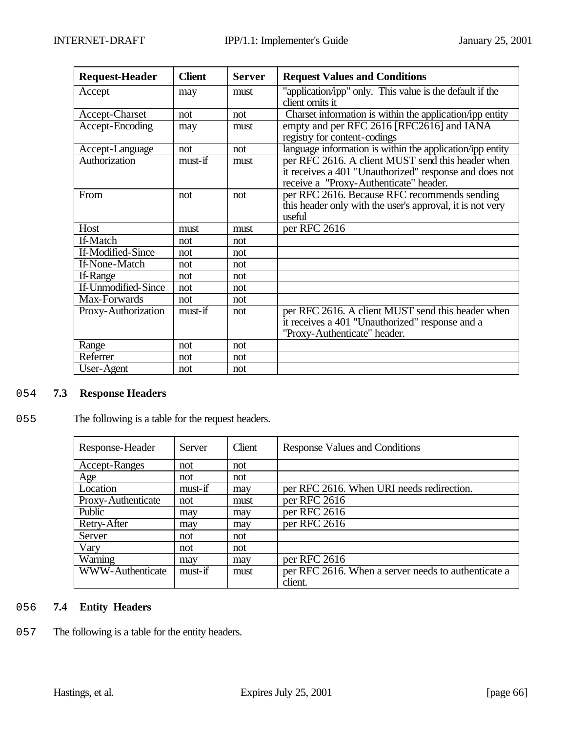| Request-Header | Client | Server | Request Values and Conditions |
|---|---|---|---|
| Accept | may | must | "application/ipp" only. This value is the default if the client omits it |
| Accept-Charset | not | not | Charset information is within the application/ipp entity |
| Accept-Encoding | may | must | empty and per RFC 2616 [RFC2616] and IANA registry for content-codings |
| Accept-Language | not | not | language information is within the application/ipp entity |
| Authorization | must-if | must | per RFC 2616. A client MUST send this header when it receives a 401 "Unauthorized" response and does not receive a "Proxy-Authenticate" header. |
| From | not | not | per RFC 2616. Because RFC recommends sending this header only with the user's approval, it is not very useful |
| Host | must | must | per RFC 2616 |
| If-Match | not | not | |
| If-Modified-Since | not | not | |
| If-None-Match | not | not | |
| If-Range | not | not | |
| If-Unmodified-Since | not | not | |
| Max-Forwards | not | not | |
| Proxy-Authorization | must-if | not | per RFC 2616. A client MUST send this header when it receives a 401 "Unauthorized" response and a "Proxy-Authenticate" header. |
| Range | not | not | |
| Referrer | not | not | |
| User-Agent | not | not | |

054 **7.3 Response Headers**

055 The following is a table for the request headers.

| Response-Header | Server | Client | Response Values and Conditions |
|---|---|---|---|
| Accept-Ranges | not | not | |
| Age | not | not | |
| Location | must-if | may | per RFC 2616. When URI needs redirection. |
| Proxy-Authenticate | not | must | per RFC 2616 |
| Public | may | may | per RFC 2616 |
| Retry-After | may | may | per RFC 2616 |
| Server | not | not | |
| Vary | not | not | |
| Warning | may | may | per RFC 2616 |
| WWW-Authenticate | must-if | must | per RFC 2616. When a server needs to authenticate a client. |

056 **7.4 Entity Headers**

057 The following is a table for the entity headers.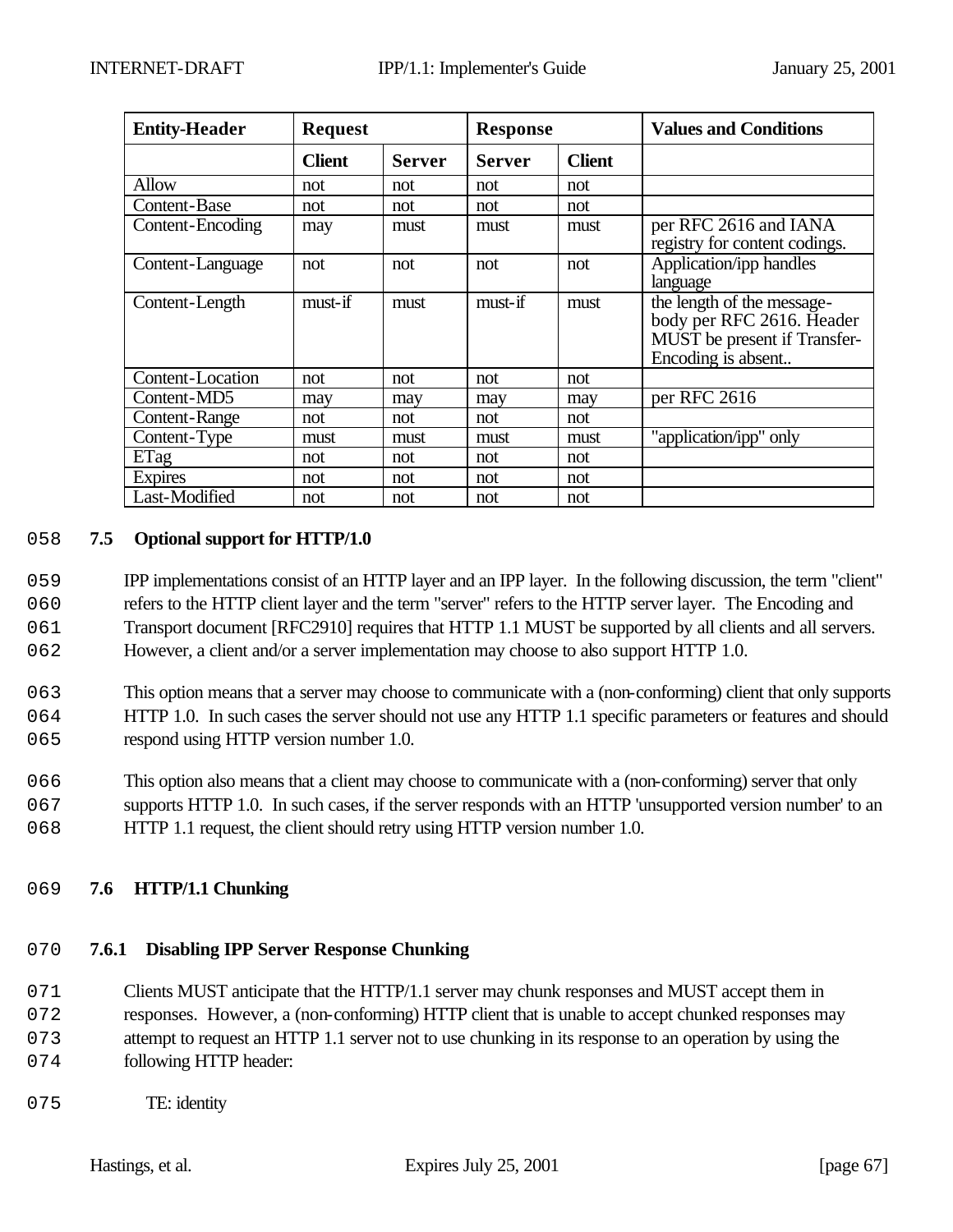| Entity-Header | Request | | Response | | Values and Conditions |
|---|---|---|---|---|---|
| | Client | Server | Server | Client | |
| Allow | not | not | not | not | |
| Content-Base | not | not | not | not | |
| Content-Encoding | may | must | must | must | per RFC 2616 and IANA registry for content codings. |
| Content-Language | not | not | not | not | Application/ipp handles language |
| Content-Length | must-if | must | must-if | must | the length of the message-body per RFC 2616. Header MUST be present if Transfer-Encoding is absent.. |
| Content-Location | not | not | not | not | |
| Content-MD5 | may | may | may | may | per RFC 2616 |
| Content-Range | not | not | not | not | |
| Content-Type | must | must | must | must | "application/ipp" only |
| ETag | not | not | not | not | |
| Expires | not | not | not | not | |
| Last-Modified | not | not | not | not | |

058 **7.5 Optional support for HTTP/1.0**

059 IPP implementations consist of an HTTP layer and an IPP layer. In the following discussion, the term "client"
060 refers to the HTTP client layer and the term "server" refers to the HTTP server layer. The Encoding and
061 Transport document [RFC2910] requires that HTTP 1.1 MUST be supported by all clients and all servers.
062 However, a client and/or a server implementation may choose to also support HTTP 1.0.

063 This option means that a server may choose to communicate with a (non-conforming) client that only supports
064 HTTP 1.0. In such cases the server should not use any HTTP 1.1 specific parameters or features and should
065 respond using HTTP version number 1.0.

066 This option also means that a client may choose to communicate with a (non-conforming) server that only
067 supports HTTP 1.0. In such cases, if the server responds with an HTTP 'unsupported version number' to an
068 HTTP 1.1 request, the client should retry using HTTP version number 1.0.

069 **7.6 HTTP/1.1 Chunking**

070 **7.6.1 Disabling IPP Server Response Chunking**

071 Clients MUST anticipate that the HTTP/1.1 server may chunk responses and MUST accept them in
072 responses. However, a (non-conforming) HTTP client that is unable to accept chunked responses may
073 attempt to request an HTTP 1.1 server not to use chunking in its response to an operation by using the
074 following HTTP header:

075 TE: identity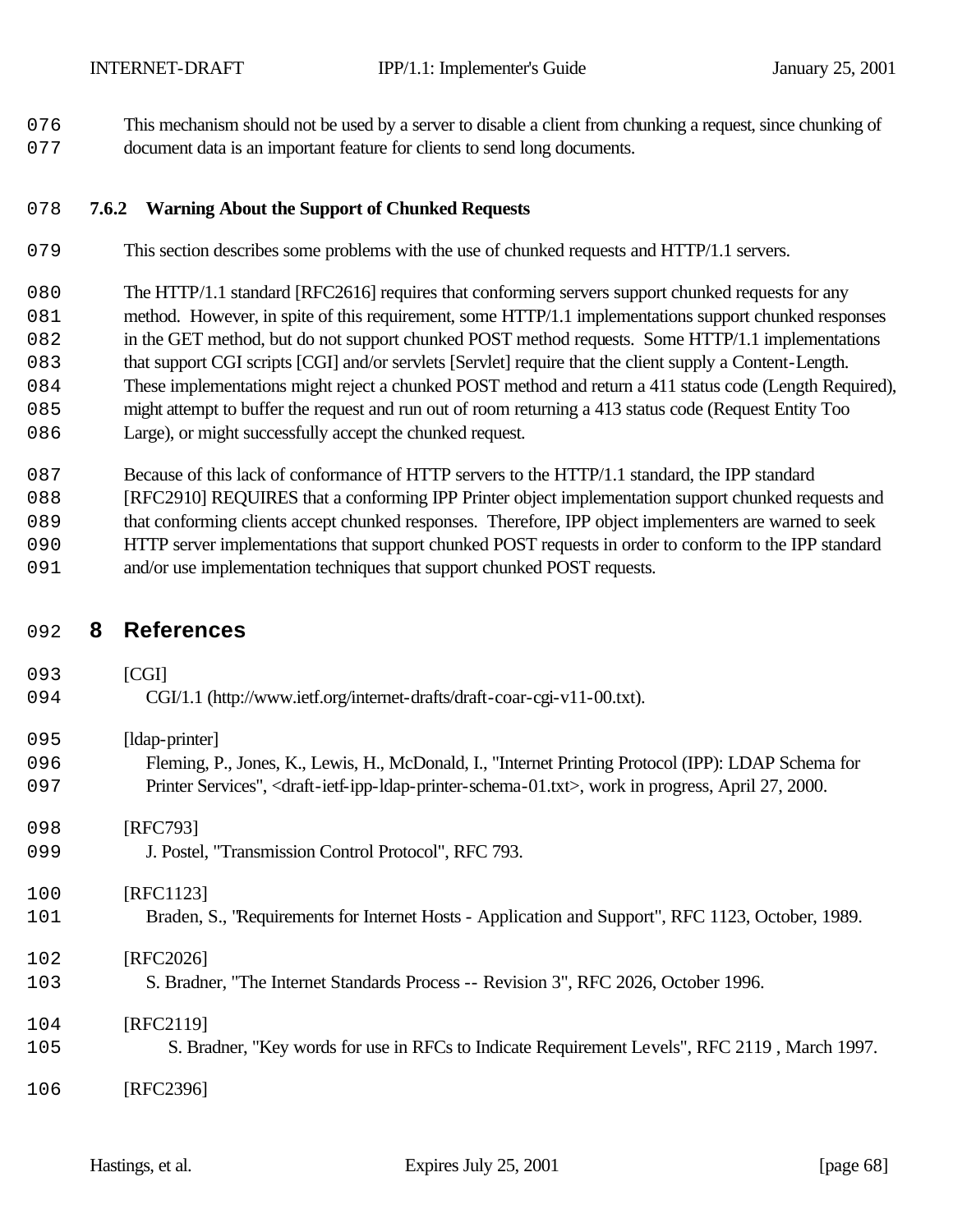This mechanism should not be used by a server to disable a client from chunking a request, since chunking of document data is an important feature for clients to send long documents.

### 7.6.2 Warning About the Support of Chunked Requests

This section describes some problems with the use of chunked requests and HTTP/1.1 servers.

The HTTP/1.1 standard [RFC2616] requires that conforming servers support chunked requests for any method. However, in spite of this requirement, some HTTP/1.1 implementations support chunked responses in the GET method, but do not support chunked POST method requests. Some HTTP/1.1 implementations that support CGI scripts [CGI] and/or servlets [Servlet] require that the client supply a Content-Length. These implementations might reject a chunked POST method and return a 411 status code (Length Required), might attempt to buffer the request and run out of room returning a 413 status code (Request Entity Too Large), or might successfully accept the chunked request.

Because of this lack of conformance of HTTP servers to the HTTP/1.1 standard, the IPP standard [RFC2910] REQUIRES that a conforming IPP Printer object implementation support chunked requests and that conforming clients accept chunked responses. Therefore, IPP object implementers are warned to seek HTTP server implementations that support chunked POST requests in order to conform to the IPP standard and/or use implementation techniques that support chunked POST requests.

# 8 References

[CGI]
CGI/1.1 (http://www.ietf.org/internet-drafts/draft-coar-cgi-v11-00.txt).

[ldap-printer]
Fleming, P., Jones, K., Lewis, H., McDonald, I., "Internet Printing Protocol (IPP): LDAP Schema for Printer Services", <draft-ietf-ipp-ldap-printer-schema-01.txt>, work in progress, April 27, 2000.

[RFC793]
J. Postel, "Transmission Control Protocol", RFC 793.

[RFC1123]
Braden, S., "Requirements for Internet Hosts - Application and Support", RFC 1123, October, 1989.

[RFC2026]
S. Bradner, "The Internet Standards Process -- Revision 3", RFC 2026, October 1996.

[RFC2119]
S. Bradner, "Key words for use in RFCs to Indicate Requirement Levels", RFC 2119 , March 1997.

[RFC2396]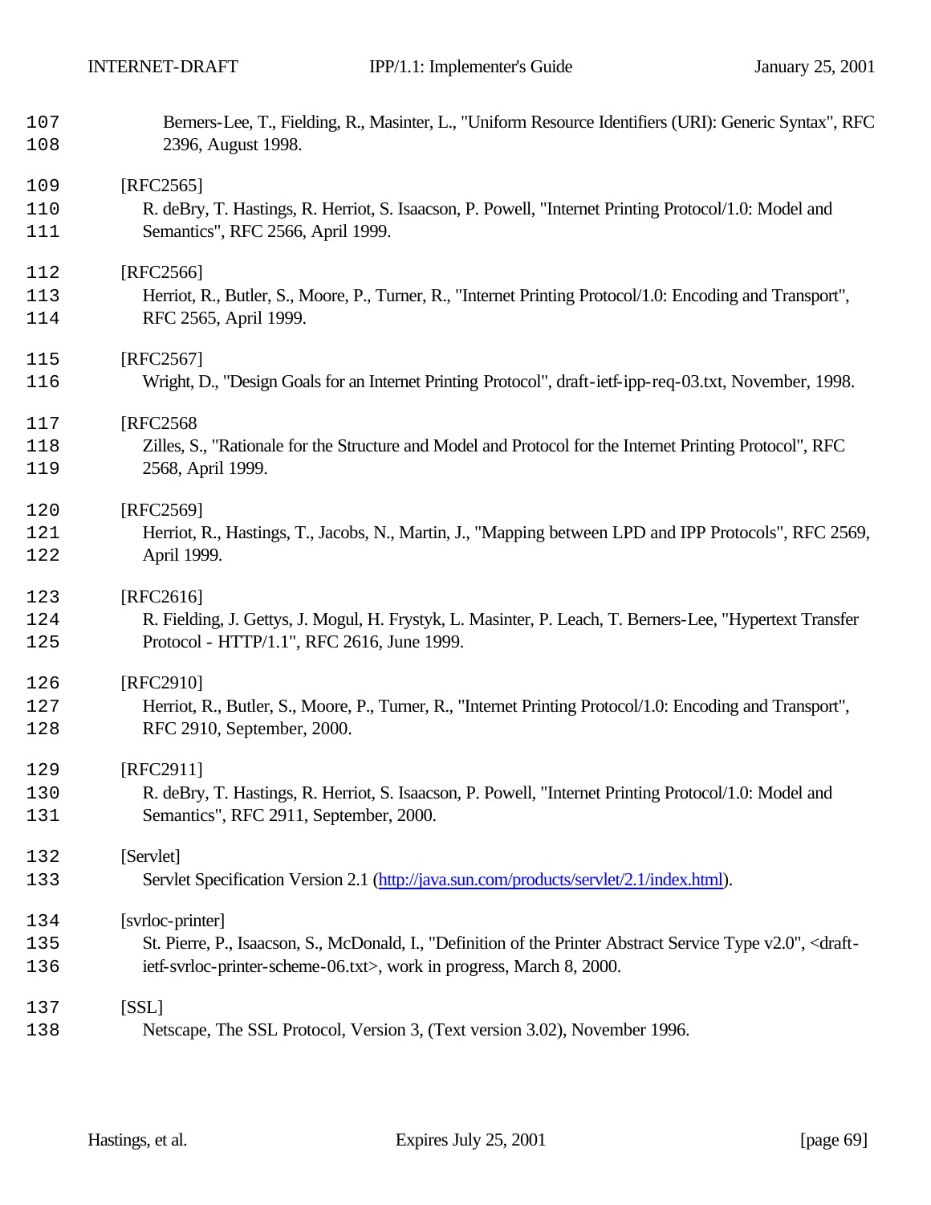107 Berners-Lee, T., Fielding, R., Masinter, L., "Uniform Resource Identifiers (URI): Generic Syntax", RFC
108 2396, August 1998.

109 [RFC2565]
110 R. deBry, T. Hastings, R. Herriot, S. Isaacson, P. Powell, "Internet Printing Protocol/1.0: Model and
111 Semantics", RFC 2566, April 1999.

112 [RFC2566]
113 Herriot, R., Butler, S., Moore, P., Turner, R., "Internet Printing Protocol/1.0: Encoding and Transport",
114 RFC 2565, April 1999.

115 [RFC2567]
116 Wright, D., "Design Goals for an Internet Printing Protocol", draft-ietf-ipp-req-03.txt, November, 1998.

117 [RFC2568
118 Zilles, S., "Rationale for the Structure and Model and Protocol for the Internet Printing Protocol", RFC
119 2568, April 1999.

120 [RFC2569]
121 Herriot, R., Hastings, T., Jacobs, N., Martin, J., "Mapping between LPD and IPP Protocols", RFC 2569,
122 April 1999.

123 [RFC2616]
124 R. Fielding, J. Gettys, J. Mogul, H. Frystyk, L. Masinter, P. Leach, T. Berners-Lee, "Hypertext Transfer
125 Protocol - HTTP/1.1", RFC 2616, June 1999.

126 [RFC2910]
127 Herriot, R., Butler, S., Moore, P., Turner, R., "Internet Printing Protocol/1.0: Encoding and Transport",
128 RFC 2910, September, 2000.

129 [RFC2911]
130 R. deBry, T. Hastings, R. Herriot, S. Isaacson, P. Powell, "Internet Printing Protocol/1.0: Model and
131 Semantics", RFC 2911, September, 2000.

132 [Servlet]
133 Servlet Specification Version 2.1 (http://java.sun.com/products/servlet/2.1/index.html).

134 [svrloc-printer]
135 St. Pierre, P., Isaacson, S., McDonald, I., "Definition of the Printer Abstract Service Type v2.0", <draft-
136 ietf-svrloc-printer-scheme-06.txt>, work in progress, March 8, 2000.

137 [SSL]
138 Netscape, The SSL Protocol, Version 3, (Text version 3.02), November 1996.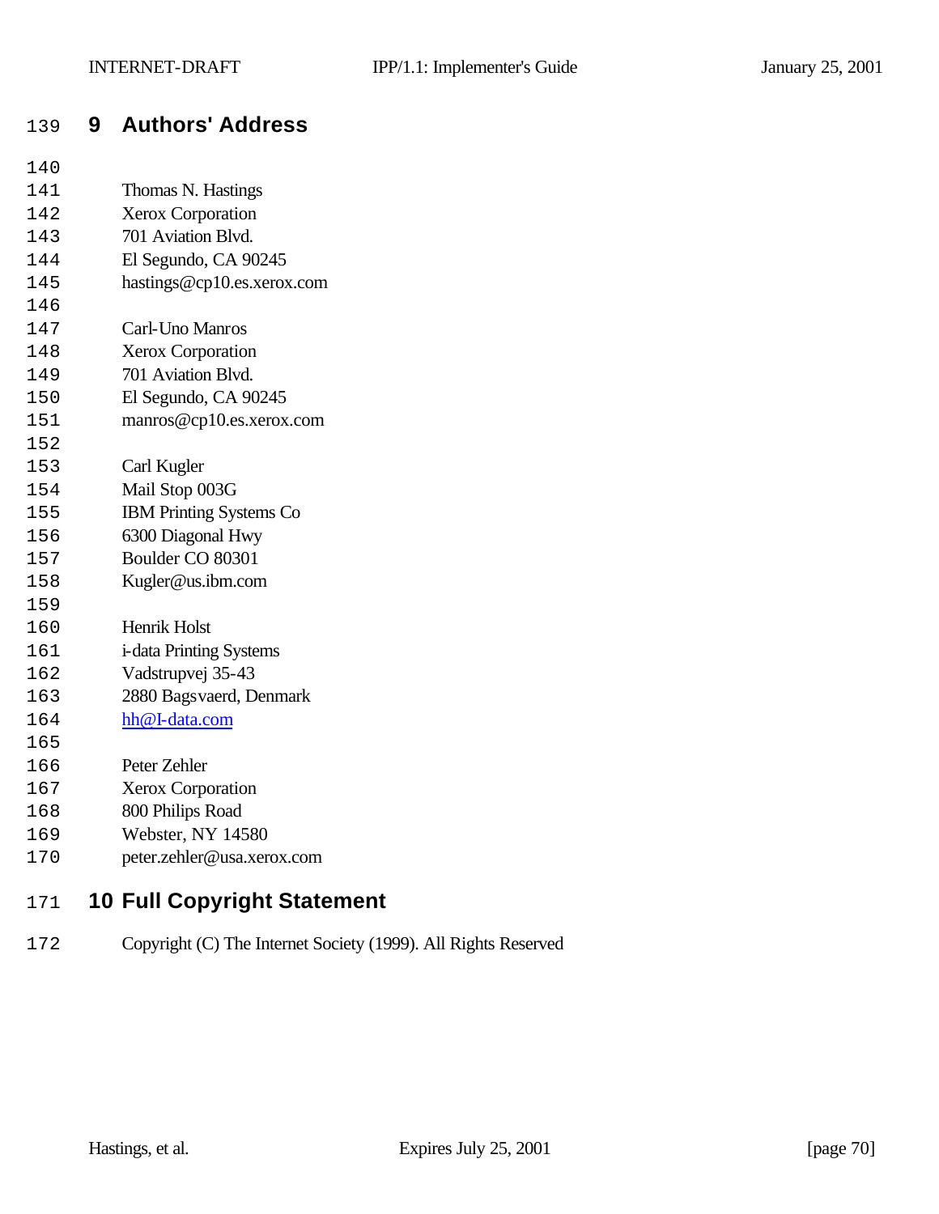# 9 Authors' Address

Thomas N. Hastings
Xerox Corporation
701 Aviation Blvd.
El Segundo, CA 90245
hastings@cp10.es.xerox.com

Carl-Uno Manros
Xerox Corporation
701 Aviation Blvd.
El Segundo, CA 90245
manros@cp10.es.xerox.com

Carl Kugler
Mail Stop 003G
IBM Printing Systems Co
6300 Diagonal Hwy
Boulder CO 80301
Kugler@us.ibm.com

Henrik Holst
i-data Printing Systems
Vadstrupvej 35-43
2880 Bagsvaerd, Denmark
hh@I-data.com

Peter Zehler
Xerox Corporation
800 Philips Road
Webster, NY 14580
peter.zehler@usa.xerox.com

# 10 Full Copyright Statement

Copyright (C) The Internet Society (1999). All Rights Reserved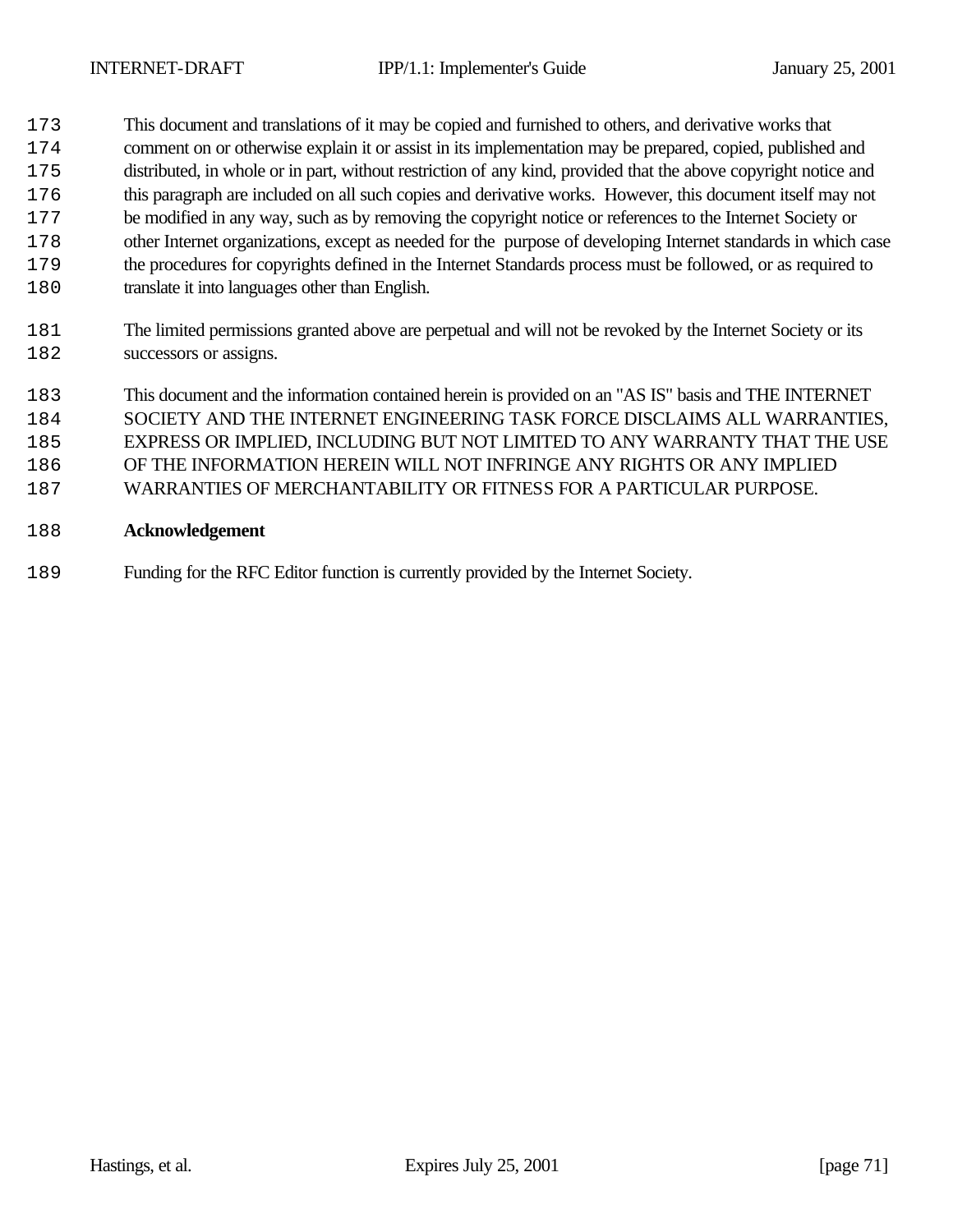This document and translations of it may be copied and furnished to others, and derivative works that comment on or otherwise explain it or assist in its implementation may be prepared, copied, published and distributed, in whole or in part, without restriction of any kind, provided that the above copyright notice and this paragraph are included on all such copies and derivative works. However, this document itself may not be modified in any way, such as by removing the copyright notice or references to the Internet Society or other Internet organizations, except as needed for the purpose of developing Internet standards in which case the procedures for copyrights defined in the Internet Standards process must be followed, or as required to translate it into languages other than English.

The limited permissions granted above are perpetual and will not be revoked by the Internet Society or its successors or assigns.

This document and the information contained herein is provided on an "AS IS" basis and THE INTERNET SOCIETY AND THE INTERNET ENGINEERING TASK FORCE DISCLAIMS ALL WARRANTIES, EXPRESS OR IMPLIED, INCLUDING BUT NOT LIMITED TO ANY WARRANTY THAT THE USE OF THE INFORMATION HEREIN WILL NOT INFRINGE ANY RIGHTS OR ANY IMPLIED WARRANTIES OF MERCHANTABILITY OR FITNESS FOR A PARTICULAR PURPOSE.

**Acknowledgement**

Funding for the RFC Editor function is currently provided by the Internet Society.